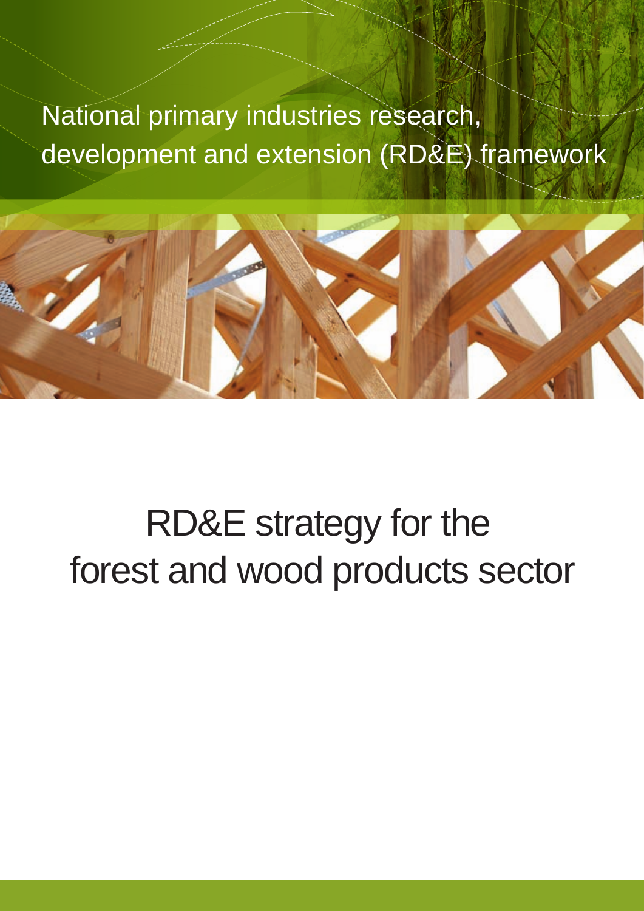National primary industries research, development and extension (RD&E) framework

# RD&E strategy for the forest and wood products sector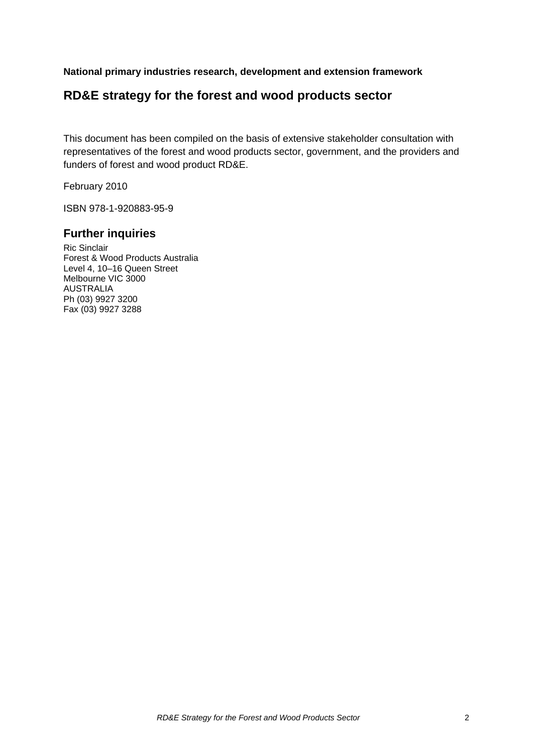**National primary industries research, development and extension framework**

## RD&E strategy for the forest and wood products sector

This document has been compiled on the basis of extensive stakeholder consultation with representatives of the forest and wood products sector, government, and the providers and funders of forest and wood product RD&E.

February 2010

ISBN 978-1-920883-95-9

### Further inquiries

Ric Sinclair
Forest & Wood Products Australia
Level 4, 10–16 Queen Street
Melbourne VIC 3000
AUSTRALIA
Ph (03) 9927 3200
Fax (03) 9927 3288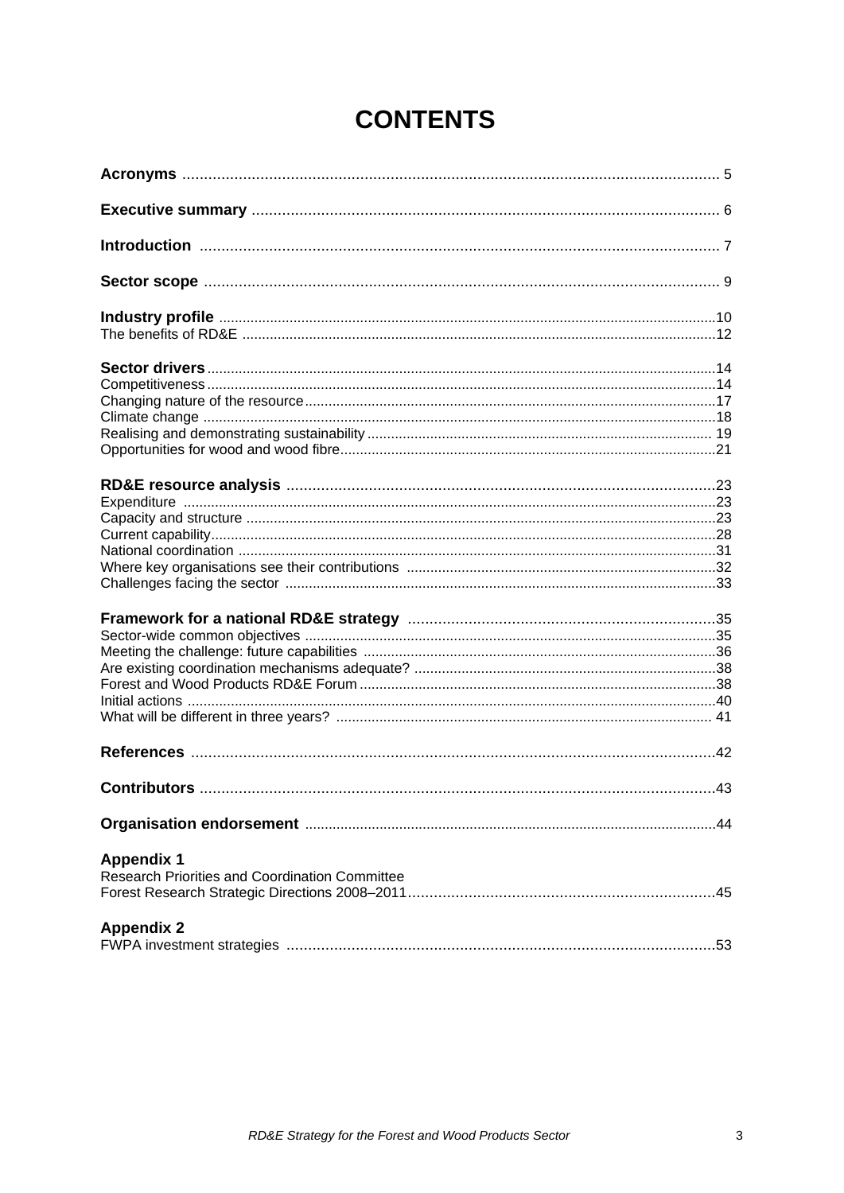# CONTENTS

**Acronyms** ............................................................................................................................ 5

**Executive summary** .......................................................................................................... 6

**Introduction** ....................................................................................................................... 7

**Sector scope** ...................................................................................................................... 9

**Industry profile** ...............................................................................................................10
The benefits of RD&E ..........................................................................................................12

**Sector drivers** ...................................................................................................................14
Competitiveness ...................................................................................................................14
Changing nature of the resource .........................................................................................17
Climate change .....................................................................................................................18
Realising and demonstrating sustainability ....................................................................... 19
Opportunities for wood and wood fibre ...............................................................................21

**RD&E resource analysis** ...................................................................................................23
Expenditure ..........................................................................................................................23
Capacity and structure .........................................................................................................23
Current capability .................................................................................................................28
National coordination ...........................................................................................................31
Where key organisations see their contributions ..............................................................32
Challenges facing the sector ..............................................................................................33

**Framework for a national RD&E strategy** .......................................................................35
Sector-wide common objectives .........................................................................................35
Meeting the challenge: future capabilities .........................................................................36
Are existing coordination mechanisms adequate? ............................................................38
Forest and Wood Products RD&E Forum ...........................................................................38
Initial actions .........................................................................................................................40
What will be different in three years? ............................................................................... 41

**References** .........................................................................................................................42

**Contributors** .......................................................................................................................43

**Organisation endorsement** ...............................................................................................44

**Appendix 1**
Research Priorities and Coordination Committee
Forest Research Strategic Directions 2008–2011 .......................................................................45

**Appendix 2**
FWPA investment strategies ...................................................................................................53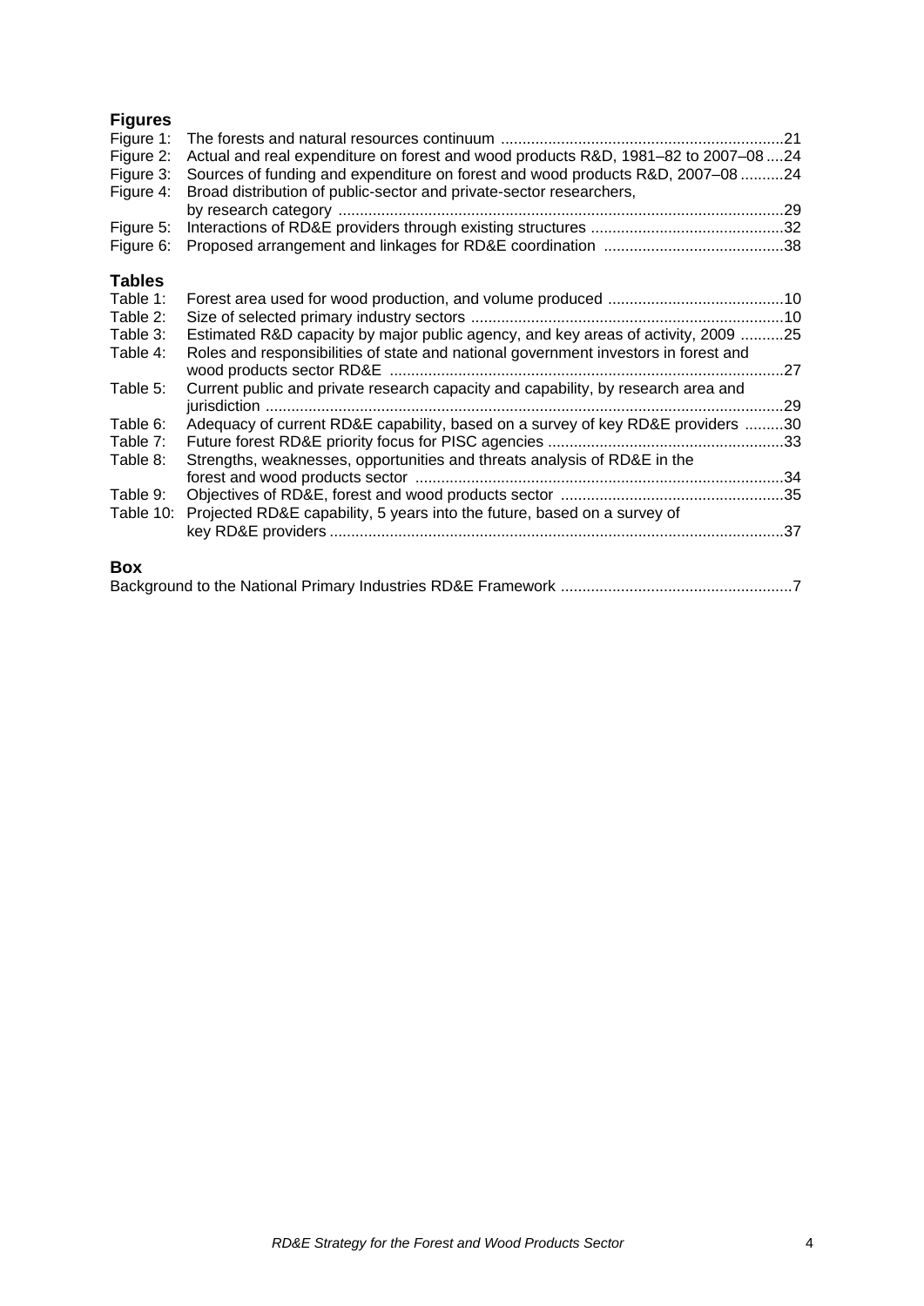## Figures

Figure 1: The forests and natural resources continuum .....21
Figure 2: Actual and real expenditure on forest and wood products R&D, 1981–82 to 2007–08 .....24
Figure 3: Sources of funding and expenditure on forest and wood products R&D, 2007–08 .....24
Figure 4: Broad distribution of public-sector and private-sector researchers, by research category .....29
Figure 5: Interactions of RD&E providers through existing structures .....32
Figure 6: Proposed arrangement and linkages for RD&E coordination .....38

## Tables

Table 1: Forest area used for wood production, and volume produced .....10
Table 2: Size of selected primary industry sectors .....10
Table 3: Estimated R&D capacity by major public agency, and key areas of activity, 2009 .....25
Table 4: Roles and responsibilities of state and national government investors in forest and wood products sector RD&E .....27
Table 5: Current public and private research capacity and capability, by research area and jurisdiction .....29
Table 6: Adequacy of current RD&E capability, based on a survey of key RD&E providers .....30
Table 7: Future forest RD&E priority focus for PISC agencies .....33
Table 8: Strengths, weaknesses, opportunities and threats analysis of RD&E in the forest and wood products sector .....34
Table 9: Objectives of RD&E, forest and wood products sector .....35
Table 10: Projected RD&E capability, 5 years into the future, based on a survey of key RD&E providers .....37

## Box

Background to the National Primary Industries RD&E Framework .....7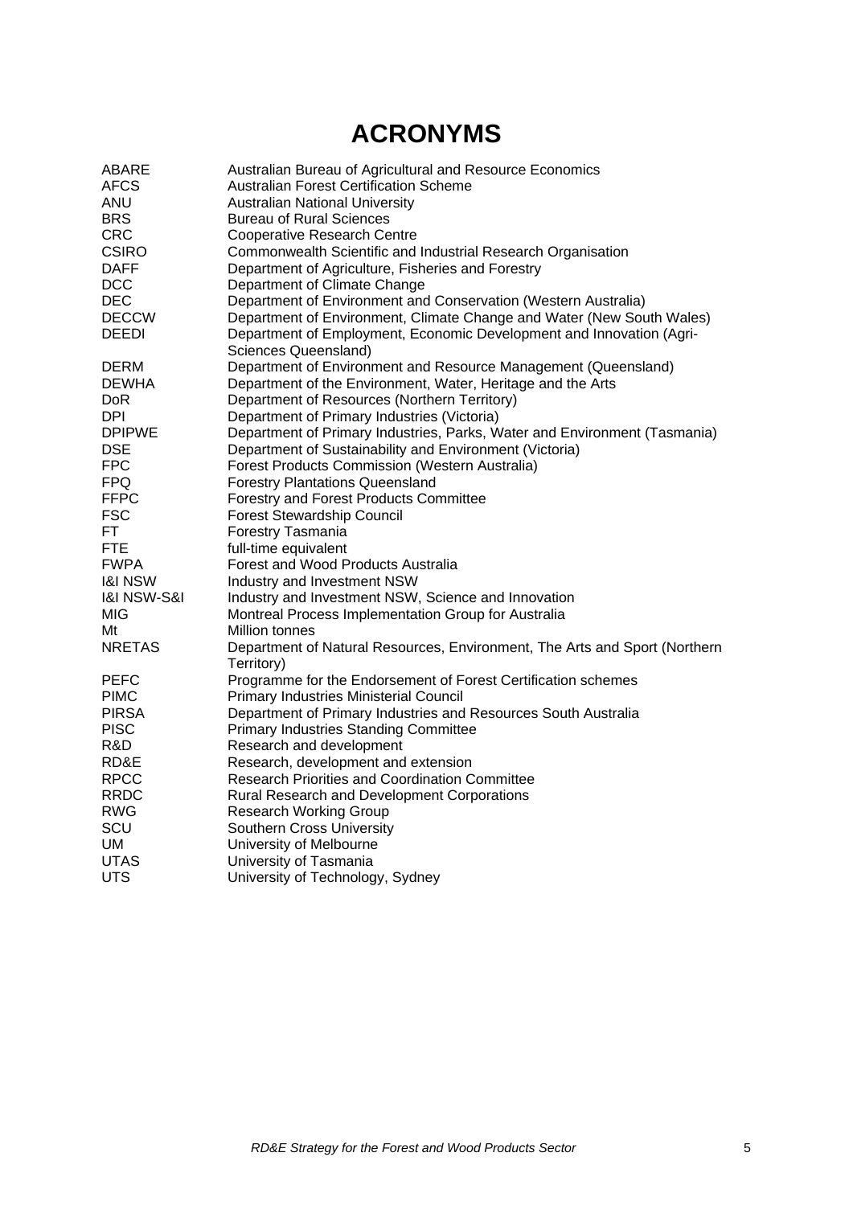# ACRONYMS

| | |
|---|---|
| ABARE | Australian Bureau of Agricultural and Resource Economics |
| AFCS | Australian Forest Certification Scheme |
| ANU | Australian National University |
| BRS | Bureau of Rural Sciences |
| CRC | Cooperative Research Centre |
| CSIRO | Commonwealth Scientific and Industrial Research Organisation |
| DAFF | Department of Agriculture, Fisheries and Forestry |
| DCC | Department of Climate Change |
| DEC | Department of Environment and Conservation (Western Australia) |
| DECCW | Department of Environment, Climate Change and Water (New South Wales) |
| DEEDI | Department of Employment, Economic Development and Innovation (Agri-Sciences Queensland) |
| DERM | Department of Environment and Resource Management (Queensland) |
| DEWHA | Department of the Environment, Water, Heritage and the Arts |
| DoR | Department of Resources (Northern Territory) |
| DPI | Department of Primary Industries (Victoria) |
| DPIPWE | Department of Primary Industries, Parks, Water and Environment (Tasmania) |
| DSE | Department of Sustainability and Environment (Victoria) |
| FPC | Forest Products Commission (Western Australia) |
| FPQ | Forestry Plantations Queensland |
| FFPC | Forestry and Forest Products Committee |
| FSC | Forest Stewardship Council |
| FT | Forestry Tasmania |
| FTE | full-time equivalent |
| FWPA | Forest and Wood Products Australia |
| I&I NSW | Industry and Investment NSW |
| I&I NSW-S&I | Industry and Investment NSW, Science and Innovation |
| MIG | Montreal Process Implementation Group for Australia |
| Mt | Million tonnes |
| NRETAS | Department of Natural Resources, Environment, The Arts and Sport (Northern Territory) |
| PEFC | Programme for the Endorsement of Forest Certification schemes |
| PIMC | Primary Industries Ministerial Council |
| PIRSA | Department of Primary Industries and Resources South Australia |
| PISC | Primary Industries Standing Committee |
| R&D | Research and development |
| RD&E | Research, development and extension |
| RPCC | Research Priorities and Coordination Committee |
| RRDC | Rural Research and Development Corporations |
| RWG | Research Working Group |
| SCU | Southern Cross University |
| UM | University of Melbourne |
| UTAS | University of Tasmania |
| UTS | University of Technology, Sydney |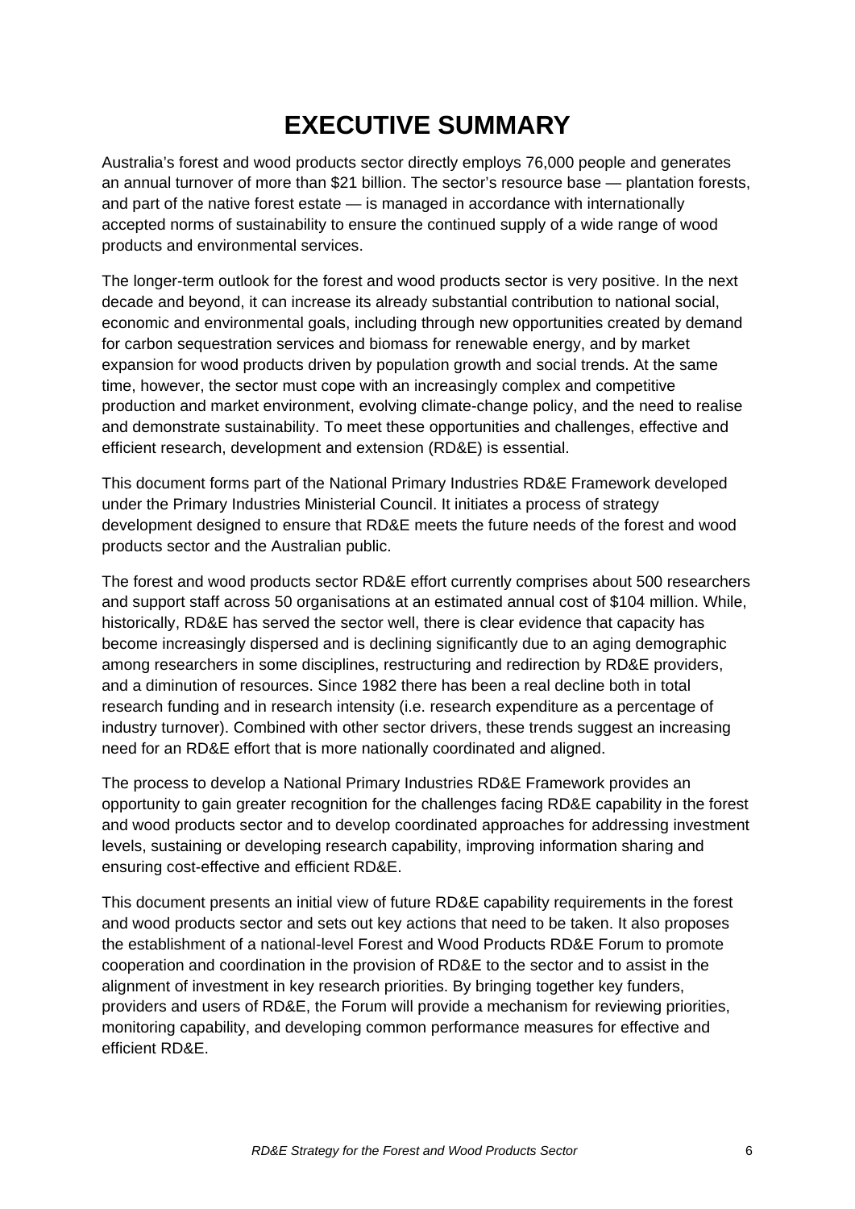# EXECUTIVE SUMMARY

Australia's forest and wood products sector directly employs 76,000 people and generates an annual turnover of more than $21 billion. The sector's resource base — plantation forests, and part of the native forest estate — is managed in accordance with internationally accepted norms of sustainability to ensure the continued supply of a wide range of wood products and environmental services.

The longer-term outlook for the forest and wood products sector is very positive. In the next decade and beyond, it can increase its already substantial contribution to national social, economic and environmental goals, including through new opportunities created by demand for carbon sequestration services and biomass for renewable energy, and by market expansion for wood products driven by population growth and social trends. At the same time, however, the sector must cope with an increasingly complex and competitive production and market environment, evolving climate-change policy, and the need to realise and demonstrate sustainability. To meet these opportunities and challenges, effective and efficient research, development and extension (RD&E) is essential.

This document forms part of the National Primary Industries RD&E Framework developed under the Primary Industries Ministerial Council. It initiates a process of strategy development designed to ensure that RD&E meets the future needs of the forest and wood products sector and the Australian public.

The forest and wood products sector RD&E effort currently comprises about 500 researchers and support staff across 50 organisations at an estimated annual cost of $104 million. While, historically, RD&E has served the sector well, there is clear evidence that capacity has become increasingly dispersed and is declining significantly due to an aging demographic among researchers in some disciplines, restructuring and redirection by RD&E providers, and a diminution of resources. Since 1982 there has been a real decline both in total research funding and in research intensity (i.e. research expenditure as a percentage of industry turnover). Combined with other sector drivers, these trends suggest an increasing need for an RD&E effort that is more nationally coordinated and aligned.

The process to develop a National Primary Industries RD&E Framework provides an opportunity to gain greater recognition for the challenges facing RD&E capability in the forest and wood products sector and to develop coordinated approaches for addressing investment levels, sustaining or developing research capability, improving information sharing and ensuring cost-effective and efficient RD&E.

This document presents an initial view of future RD&E capability requirements in the forest and wood products sector and sets out key actions that need to be taken. It also proposes the establishment of a national-level Forest and Wood Products RD&E Forum to promote cooperation and coordination in the provision of RD&E to the sector and to assist in the alignment of investment in key research priorities. By bringing together key funders, providers and users of RD&E, the Forum will provide a mechanism for reviewing priorities, monitoring capability, and developing common performance measures for effective and efficient RD&E.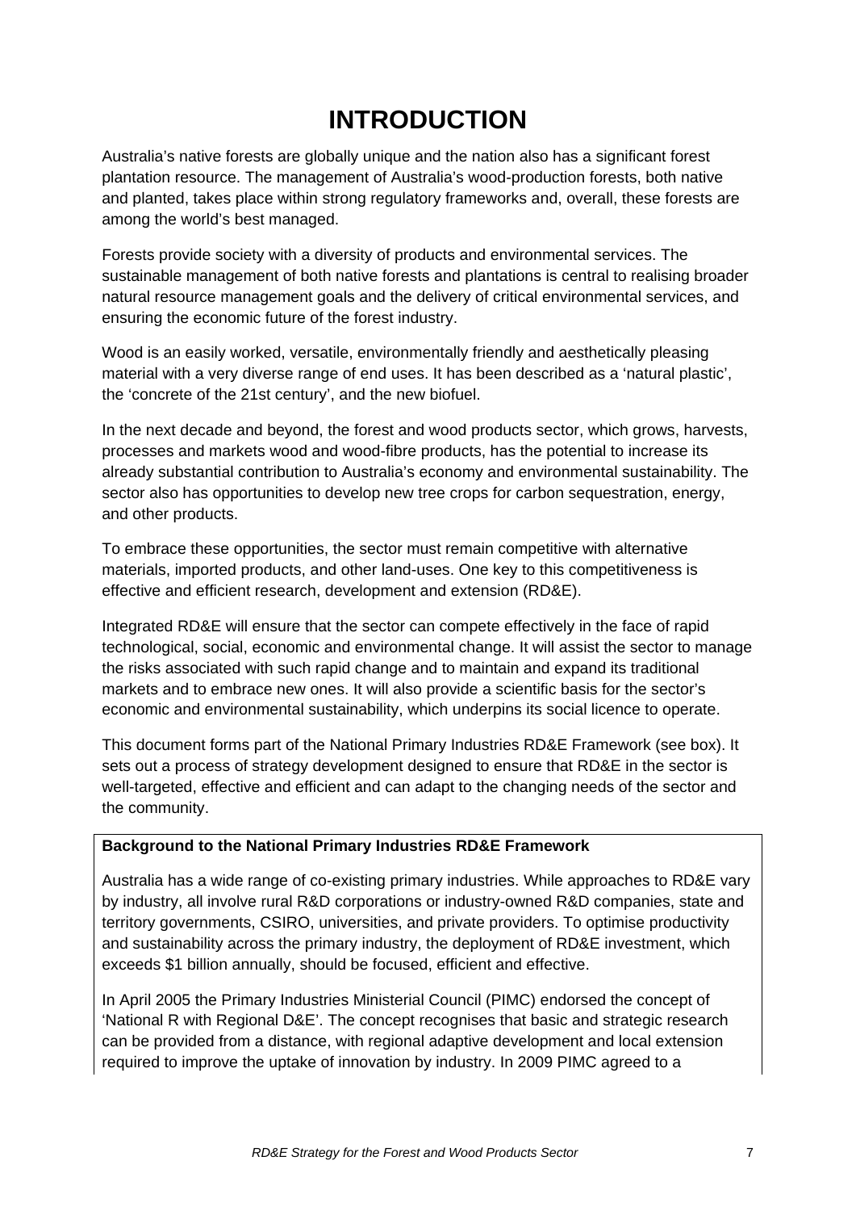# INTRODUCTION

Australia's native forests are globally unique and the nation also has a significant forest plantation resource. The management of Australia's wood-production forests, both native and planted, takes place within strong regulatory frameworks and, overall, these forests are among the world's best managed.

Forests provide society with a diversity of products and environmental services. The sustainable management of both native forests and plantations is central to realising broader natural resource management goals and the delivery of critical environmental services, and ensuring the economic future of the forest industry.

Wood is an easily worked, versatile, environmentally friendly and aesthetically pleasing material with a very diverse range of end uses. It has been described as a 'natural plastic', the 'concrete of the 21st century', and the new biofuel.

In the next decade and beyond, the forest and wood products sector, which grows, harvests, processes and markets wood and wood-fibre products, has the potential to increase its already substantial contribution to Australia's economy and environmental sustainability. The sector also has opportunities to develop new tree crops for carbon sequestration, energy, and other products.

To embrace these opportunities, the sector must remain competitive with alternative materials, imported products, and other land-uses. One key to this competitiveness is effective and efficient research, development and extension (RD&E).

Integrated RD&E will ensure that the sector can compete effectively in the face of rapid technological, social, economic and environmental change. It will assist the sector to manage the risks associated with such rapid change and to maintain and expand its traditional markets and to embrace new ones. It will also provide a scientific basis for the sector's economic and environmental sustainability, which underpins its social licence to operate.

This document forms part of the National Primary Industries RD&E Framework (see box). It sets out a process of strategy development designed to ensure that RD&E in the sector is well-targeted, effective and efficient and can adapt to the changing needs of the sector and the community.

**Background to the National Primary Industries RD&E Framework**

Australia has a wide range of co-existing primary industries. While approaches to RD&E vary by industry, all involve rural R&D corporations or industry-owned R&D companies, state and territory governments, CSIRO, universities, and private providers. To optimise productivity and sustainability across the primary industry, the deployment of RD&E investment, which exceeds $1 billion annually, should be focused, efficient and effective.

In April 2005 the Primary Industries Ministerial Council (PIMC) endorsed the concept of 'National R with Regional D&E'. The concept recognises that basic and strategic research can be provided from a distance, with regional adaptive development and local extension required to improve the uptake of innovation by industry. In 2009 PIMC agreed to a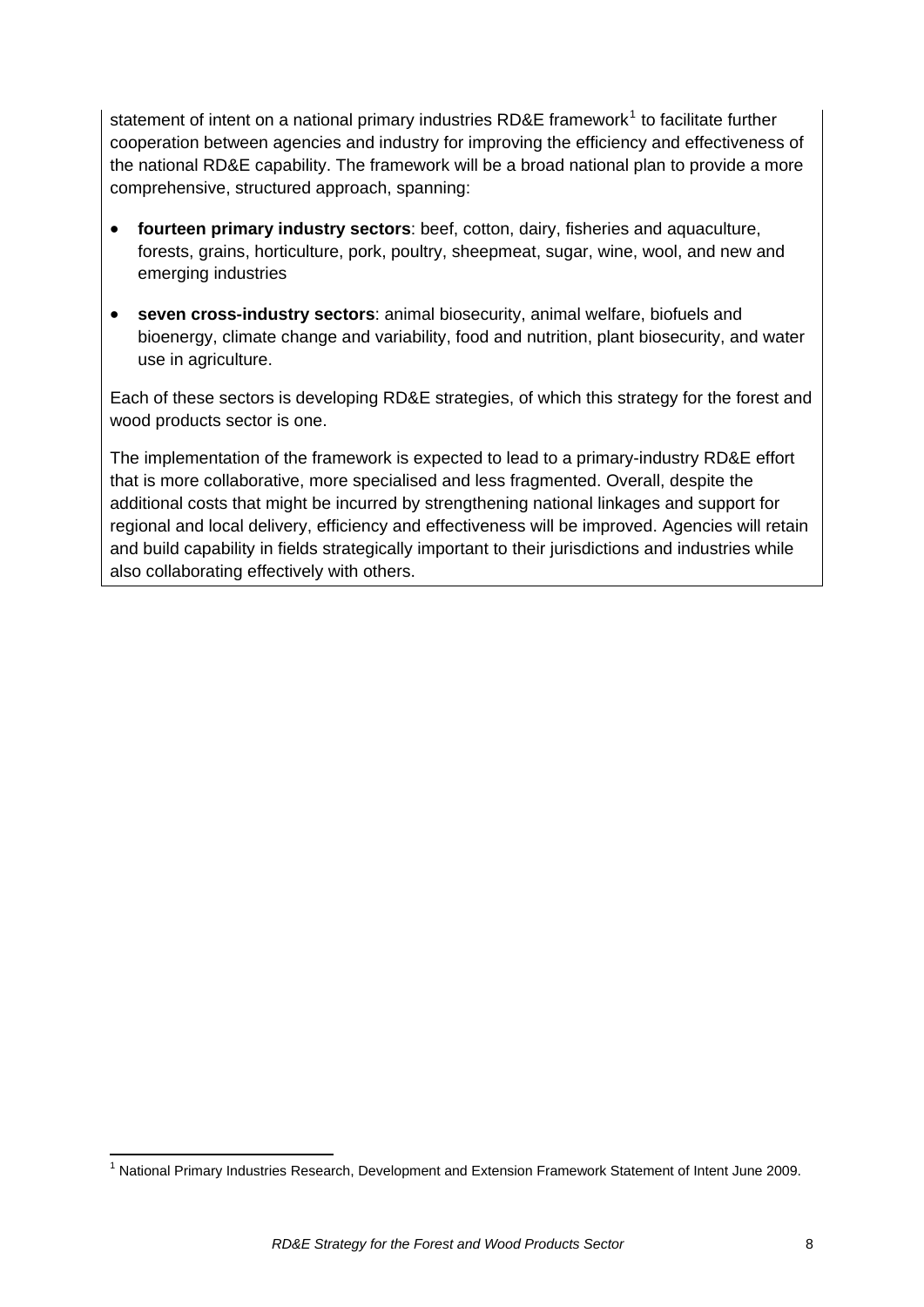statement of intent on a national primary industries RD&E framework[1] to facilitate further cooperation between agencies and industry for improving the efficiency and effectiveness of the national RD&E capability. The framework will be a broad national plan to provide a more comprehensive, structured approach, spanning:

- **fourteen primary industry sectors**: beef, cotton, dairy, fisheries and aquaculture, forests, grains, horticulture, pork, poultry, sheepmeat, sugar, wine, wool, and new and emerging industries
- **seven cross-industry sectors**: animal biosecurity, animal welfare, biofuels and bioenergy, climate change and variability, food and nutrition, plant biosecurity, and water use in agriculture.

Each of these sectors is developing RD&E strategies, of which this strategy for the forest and wood products sector is one.

The implementation of the framework is expected to lead to a primary-industry RD&E effort that is more collaborative, more specialised and less fragmented. Overall, despite the additional costs that might be incurred by strengthening national linkages and support for regional and local delivery, efficiency and effectiveness will be improved. Agencies will retain and build capability in fields strategically important to their jurisdictions and industries while also collaborating effectively with others.

[1] National Primary Industries Research, Development and Extension Framework Statement of Intent June 2009.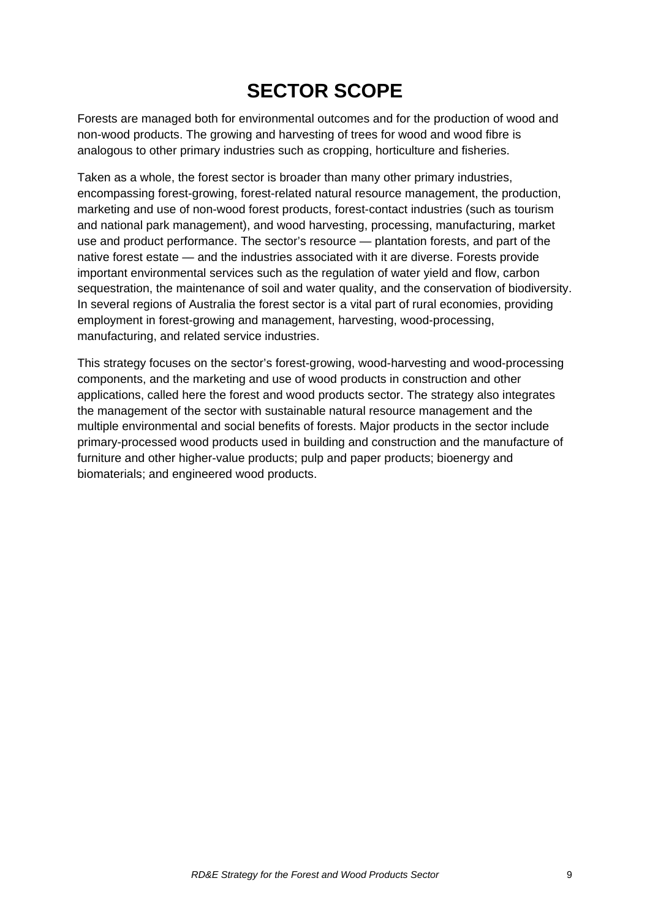# SECTOR SCOPE

Forests are managed both for environmental outcomes and for the production of wood and non-wood products. The growing and harvesting of trees for wood and wood fibre is analogous to other primary industries such as cropping, horticulture and fisheries.

Taken as a whole, the forest sector is broader than many other primary industries, encompassing forest-growing, forest-related natural resource management, the production, marketing and use of non-wood forest products, forest-contact industries (such as tourism and national park management), and wood harvesting, processing, manufacturing, market use and product performance. The sector's resource — plantation forests, and part of the native forest estate — and the industries associated with it are diverse. Forests provide important environmental services such as the regulation of water yield and flow, carbon sequestration, the maintenance of soil and water quality, and the conservation of biodiversity. In several regions of Australia the forest sector is a vital part of rural economies, providing employment in forest-growing and management, harvesting, wood-processing, manufacturing, and related service industries.

This strategy focuses on the sector's forest-growing, wood-harvesting and wood-processing components, and the marketing and use of wood products in construction and other applications, called here the forest and wood products sector. The strategy also integrates the management of the sector with sustainable natural resource management and the multiple environmental and social benefits of forests. Major products in the sector include primary-processed wood products used in building and construction and the manufacture of furniture and other higher-value products; pulp and paper products; bioenergy and biomaterials; and engineered wood products.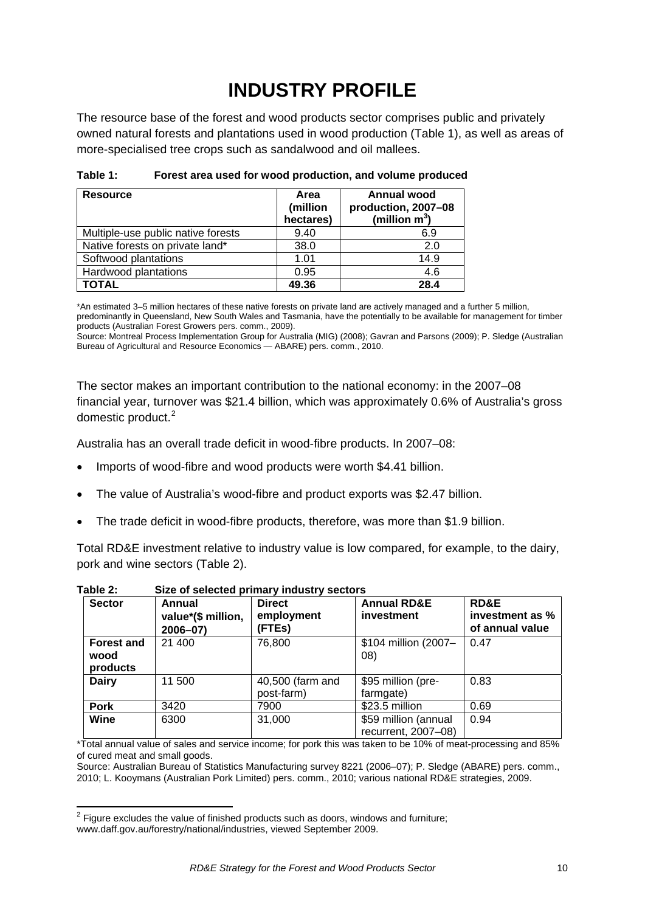# INDUSTRY PROFILE

The resource base of the forest and wood products sector comprises public and privately owned natural forests and plantations used in wood production (Table 1), as well as areas of more-specialised tree crops such as sandalwood and oil mallees.

**Table 1: Forest area used for wood production, and volume produced**

| Resource | Area (million hectares) | Annual wood production, 2007–08 (million $m^3$) |
|---|---|---|
| Multiple-use public native forests | 9.40 | 6.9 |
| Native forests on private land* | 38.0 | 2.0 |
| Softwood plantations | 1.01 | 14.9 |
| Hardwood plantations | 0.95 | 4.6 |
| **TOTAL** | **49.36** | **28.4** |

*An estimated 3–5 million hectares of these native forests on private land are actively managed and a further 5 million, predominantly in Queensland, New South Wales and Tasmania, have the potentially to be available for management for timber products (Australian Forest Growers pers. comm., 2009).
Source: Montreal Process Implementation Group for Australia (MIG) (2008); Gavran and Parsons (2009); P. Sledge (Australian Bureau of Agricultural and Resource Economics — ABARE) pers. comm., 2010.

The sector makes an important contribution to the national economy: in the 2007–08 financial year, turnover was $21.4 billion, which was approximately 0.6% of Australia's gross domestic product.[2]

Australia has an overall trade deficit in wood-fibre products. In 2007–08:

- Imports of wood-fibre and wood products were worth $4.41 billion.
- The value of Australia's wood-fibre and product exports was $2.47 billion.
- The trade deficit in wood-fibre products, therefore, was more than $1.9 billion.

Total RD&E investment relative to industry value is low compared, for example, to the dairy, pork and wine sectors (Table 2).

**Table 2: Size of selected primary industry sectors**

| Sector | Annual value*($ million, 2006–07) | Direct employment (FTEs) | Annual RD&E investment | RD&E investment as % of annual value |
|---|---|---|---|---|
| **Forest and wood products** | 21 400 | 76,800 | $104 million (2007–08) | 0.47 |
| **Dairy** | 11 500 | 40,500 (farm and post-farm) | $95 million (pre-farmgate) | 0.83 |
| **Pork** | 3420 | 7900 | $23.5 million | 0.69 |
| **Wine** | 6300 | 31,000 | $59 million (annual recurrent, 2007–08) | 0.94 |

*Total annual value of sales and service income; for pork this was taken to be 10% of meat-processing and 85% of cured meat and small goods.
Source: Australian Bureau of Statistics Manufacturing survey 8221 (2006–07); P. Sledge (ABARE) pers. comm., 2010; L. Kooymans (Australian Pork Limited) pers. comm., 2010; various national RD&E strategies, 2009.

[2] Figure excludes the value of finished products such as doors, windows and furniture; www.daff.gov.au/forestry/national/industries, viewed September 2009.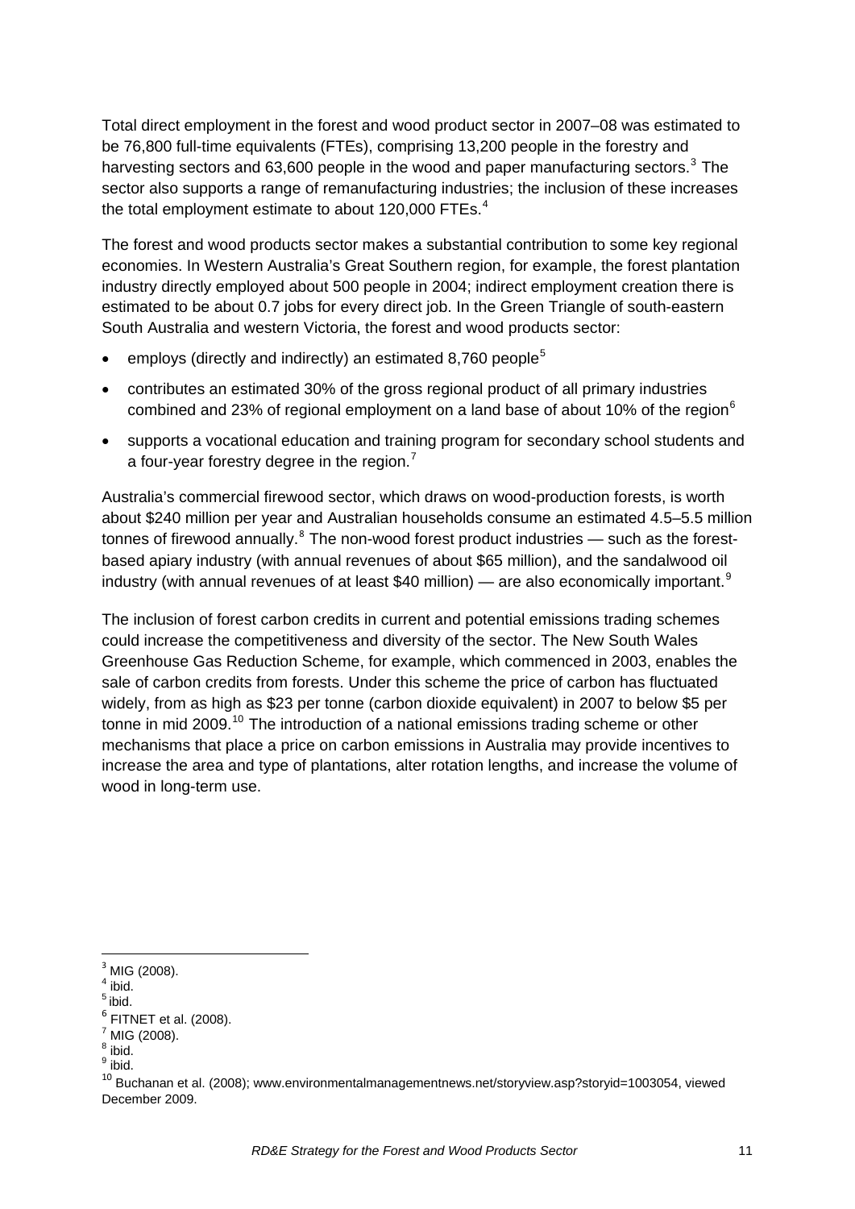Total direct employment in the forest and wood product sector in 2007–08 was estimated to be 76,800 full-time equivalents (FTEs), comprising 13,200 people in the forestry and harvesting sectors and 63,600 people in the wood and paper manufacturing sectors.[3] The sector also supports a range of remanufacturing industries; the inclusion of these increases the total employment estimate to about 120,000 FTEs.[4]

The forest and wood products sector makes a substantial contribution to some key regional economies. In Western Australia's Great Southern region, for example, the forest plantation industry directly employed about 500 people in 2004; indirect employment creation there is estimated to be about 0.7 jobs for every direct job. In the Green Triangle of south-eastern South Australia and western Victoria, the forest and wood products sector:

- employs (directly and indirectly) an estimated 8,760 people[5]
- contributes an estimated 30% of the gross regional product of all primary industries combined and 23% of regional employment on a land base of about 10% of the region[6]
- supports a vocational education and training program for secondary school students and a four-year forestry degree in the region.[7]

Australia's commercial firewood sector, which draws on wood-production forests, is worth about $240 million per year and Australian households consume an estimated 4.5–5.5 million tonnes of firewood annually.[8] The non-wood forest product industries — such as the forest-based apiary industry (with annual revenues of about $65 million), and the sandalwood oil industry (with annual revenues of at least $40 million) — are also economically important.[9]

The inclusion of forest carbon credits in current and potential emissions trading schemes could increase the competitiveness and diversity of the sector. The New South Wales Greenhouse Gas Reduction Scheme, for example, which commenced in 2003, enables the sale of carbon credits from forests. Under this scheme the price of carbon has fluctuated widely, from as high as $23 per tonne (carbon dioxide equivalent) in 2007 to below $5 per tonne in mid 2009.[10] The introduction of a national emissions trading scheme or other mechanisms that place a price on carbon emissions in Australia may provide incentives to increase the area and type of plantations, alter rotation lengths, and increase the volume of wood in long-term use.

---

[3] MIG (2008).
[4] ibid.
[5] ibid.
[6] FITNET et al. (2008).
[7] MIG (2008).
[8] ibid.
[9] ibid.
[10] Buchanan et al. (2008); www.environmentalmanagementnews.net/storyview.asp?storyid=1003054, viewed December 2009.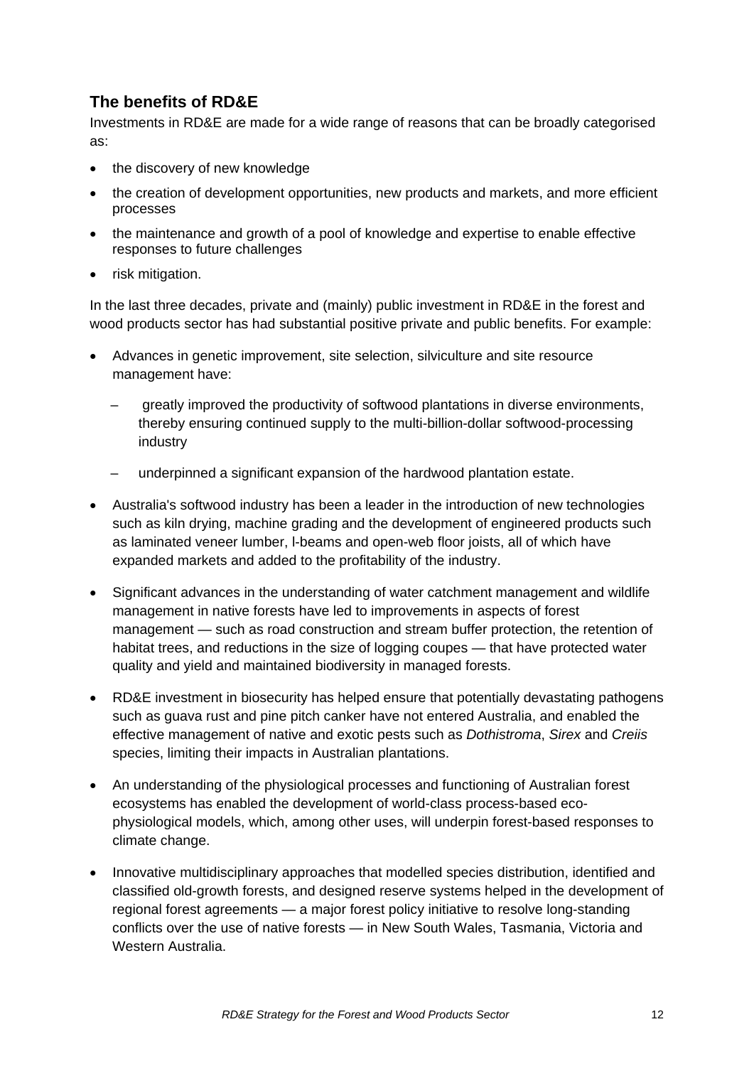## The benefits of RD&E

Investments in RD&E are made for a wide range of reasons that can be broadly categorised as:

- the discovery of new knowledge
- the creation of development opportunities, new products and markets, and more efficient processes
- the maintenance and growth of a pool of knowledge and expertise to enable effective responses to future challenges
- risk mitigation.

In the last three decades, private and (mainly) public investment in RD&E in the forest and wood products sector has had substantial positive private and public benefits. For example:

- Advances in genetic improvement, site selection, silviculture and site resource management have:
  - greatly improved the productivity of softwood plantations in diverse environments, thereby ensuring continued supply to the multi-billion-dollar softwood-processing industry
  - underpinned a significant expansion of the hardwood plantation estate.
- Australia's softwood industry has been a leader in the introduction of new technologies such as kiln drying, machine grading and the development of engineered products such as laminated veneer lumber, l-beams and open-web floor joists, all of which have expanded markets and added to the profitability of the industry.
- Significant advances in the understanding of water catchment management and wildlife management in native forests have led to improvements in aspects of forest management — such as road construction and stream buffer protection, the retention of habitat trees, and reductions in the size of logging coupes — that have protected water quality and yield and maintained biodiversity in managed forests.
- RD&E investment in biosecurity has helped ensure that potentially devastating pathogens such as guava rust and pine pitch canker have not entered Australia, and enabled the effective management of native and exotic pests such as *Dothistroma*, *Sirex* and *Creiis* species, limiting their impacts in Australian plantations.
- An understanding of the physiological processes and functioning of Australian forest ecosystems has enabled the development of world-class process-based eco-physiological models, which, among other uses, will underpin forest-based responses to climate change.
- Innovative multidisciplinary approaches that modelled species distribution, identified and classified old-growth forests, and designed reserve systems helped in the development of regional forest agreements — a major forest policy initiative to resolve long-standing conflicts over the use of native forests — in New South Wales, Tasmania, Victoria and Western Australia.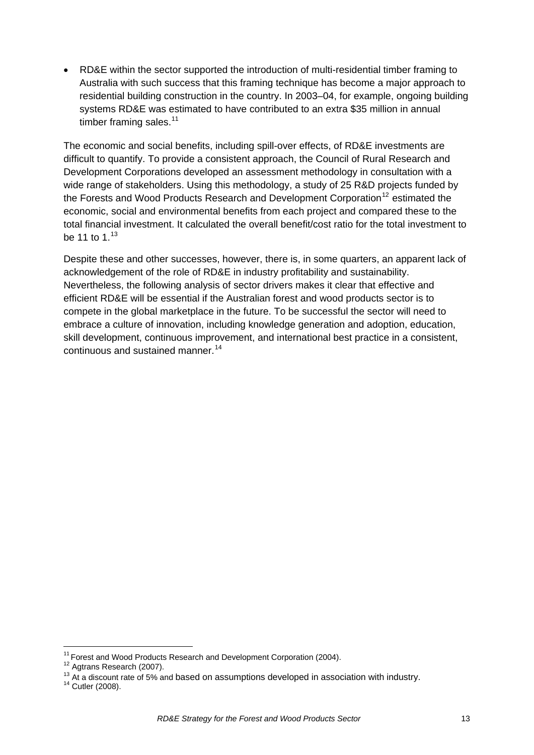- RD&E within the sector supported the introduction of multi-residential timber framing to Australia with such success that this framing technique has become a major approach to residential building construction in the country. In 2003–04, for example, ongoing building systems RD&E was estimated to have contributed to an extra $35 million in annual timber framing sales.[11]

The economic and social benefits, including spill-over effects, of RD&E investments are difficult to quantify. To provide a consistent approach, the Council of Rural Research and Development Corporations developed an assessment methodology in consultation with a wide range of stakeholders. Using this methodology, a study of 25 R&D projects funded by the Forests and Wood Products Research and Development Corporation[12] estimated the economic, social and environmental benefits from each project and compared these to the total financial investment. It calculated the overall benefit/cost ratio for the total investment to be 11 to 1.[13]

Despite these and other successes, however, there is, in some quarters, an apparent lack of acknowledgement of the role of RD&E in industry profitability and sustainability. Nevertheless, the following analysis of sector drivers makes it clear that effective and efficient RD&E will be essential if the Australian forest and wood products sector is to compete in the global marketplace in the future. To be successful the sector will need to embrace a culture of innovation, including knowledge generation and adoption, education, skill development, continuous improvement, and international best practice in a consistent, continuous and sustained manner.[14]

---

[11] Forest and Wood Products Research and Development Corporation (2004).
[12] Agtrans Research (2007).
[13] At a discount rate of 5% and based on assumptions developed in association with industry.
[14] Cutler (2008).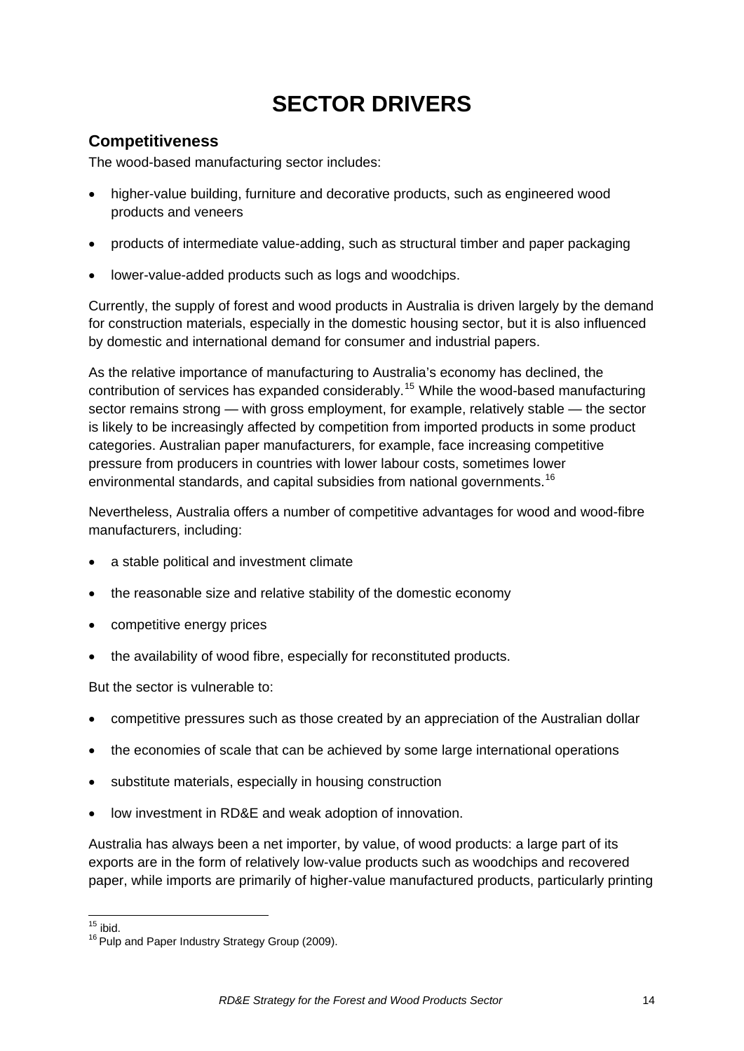// SECTOR DRIVERS

## Competitiveness

The wood-based manufacturing sector includes:

- higher-value building, furniture and decorative products, such as engineered wood products and veneers
- products of intermediate value-adding, such as structural timber and paper packaging
- lower-value-added products such as logs and woodchips.

Currently, the supply of forest and wood products in Australia is driven largely by the demand for construction materials, especially in the domestic housing sector, but it is also influenced by domestic and international demand for consumer and industrial papers.

As the relative importance of manufacturing to Australia's economy has declined, the contribution of services has expanded considerably.[15] While the wood-based manufacturing sector remains strong — with gross employment, for example, relatively stable — the sector is likely to be increasingly affected by competition from imported products in some product categories. Australian paper manufacturers, for example, face increasing competitive pressure from producers in countries with lower labour costs, sometimes lower environmental standards, and capital subsidies from national governments.[16]

Nevertheless, Australia offers a number of competitive advantages for wood and wood-fibre manufacturers, including:

- a stable political and investment climate
- the reasonable size and relative stability of the domestic economy
- competitive energy prices
- the availability of wood fibre, especially for reconstituted products.

But the sector is vulnerable to:

- competitive pressures such as those created by an appreciation of the Australian dollar
- the economies of scale that can be achieved by some large international operations
- substitute materials, especially in housing construction
- low investment in RD&E and weak adoption of innovation.

Australia has always been a net importer, by value, of wood products: a large part of its exports are in the form of relatively low-value products such as woodchips and recovered paper, while imports are primarily of higher-value manufactured products, particularly printing

[15] ibid.

[16] Pulp and Paper Industry Strategy Group (2009).

# SECTOR DRIVERS

## Competitiveness

The wood-based manufacturing sector includes:

- higher-value building, furniture and decorative products, such as engineered wood products and veneers
- products of intermediate value-adding, such as structural timber and paper packaging
- lower-value-added products such as logs and woodchips.

Currently, the supply of forest and wood products in Australia is driven largely by the demand for construction materials, especially in the domestic housing sector, but it is also influenced by domestic and international demand for consumer and industrial papers.

As the relative importance of manufacturing to Australia's economy has declined, the contribution of services has expanded considerably.[15] While the wood-based manufacturing sector remains strong — with gross employment, for example, relatively stable — the sector is likely to be increasingly affected by competition from imported products in some product categories. Australian paper manufacturers, for example, face increasing competitive pressure from producers in countries with lower labour costs, sometimes lower environmental standards, and capital subsidies from national governments.[16]

Nevertheless, Australia offers a number of competitive advantages for wood and wood-fibre manufacturers, including:

- a stable political and investment climate
- the reasonable size and relative stability of the domestic economy
- competitive energy prices
- the availability of wood fibre, especially for reconstituted products.

But the sector is vulnerable to:

- competitive pressures such as those created by an appreciation of the Australian dollar
- the economies of scale that can be achieved by some large international operations
- substitute materials, especially in housing construction
- low investment in RD&E and weak adoption of innovation.

Australia has always been a net importer, by value, of wood products: a large part of its exports are in the form of relatively low-value products such as woodchips and recovered paper, while imports are primarily of higher-value manufactured products, particularly printing

[15] ibid.

[16] Pulp and Paper Industry Strategy Group (2009).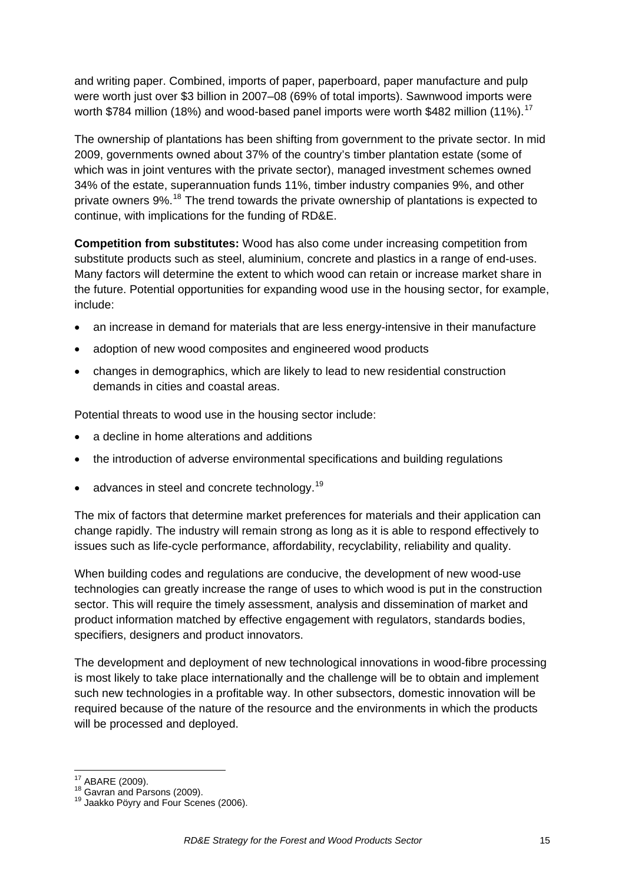and writing paper. Combined, imports of paper, paperboard, paper manufacture and pulp were worth just over $3 billion in 2007–08 (69% of total imports). Sawnwood imports were worth $784 million (18%) and wood-based panel imports were worth $482 million (11%).[17]

The ownership of plantations has been shifting from government to the private sector. In mid 2009, governments owned about 37% of the country's timber plantation estate (some of which was in joint ventures with the private sector), managed investment schemes owned 34% of the estate, superannuation funds 11%, timber industry companies 9%, and other private owners 9%.[18] The trend towards the private ownership of plantations is expected to continue, with implications for the funding of RD&E.

**Competition from substitutes:** Wood has also come under increasing competition from substitute products such as steel, aluminium, concrete and plastics in a range of end-uses. Many factors will determine the extent to which wood can retain or increase market share in the future. Potential opportunities for expanding wood use in the housing sector, for example, include:

- an increase in demand for materials that are less energy-intensive in their manufacture
- adoption of new wood composites and engineered wood products
- changes in demographics, which are likely to lead to new residential construction demands in cities and coastal areas.

Potential threats to wood use in the housing sector include:

- a decline in home alterations and additions
- the introduction of adverse environmental specifications and building regulations
- advances in steel and concrete technology.[19]

The mix of factors that determine market preferences for materials and their application can change rapidly. The industry will remain strong as long as it is able to respond effectively to issues such as life-cycle performance, affordability, recyclability, reliability and quality.

When building codes and regulations are conducive, the development of new wood-use technologies can greatly increase the range of uses to which wood is put in the construction sector. This will require the timely assessment, analysis and dissemination of market and product information matched by effective engagement with regulators, standards bodies, specifiers, designers and product innovators.

The development and deployment of new technological innovations in wood-fibre processing is most likely to take place internationally and the challenge will be to obtain and implement such new technologies in a profitable way. In other subsectors, domestic innovation will be required because of the nature of the resource and the environments in which the products will be processed and deployed.

[17] ABARE (2009).
[18] Gavran and Parsons (2009).
[19] Jaakko Pöyry and Four Scenes (2006).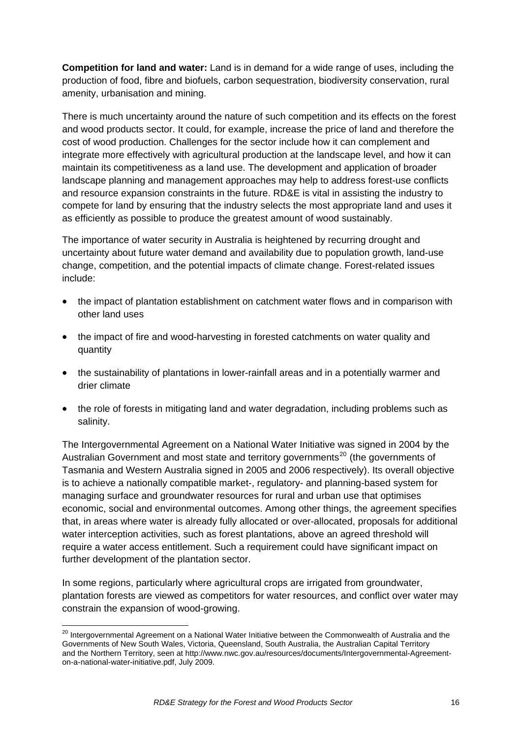**Competition for land and water:** Land is in demand for a wide range of uses, including the production of food, fibre and biofuels, carbon sequestration, biodiversity conservation, rural amenity, urbanisation and mining.

There is much uncertainty around the nature of such competition and its effects on the forest and wood products sector. It could, for example, increase the price of land and therefore the cost of wood production. Challenges for the sector include how it can complement and integrate more effectively with agricultural production at the landscape level, and how it can maintain its competitiveness as a land use. The development and application of broader landscape planning and management approaches may help to address forest-use conflicts and resource expansion constraints in the future. RD&E is vital in assisting the industry to compete for land by ensuring that the industry selects the most appropriate land and uses it as efficiently as possible to produce the greatest amount of wood sustainably.

The importance of water security in Australia is heightened by recurring drought and uncertainty about future water demand and availability due to population growth, land-use change, competition, and the potential impacts of climate change. Forest-related issues include:

- the impact of plantation establishment on catchment water flows and in comparison with other land uses
- the impact of fire and wood-harvesting in forested catchments on water quality and quantity
- the sustainability of plantations in lower-rainfall areas and in a potentially warmer and drier climate
- the role of forests in mitigating land and water degradation, including problems such as salinity.

The Intergovernmental Agreement on a National Water Initiative was signed in 2004 by the Australian Government and most state and territory governments[20] (the governments of Tasmania and Western Australia signed in 2005 and 2006 respectively). Its overall objective is to achieve a nationally compatible market-, regulatory- and planning-based system for managing surface and groundwater resources for rural and urban use that optimises economic, social and environmental outcomes. Among other things, the agreement specifies that, in areas where water is already fully allocated or over-allocated, proposals for additional water interception activities, such as forest plantations, above an agreed threshold will require a water access entitlement. Such a requirement could have significant impact on further development of the plantation sector.

In some regions, particularly where agricultural crops are irrigated from groundwater, plantation forests are viewed as competitors for water resources, and conflict over water may constrain the expansion of wood-growing.

---

[20] Intergovernmental Agreement on a National Water Initiative between the Commonwealth of Australia and the Governments of New South Wales, Victoria, Queensland, South Australia, the Australian Capital Territory and the Northern Territory, seen at http://www.nwc.gov.au/resources/documents/Intergovernmental-Agreement-on-a-national-water-initiative.pdf, July 2009.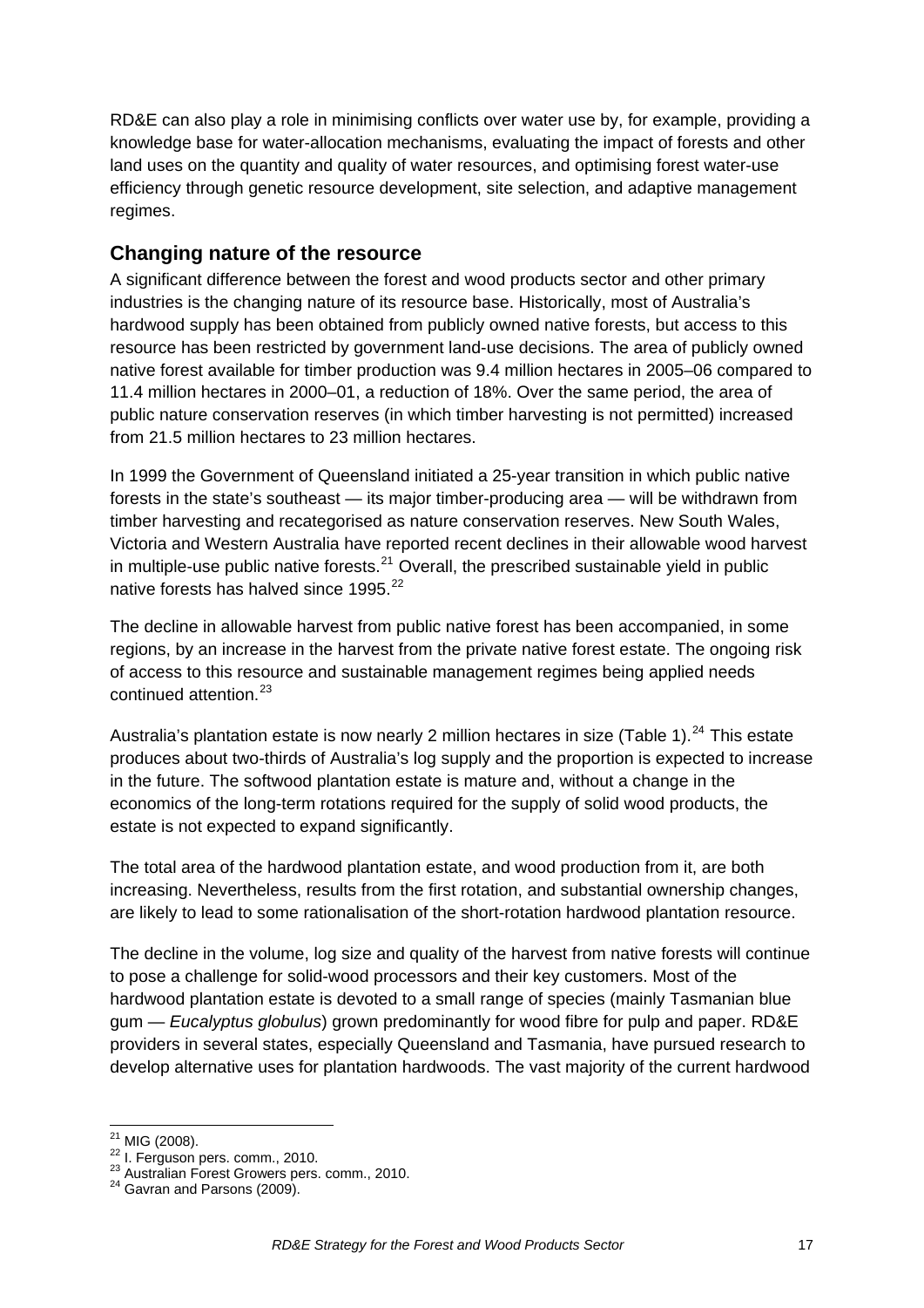RD&E can also play a role in minimising conflicts over water use by, for example, providing a knowledge base for water-allocation mechanisms, evaluating the impact of forests and other land uses on the quantity and quality of water resources, and optimising forest water-use efficiency through genetic resource development, site selection, and adaptive management regimes.

## Changing nature of the resource

A significant difference between the forest and wood products sector and other primary industries is the changing nature of its resource base. Historically, most of Australia's hardwood supply has been obtained from publicly owned native forests, but access to this resource has been restricted by government land-use decisions. The area of publicly owned native forest available for timber production was 9.4 million hectares in 2005–06 compared to 11.4 million hectares in 2000–01, a reduction of 18%. Over the same period, the area of public nature conservation reserves (in which timber harvesting is not permitted) increased from 21.5 million hectares to 23 million hectares.

In 1999 the Government of Queensland initiated a 25-year transition in which public native forests in the state's southeast — its major timber-producing area — will be withdrawn from timber harvesting and recategorised as nature conservation reserves. New South Wales, Victoria and Western Australia have reported recent declines in their allowable wood harvest in multiple-use public native forests.[21] Overall, the prescribed sustainable yield in public native forests has halved since 1995.[22]

The decline in allowable harvest from public native forest has been accompanied, in some regions, by an increase in the harvest from the private native forest estate. The ongoing risk of access to this resource and sustainable management regimes being applied needs continued attention.[23]

Australia's plantation estate is now nearly 2 million hectares in size (Table 1).[24] This estate produces about two-thirds of Australia's log supply and the proportion is expected to increase in the future. The softwood plantation estate is mature and, without a change in the economics of the long-term rotations required for the supply of solid wood products, the estate is not expected to expand significantly.

The total area of the hardwood plantation estate, and wood production from it, are both increasing. Nevertheless, results from the first rotation, and substantial ownership changes, are likely to lead to some rationalisation of the short-rotation hardwood plantation resource.

The decline in the volume, log size and quality of the harvest from native forests will continue to pose a challenge for solid-wood processors and their key customers. Most of the hardwood plantation estate is devoted to a small range of species (mainly Tasmanian blue gum — *Eucalyptus globulus*) grown predominantly for wood fibre for pulp and paper. RD&E providers in several states, especially Queensland and Tasmania, have pursued research to develop alternative uses for plantation hardwoods. The vast majority of the current hardwood

[21] MIG (2008).
[22] I. Ferguson pers. comm., 2010.
[23] Australian Forest Growers pers. comm., 2010.
[24] Gavran and Parsons (2009).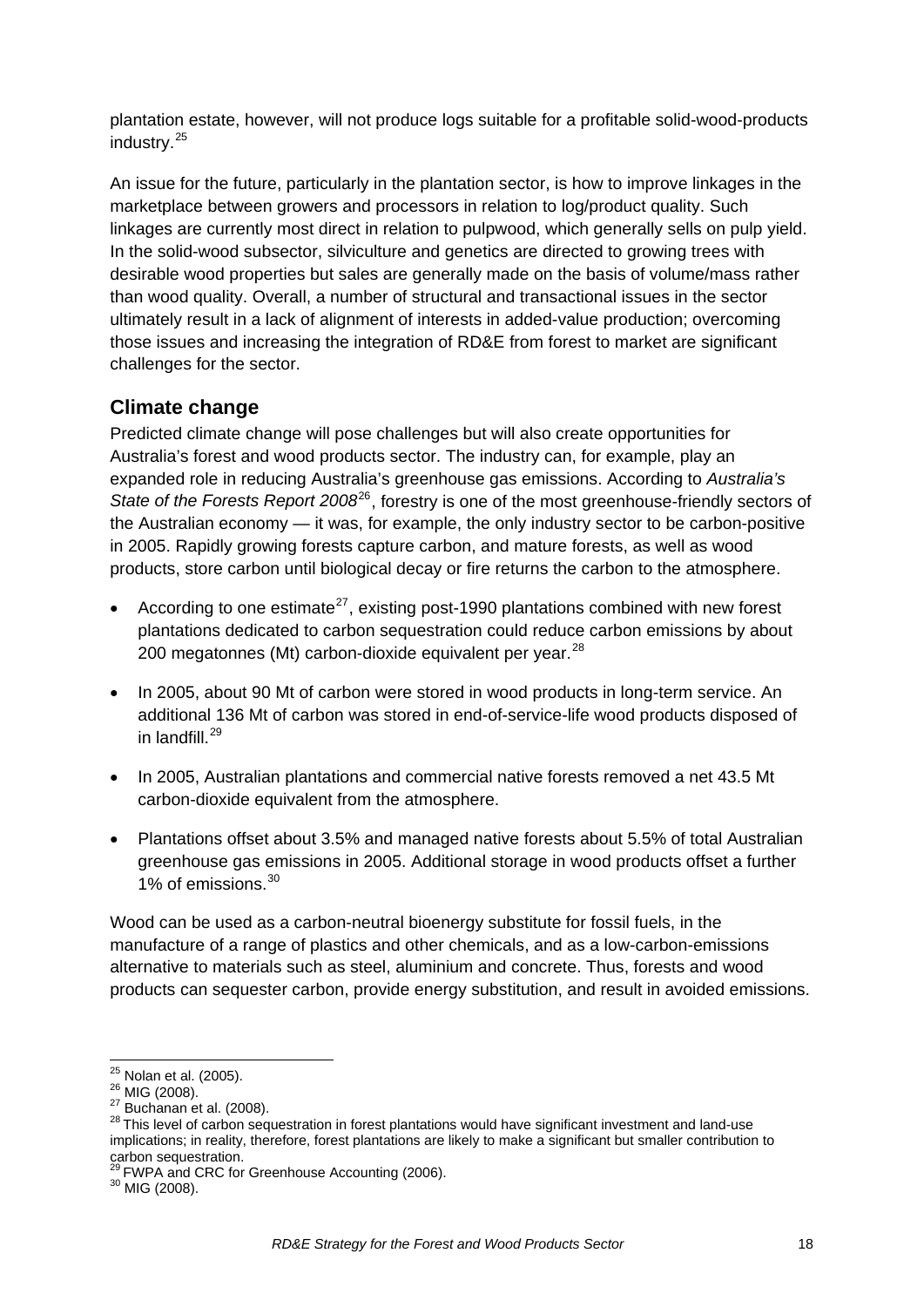plantation estate, however, will not produce logs suitable for a profitable solid-wood-products industry.[25]

An issue for the future, particularly in the plantation sector, is how to improve linkages in the marketplace between growers and processors in relation to log/product quality. Such linkages are currently most direct in relation to pulpwood, which generally sells on pulp yield. In the solid-wood subsector, silviculture and genetics are directed to growing trees with desirable wood properties but sales are generally made on the basis of volume/mass rather than wood quality. Overall, a number of structural and transactional issues in the sector ultimately result in a lack of alignment of interests in added-value production; overcoming those issues and increasing the integration of RD&E from forest to market are significant challenges for the sector.

## Climate change

Predicted climate change will pose challenges but will also create opportunities for Australia's forest and wood products sector. The industry can, for example, play an expanded role in reducing Australia's greenhouse gas emissions. According to *Australia's State of the Forests Report 2008*[26], forestry is one of the most greenhouse-friendly sectors of the Australian economy — it was, for example, the only industry sector to be carbon-positive in 2005. Rapidly growing forests capture carbon, and mature forests, as well as wood products, store carbon until biological decay or fire returns the carbon to the atmosphere.

- According to one estimate[27], existing post-1990 plantations combined with new forest plantations dedicated to carbon sequestration could reduce carbon emissions by about 200 megatonnes (Mt) carbon-dioxide equivalent per year.[28]
- In 2005, about 90 Mt of carbon were stored in wood products in long-term service. An additional 136 Mt of carbon was stored in end-of-service-life wood products disposed of in landfill.[29]
- In 2005, Australian plantations and commercial native forests removed a net 43.5 Mt carbon-dioxide equivalent from the atmosphere.
- Plantations offset about 3.5% and managed native forests about 5.5% of total Australian greenhouse gas emissions in 2005. Additional storage in wood products offset a further 1% of emissions.[30]

Wood can be used as a carbon-neutral bioenergy substitute for fossil fuels, in the manufacture of a range of plastics and other chemicals, and as a low-carbon-emissions alternative to materials such as steel, aluminium and concrete. Thus, forests and wood products can sequester carbon, provide energy substitution, and result in avoided emissions.

---

[25] Nolan et al. (2005).
[26] MIG (2008).
[27] Buchanan et al. (2008).
[28] This level of carbon sequestration in forest plantations would have significant investment and land-use implications; in reality, therefore, forest plantations are likely to make a significant but smaller contribution to carbon sequestration.
[29] FWPA and CRC for Greenhouse Accounting (2006).
[30] MIG (2008).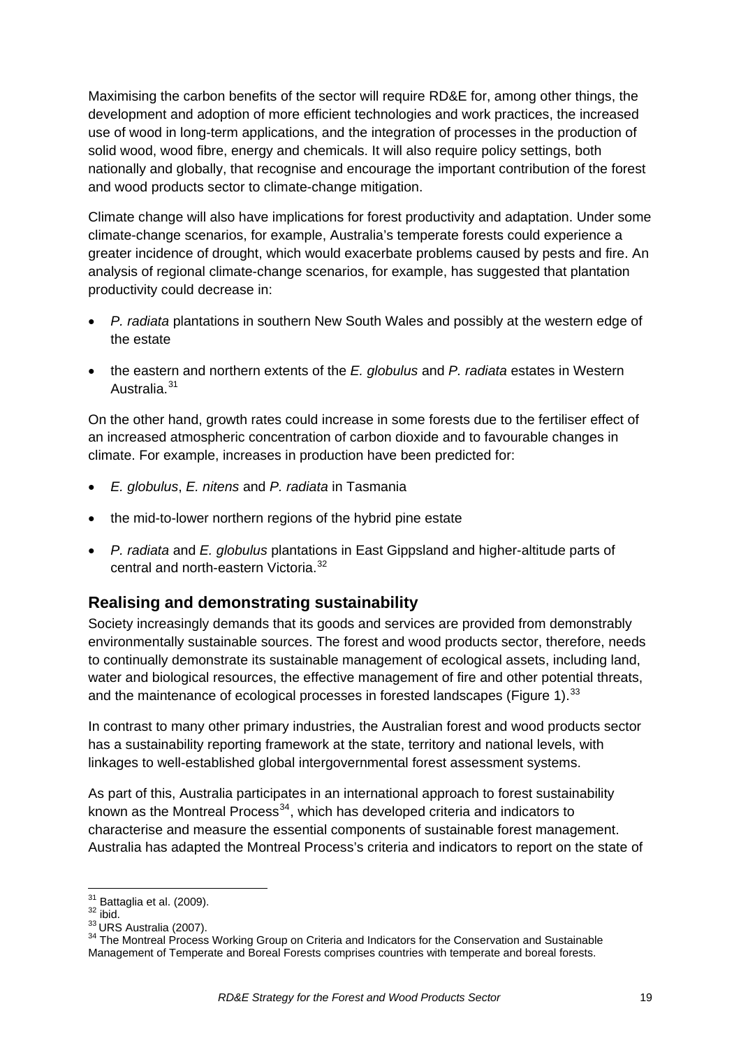Maximising the carbon benefits of the sector will require RD&E for, among other things, the development and adoption of more efficient technologies and work practices, the increased use of wood in long-term applications, and the integration of processes in the production of solid wood, wood fibre, energy and chemicals. It will also require policy settings, both nationally and globally, that recognise and encourage the important contribution of the forest and wood products sector to climate-change mitigation.

Climate change will also have implications for forest productivity and adaptation. Under some climate-change scenarios, for example, Australia's temperate forests could experience a greater incidence of drought, which would exacerbate problems caused by pests and fire. An analysis of regional climate-change scenarios, for example, has suggested that plantation productivity could decrease in:

- *P. radiata* plantations in southern New South Wales and possibly at the western edge of the estate
- the eastern and northern extents of the *E. globulus* and *P. radiata* estates in Western Australia.[31]

On the other hand, growth rates could increase in some forests due to the fertiliser effect of an increased atmospheric concentration of carbon dioxide and to favourable changes in climate. For example, increases in production have been predicted for:

- *E. globulus*, *E. nitens* and *P. radiata* in Tasmania
- the mid-to-lower northern regions of the hybrid pine estate
- *P. radiata* and *E. globulus* plantations in East Gippsland and higher-altitude parts of central and north-eastern Victoria.[32]

## Realising and demonstrating sustainability

Society increasingly demands that its goods and services are provided from demonstrably environmentally sustainable sources. The forest and wood products sector, therefore, needs to continually demonstrate its sustainable management of ecological assets, including land, water and biological resources, the effective management of fire and other potential threats, and the maintenance of ecological processes in forested landscapes (Figure 1).[33]

In contrast to many other primary industries, the Australian forest and wood products sector has a sustainability reporting framework at the state, territory and national levels, with linkages to well-established global intergovernmental forest assessment systems.

As part of this, Australia participates in an international approach to forest sustainability known as the Montreal Process[34], which has developed criteria and indicators to characterise and measure the essential components of sustainable forest management. Australia has adapted the Montreal Process's criteria and indicators to report on the state of

---

[31] Battaglia et al. (2009).
[32] ibid.
[33] URS Australia (2007).
[34] The Montreal Process Working Group on Criteria and Indicators for the Conservation and Sustainable Management of Temperate and Boreal Forests comprises countries with temperate and boreal forests.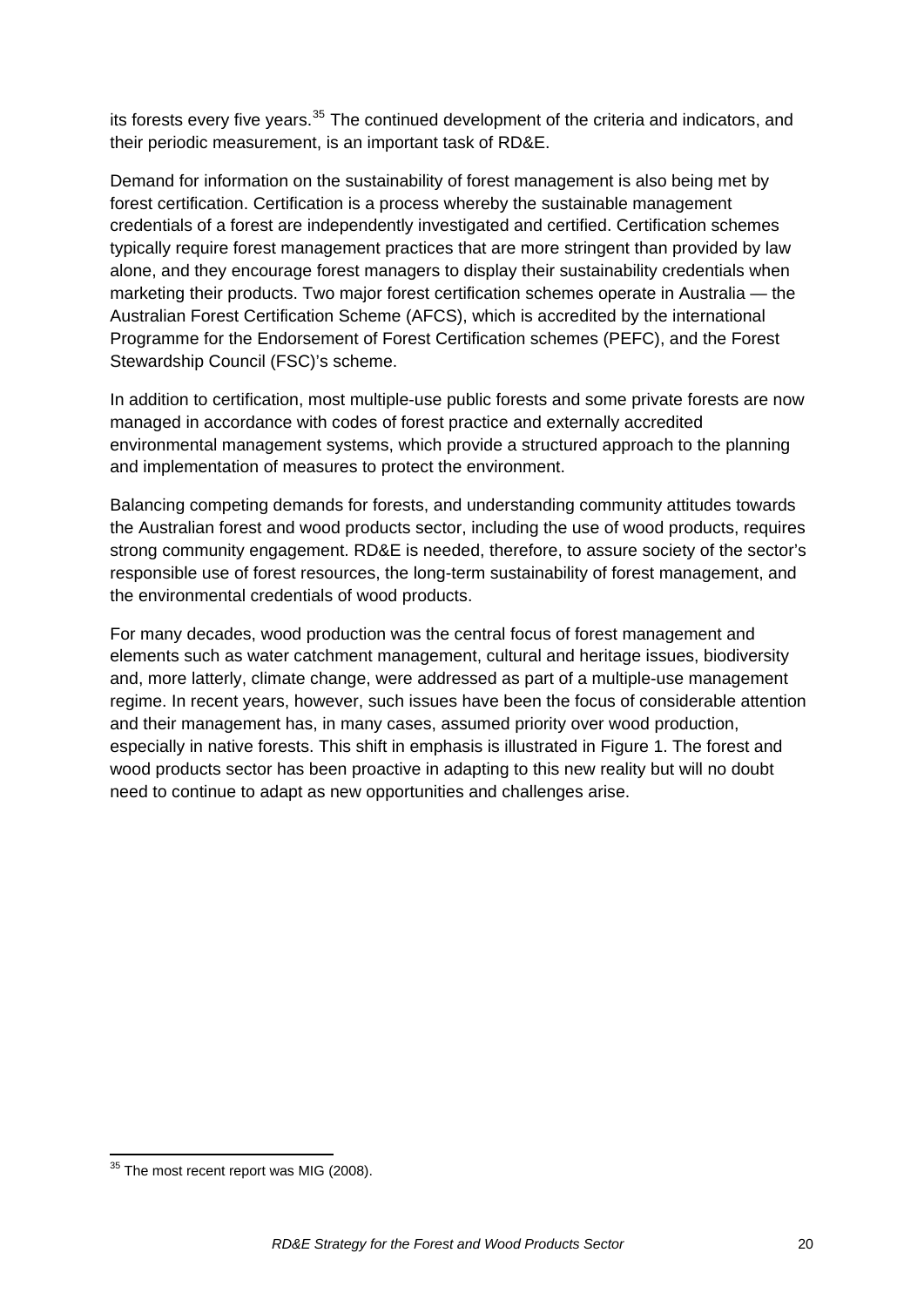its forests every five years.[35] The continued development of the criteria and indicators, and their periodic measurement, is an important task of RD&E.

Demand for information on the sustainability of forest management is also being met by forest certification. Certification is a process whereby the sustainable management credentials of a forest are independently investigated and certified. Certification schemes typically require forest management practices that are more stringent than provided by law alone, and they encourage forest managers to display their sustainability credentials when marketing their products. Two major forest certification schemes operate in Australia — the Australian Forest Certification Scheme (AFCS), which is accredited by the international Programme for the Endorsement of Forest Certification schemes (PEFC), and the Forest Stewardship Council (FSC)'s scheme.

In addition to certification, most multiple-use public forests and some private forests are now managed in accordance with codes of forest practice and externally accredited environmental management systems, which provide a structured approach to the planning and implementation of measures to protect the environment.

Balancing competing demands for forests, and understanding community attitudes towards the Australian forest and wood products sector, including the use of wood products, requires strong community engagement. RD&E is needed, therefore, to assure society of the sector's responsible use of forest resources, the long-term sustainability of forest management, and the environmental credentials of wood products.

For many decades, wood production was the central focus of forest management and elements such as water catchment management, cultural and heritage issues, biodiversity and, more latterly, climate change, were addressed as part of a multiple-use management regime. In recent years, however, such issues have been the focus of considerable attention and their management has, in many cases, assumed priority over wood production, especially in native forests. This shift in emphasis is illustrated in Figure 1. The forest and wood products sector has been proactive in adapting to this new reality but will no doubt need to continue to adapt as new opportunities and challenges arise.

[35] The most recent report was MIG (2008).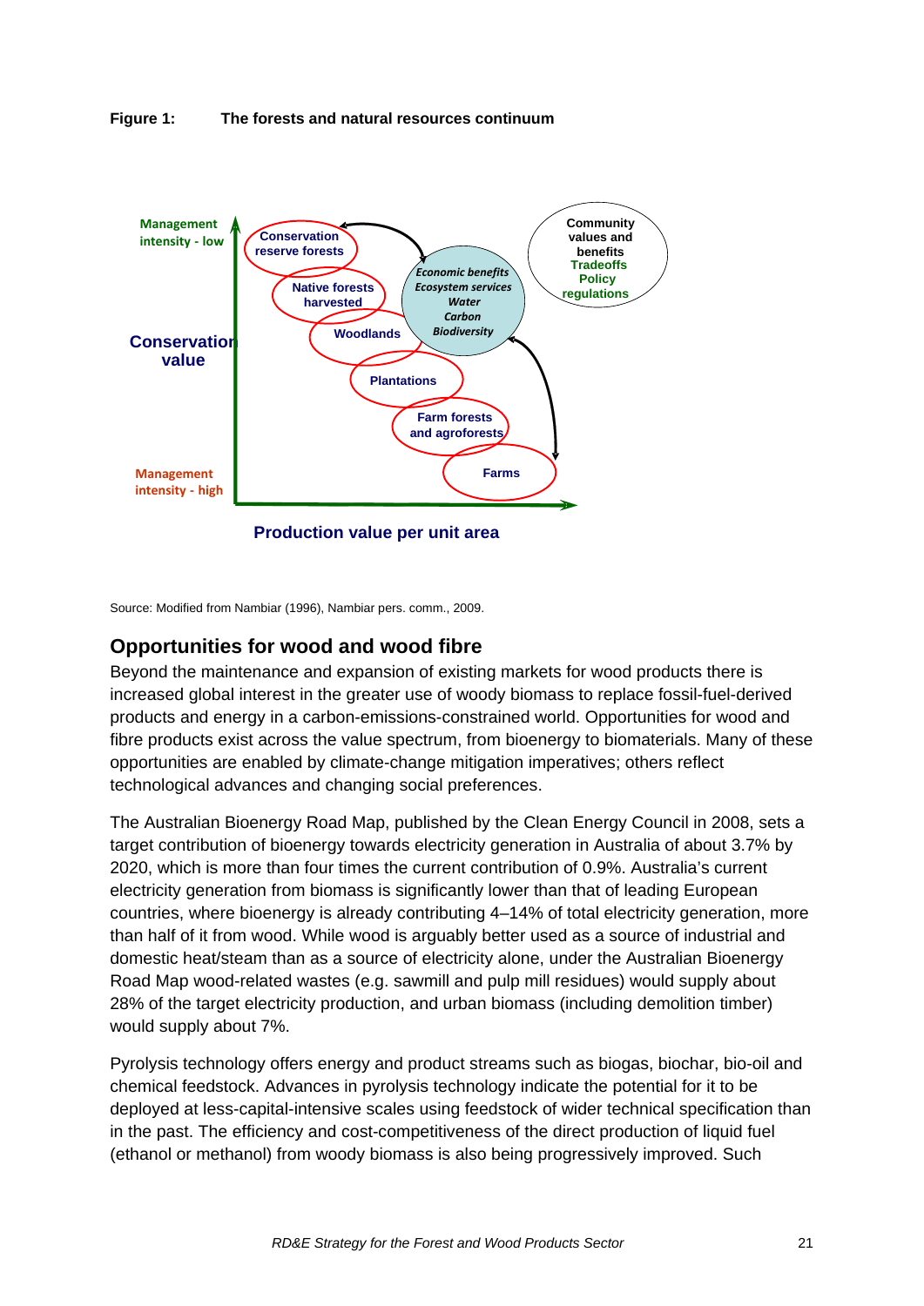**Figure 1: The forests and natural resources continuum**

Management intensity - low

Conservation value

Management intensity - high

Conservation reserve forests

Native forests harvested

Woodlands

Plantations

Farm forests and agroforests

Farms

*Economic benefits*
*Ecosystem services*
*Water*
*Carbon*
*Biodiversity*

Community values and benefits
Tradeoffs
Policy
regulations

Production value per unit area

Source: Modified from Nambiar (1996), Nambiar pers. comm., 2009.

## Opportunities for wood and wood fibre

Beyond the maintenance and expansion of existing markets for wood products there is increased global interest in the greater use of woody biomass to replace fossil-fuel-derived products and energy in a carbon-emissions-constrained world. Opportunities for wood and fibre products exist across the value spectrum, from bioenergy to biomaterials. Many of these opportunities are enabled by climate-change mitigation imperatives; others reflect technological advances and changing social preferences.

The Australian Bioenergy Road Map, published by the Clean Energy Council in 2008, sets a target contribution of bioenergy towards electricity generation in Australia of about 3.7% by 2020, which is more than four times the current contribution of 0.9%. Australia's current electricity generation from biomass is significantly lower than that of leading European countries, where bioenergy is already contributing 4–14% of total electricity generation, more than half of it from wood. While wood is arguably better used as a source of industrial and domestic heat/steam than as a source of electricity alone, under the Australian Bioenergy Road Map wood-related wastes (e.g. sawmill and pulp mill residues) would supply about 28% of the target electricity production, and urban biomass (including demolition timber) would supply about 7%.

Pyrolysis technology offers energy and product streams such as biogas, biochar, bio-oil and chemical feedstock. Advances in pyrolysis technology indicate the potential for it to be deployed at less-capital-intensive scales using feedstock of wider technical specification than in the past. The efficiency and cost-competitiveness of the direct production of liquid fuel (ethanol or methanol) from woody biomass is also being progressively improved. Such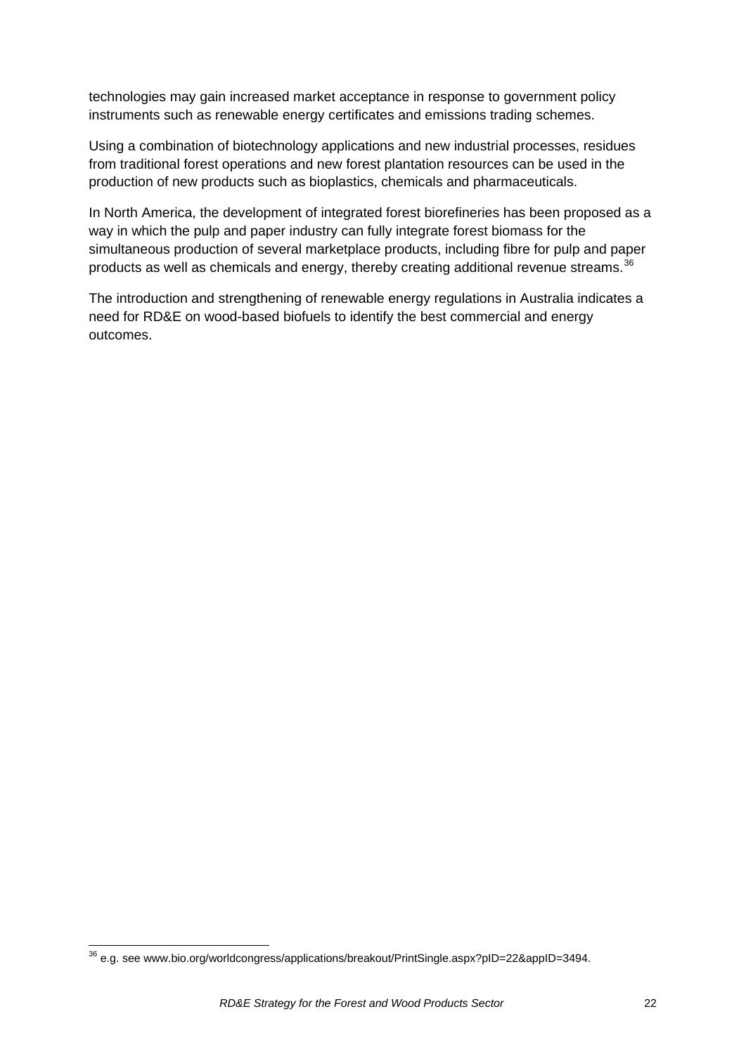technologies may gain increased market acceptance in response to government policy instruments such as renewable energy certificates and emissions trading schemes.

Using a combination of biotechnology applications and new industrial processes, residues from traditional forest operations and new forest plantation resources can be used in the production of new products such as bioplastics, chemicals and pharmaceuticals.

In North America, the development of integrated forest biorefineries has been proposed as a way in which the pulp and paper industry can fully integrate forest biomass for the simultaneous production of several marketplace products, including fibre for pulp and paper products as well as chemicals and energy, thereby creating additional revenue streams.[36]

The introduction and strengthening of renewable energy regulations in Australia indicates a need for RD&E on wood-based biofuels to identify the best commercial and energy outcomes.

---

[36] e.g. see www.bio.org/worldcongress/applications/breakout/PrintSingle.aspx?pID=22&appID=3494.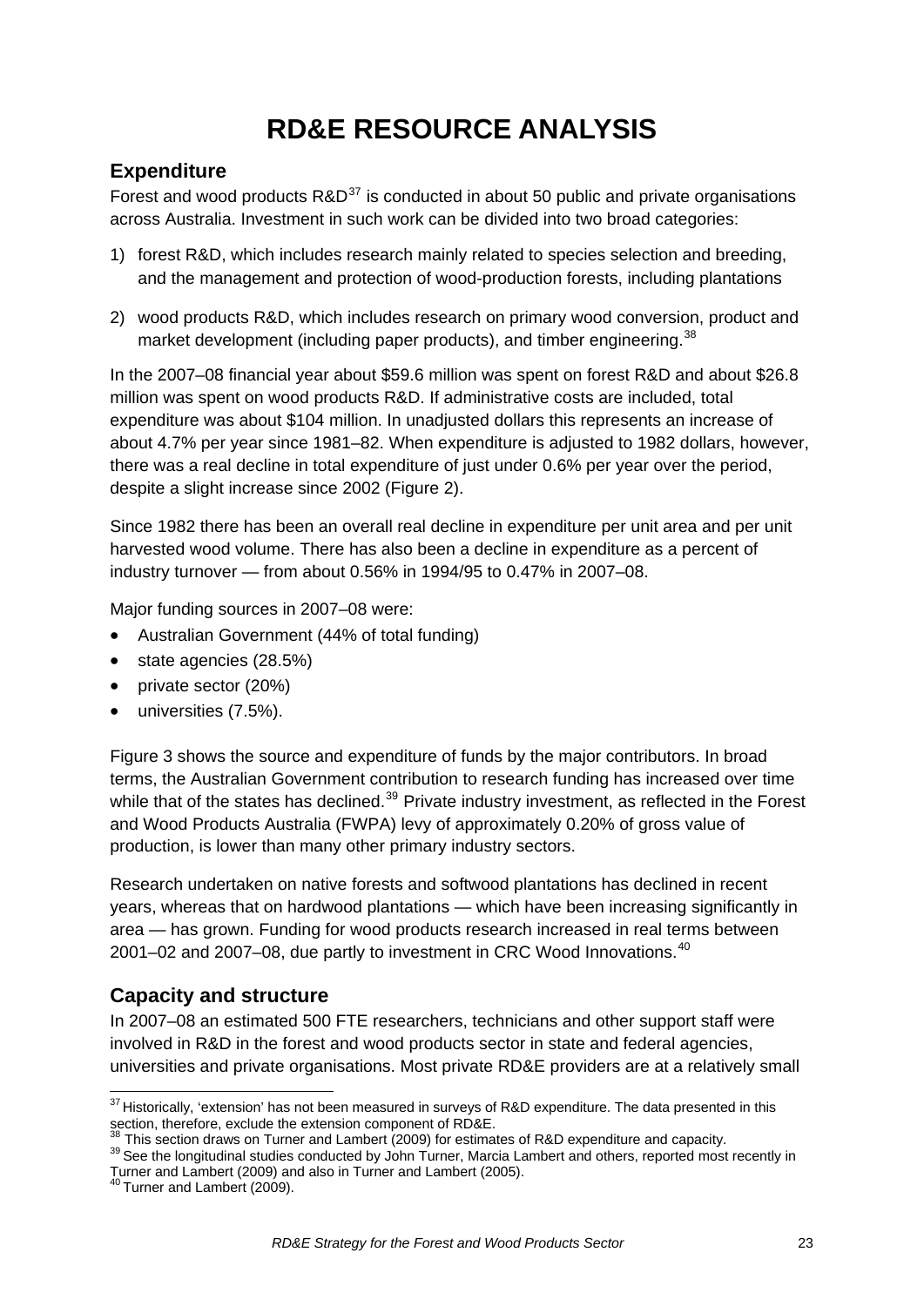# RD&E RESOURCE ANALYSIS

## Expenditure

Forest and wood products R&D[37] is conducted in about 50 public and private organisations across Australia. Investment in such work can be divided into two broad categories:

1) forest R&D, which includes research mainly related to species selection and breeding, and the management and protection of wood-production forests, including plantations

2) wood products R&D, which includes research on primary wood conversion, product and market development (including paper products), and timber engineering.[38]

In the 2007–08 financial year about $59.6 million was spent on forest R&D and about $26.8 million was spent on wood products R&D. If administrative costs are included, total expenditure was about $104 million. In unadjusted dollars this represents an increase of about 4.7% per year since 1981–82. When expenditure is adjusted to 1982 dollars, however, there was a real decline in total expenditure of just under 0.6% per year over the period, despite a slight increase since 2002 (Figure 2).

Since 1982 there has been an overall real decline in expenditure per unit area and per unit harvested wood volume. There has also been a decline in expenditure as a percent of industry turnover — from about 0.56% in 1994/95 to 0.47% in 2007–08.

Major funding sources in 2007–08 were:

- Australian Government (44% of total funding)
- state agencies (28.5%)
- private sector (20%)
- universities (7.5%).

Figure 3 shows the source and expenditure of funds by the major contributors. In broad terms, the Australian Government contribution to research funding has increased over time while that of the states has declined.[39] Private industry investment, as reflected in the Forest and Wood Products Australia (FWPA) levy of approximately 0.20% of gross value of production, is lower than many other primary industry sectors.

Research undertaken on native forests and softwood plantations has declined in recent years, whereas that on hardwood plantations — which have been increasing significantly in area — has grown. Funding for wood products research increased in real terms between 2001–02 and 2007–08, due partly to investment in CRC Wood Innovations.[40]

## Capacity and structure

In 2007–08 an estimated 500 FTE researchers, technicians and other support staff were involved in R&D in the forest and wood products sector in state and federal agencies, universities and private organisations. Most private RD&E providers are at a relatively small

---

[37] Historically, 'extension' has not been measured in surveys of R&D expenditure. The data presented in this section, therefore, exclude the extension component of RD&E.

[38] This section draws on Turner and Lambert (2009) for estimates of R&D expenditure and capacity.

[39] See the longitudinal studies conducted by John Turner, Marcia Lambert and others, reported most recently in Turner and Lambert (2009) and also in Turner and Lambert (2005).

[40] Turner and Lambert (2009).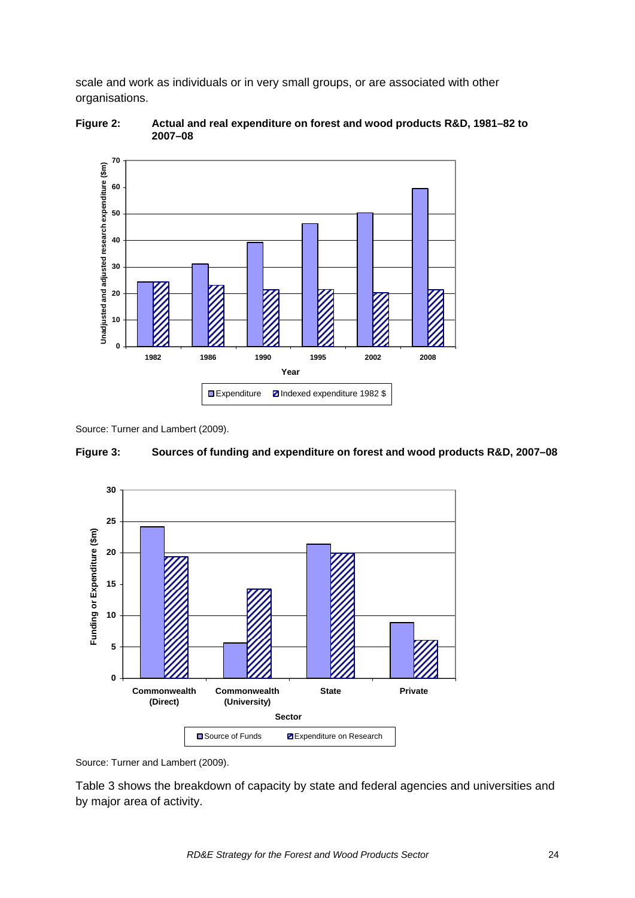scale and work as individuals or in very small groups, or are associated with other organisations.

**Figure 2: Actual and real expenditure on forest and wood products R&D, 1981–82 to 2007–08**

Source: Turner and Lambert (2009).

**Figure 3: Sources of funding and expenditure on forest and wood products R&D, 2007–08**

Source: Turner and Lambert (2009).

Table 3 shows the breakdown of capacity by state and federal agencies and universities and by major area of activity.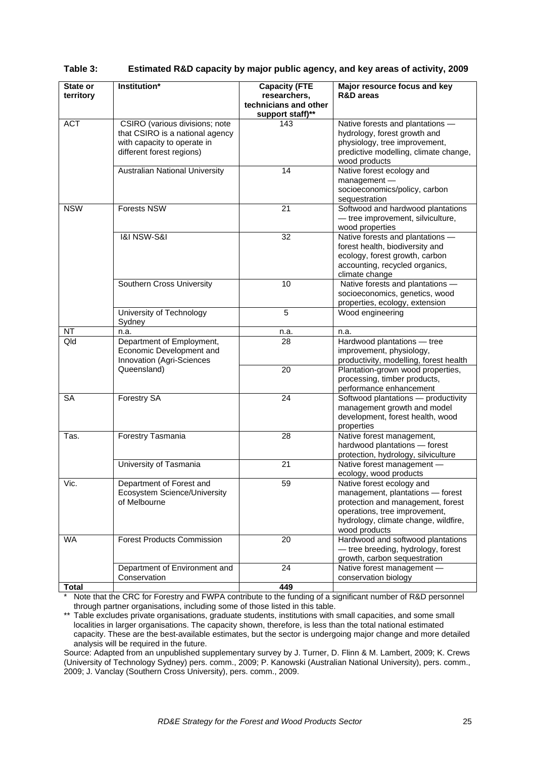**Table 3: Estimated R&D capacity by major public agency, and key areas of activity, 2009**

| State or territory | Institution* | Capacity (FTE researchers, technicians and other support staff)** | Major resource focus and key R&D areas |
|---|---|---|---|
| ACT | CSIRO (various divisions; note that CSIRO is a national agency with capacity to operate in different forest regions) | 143 | Native forests and plantations — hydrology, forest growth and physiology, tree improvement, predictive modelling, climate change, wood products |
| | Australian National University | 14 | Native forest ecology and management — socioeconomics/policy, carbon sequestration |
| NSW | Forests NSW | 21 | Softwood and hardwood plantations — tree improvement, silviculture, wood properties |
| | I&I NSW-S&I | 32 | Native forests and plantations — forest health, biodiversity and ecology, forest growth, carbon accounting, recycled organics, climate change |
| | Southern Cross University | 10 | Native forests and plantations — socioeconomics, genetics, wood properties, ecology, extension |
| | University of Technology Sydney | 5 | Wood engineering |
| NT | n.a. | n.a. | n.a. |
| Qld | Department of Employment, Economic Development and Innovation (Agri-Sciences Queensland) | 28 | Hardwood plantations — tree improvement, physiology, productivity, modelling, forest health |
| | | 20 | Plantation-grown wood properties, processing, timber products, performance enhancement |
| SA | Forestry SA | 24 | Softwood plantations — productivity management growth and model development, forest health, wood properties |
| Tas. | Forestry Tasmania | 28 | Native forest management, hardwood plantations — forest protection, hydrology, silviculture |
| | University of Tasmania | 21 | Native forest management — ecology, wood products |
| Vic. | Department of Forest and Ecosystem Science/University of Melbourne | 59 | Native forest ecology and management, plantations — forest protection and management, forest operations, tree improvement, hydrology, climate change, wildfire, wood products |
| WA | Forest Products Commission | 20 | Hardwood and softwood plantations — tree breeding, hydrology, forest growth, carbon sequestration |
| | Department of Environment and Conservation | 24 | Native forest management — conservation biology |
| **Total** | | **449** | |

\* Note that the CRC for Forestry and FWPA contribute to the funding of a significant number of R&D personnel through partner organisations, including some of those listed in this table.

\*\* Table excludes private organisations, graduate students, institutions with small capacities, and some small localities in larger organisations. The capacity shown, therefore, is less than the total national estimated capacity. These are the best-available estimates, but the sector is undergoing major change and more detailed analysis will be required in the future.

Source: Adapted from an unpublished supplementary survey by J. Turner, D. Flinn & M. Lambert, 2009; K. Crews (University of Technology Sydney) pers. comm., 2009; P. Kanowski (Australian National University), pers. comm., 2009; J. Vanclay (Southern Cross University), pers. comm., 2009.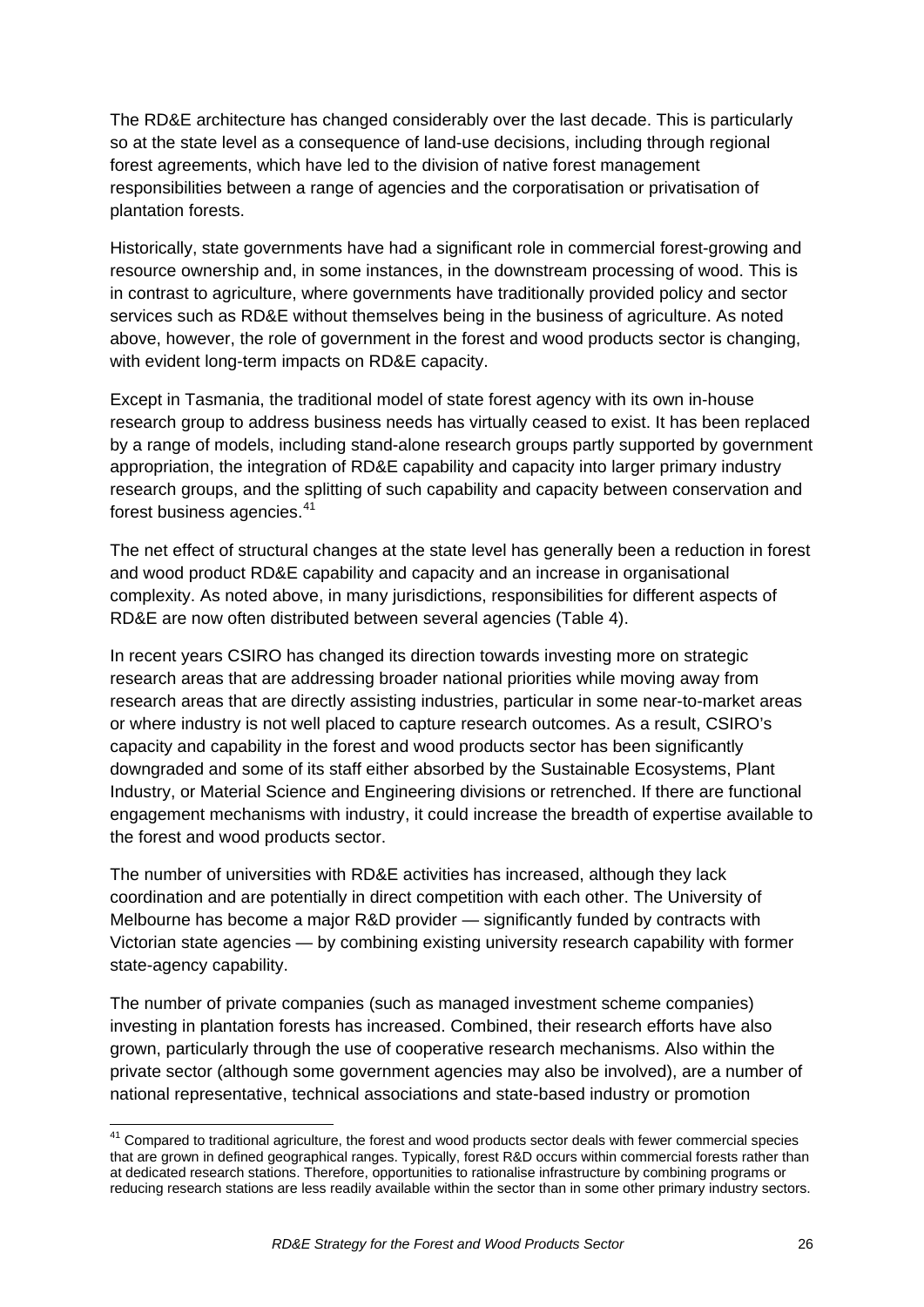The RD&E architecture has changed considerably over the last decade. This is particularly so at the state level as a consequence of land-use decisions, including through regional forest agreements, which have led to the division of native forest management responsibilities between a range of agencies and the corporatisation or privatisation of plantation forests.

Historically, state governments have had a significant role in commercial forest-growing and resource ownership and, in some instances, in the downstream processing of wood. This is in contrast to agriculture, where governments have traditionally provided policy and sector services such as RD&E without themselves being in the business of agriculture. As noted above, however, the role of government in the forest and wood products sector is changing, with evident long-term impacts on RD&E capacity.

Except in Tasmania, the traditional model of state forest agency with its own in-house research group to address business needs has virtually ceased to exist. It has been replaced by a range of models, including stand-alone research groups partly supported by government appropriation, the integration of RD&E capability and capacity into larger primary industry research groups, and the splitting of such capability and capacity between conservation and forest business agencies.[41]

The net effect of structural changes at the state level has generally been a reduction in forest and wood product RD&E capability and capacity and an increase in organisational complexity. As noted above, in many jurisdictions, responsibilities for different aspects of RD&E are now often distributed between several agencies (Table 4).

In recent years CSIRO has changed its direction towards investing more on strategic research areas that are addressing broader national priorities while moving away from research areas that are directly assisting industries, particular in some near-to-market areas or where industry is not well placed to capture research outcomes. As a result, CSIRO's capacity and capability in the forest and wood products sector has been significantly downgraded and some of its staff either absorbed by the Sustainable Ecosystems, Plant Industry, or Material Science and Engineering divisions or retrenched. If there are functional engagement mechanisms with industry, it could increase the breadth of expertise available to the forest and wood products sector.

The number of universities with RD&E activities has increased, although they lack coordination and are potentially in direct competition with each other. The University of Melbourne has become a major R&D provider — significantly funded by contracts with Victorian state agencies — by combining existing university research capability with former state-agency capability.

The number of private companies (such as managed investment scheme companies) investing in plantation forests has increased. Combined, their research efforts have also grown, particularly through the use of cooperative research mechanisms. Also within the private sector (although some government agencies may also be involved), are a number of national representative, technical associations and state-based industry or promotion

[41] Compared to traditional agriculture, the forest and wood products sector deals with fewer commercial species that are grown in defined geographical ranges. Typically, forest R&D occurs within commercial forests rather than at dedicated research stations. Therefore, opportunities to rationalise infrastructure by combining programs or reducing research stations are less readily available within the sector than in some other primary industry sectors.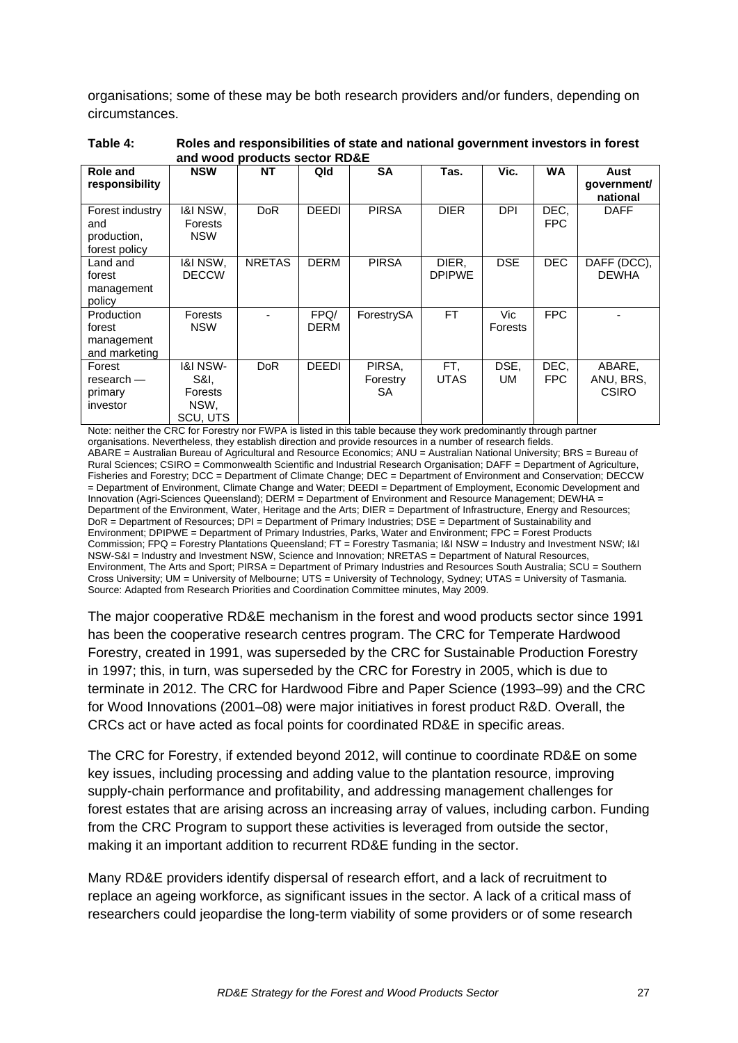organisations; some of these may be both research providers and/or funders, depending on circumstances.

**Table 4: Roles and responsibilities of state and national government investors in forest and wood products sector RD&E**

| Role and responsibility | NSW | NT | Qld | SA | Tas. | Vic. | WA | Aust government/ national |
|---|---|---|---|---|---|---|---|---|
| Forest industry and production, forest policy | I&I NSW, Forests NSW | DoR | DEEDI | PIRSA | DIER | DPI | DEC, FPC | DAFF |
| Land and forest management policy | I&I NSW, DECCW | NRETAS | DERM | PIRSA | DIER, DPIPWE | DSE | DEC | DAFF (DCC), DEWHA |
| Production forest management and marketing | Forests NSW | - | FPQ/ DERM | ForestrySA | FT | Vic Forests | FPC | - |
| Forest research — primary investor | I&I NSW-S&I, Forests NSW, SCU, UTS | DoR | DEEDI | PIRSA, Forestry SA | FT, UTAS | DSE, UM | DEC, FPC | ABARE, ANU, BRS, CSIRO |

Note: neither the CRC for Forestry nor FWPA is listed in this table because they work predominantly through partner organisations. Nevertheless, they establish direction and provide resources in a number of research fields.
ABARE = Australian Bureau of Agricultural and Resource Economics; ANU = Australian National University; BRS = Bureau of Rural Sciences; CSIRO = Commonwealth Scientific and Industrial Research Organisation; DAFF = Department of Agriculture, Fisheries and Forestry; DCC = Department of Climate Change; DEC = Department of Environment and Conservation; DECCW = Department of Environment, Climate Change and Water; DEEDI = Department of Employment, Economic Development and Innovation (Agri-Sciences Queensland); DERM = Department of Environment and Resource Management; DEWHA = Department of the Environment, Water, Heritage and the Arts; DIER = Department of Infrastructure, Energy and Resources; DoR = Department of Resources; DPI = Department of Primary Industries; DSE = Department of Sustainability and Environment; DPIPWE = Department of Primary Industries, Parks, Water and Environment; FPC = Forest Products Commission; FPQ = Forestry Plantations Queensland; FT = Forestry Tasmania; I&I NSW = Industry and Investment NSW; I&I NSW-S&I = Industry and Investment NSW, Science and Innovation; NRETAS = Department of Natural Resources, Environment, The Arts and Sport; PIRSA = Department of Primary Industries and Resources South Australia; SCU = Southern Cross University; UM = University of Melbourne; UTS = University of Technology, Sydney; UTAS = University of Tasmania.
Source: Adapted from Research Priorities and Coordination Committee minutes, May 2009.

The major cooperative RD&E mechanism in the forest and wood products sector since 1991 has been the cooperative research centres program. The CRC for Temperate Hardwood Forestry, created in 1991, was superseded by the CRC for Sustainable Production Forestry in 1997; this, in turn, was superseded by the CRC for Forestry in 2005, which is due to terminate in 2012. The CRC for Hardwood Fibre and Paper Science (1993–99) and the CRC for Wood Innovations (2001–08) were major initiatives in forest product R&D. Overall, the CRCs act or have acted as focal points for coordinated RD&E in specific areas.

The CRC for Forestry, if extended beyond 2012, will continue to coordinate RD&E on some key issues, including processing and adding value to the plantation resource, improving supply-chain performance and profitability, and addressing management challenges for forest estates that are arising across an increasing array of values, including carbon. Funding from the CRC Program to support these activities is leveraged from outside the sector, making it an important addition to recurrent RD&E funding in the sector.

Many RD&E providers identify dispersal of research effort, and a lack of recruitment to replace an ageing workforce, as significant issues in the sector. A lack of a critical mass of researchers could jeopardise the long-term viability of some providers or of some research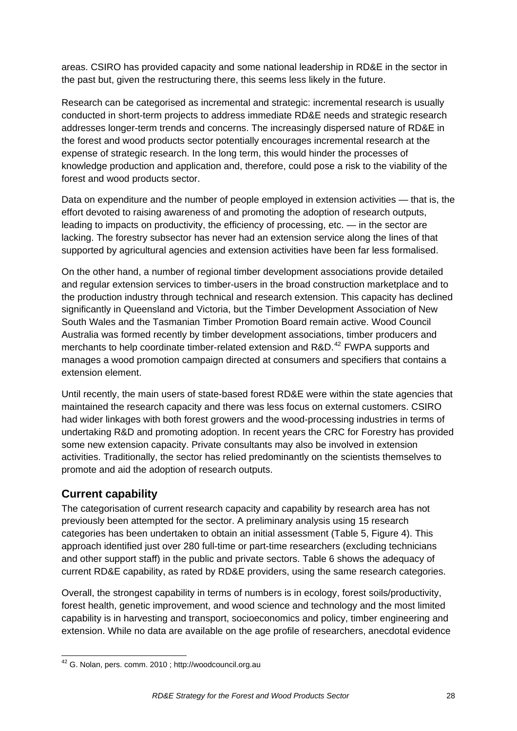areas. CSIRO has provided capacity and some national leadership in RD&E in the sector in the past but, given the restructuring there, this seems less likely in the future.

Research can be categorised as incremental and strategic: incremental research is usually conducted in short-term projects to address immediate RD&E needs and strategic research addresses longer-term trends and concerns. The increasingly dispersed nature of RD&E in the forest and wood products sector potentially encourages incremental research at the expense of strategic research. In the long term, this would hinder the processes of knowledge production and application and, therefore, could pose a risk to the viability of the forest and wood products sector.

Data on expenditure and the number of people employed in extension activities — that is, the effort devoted to raising awareness of and promoting the adoption of research outputs, leading to impacts on productivity, the efficiency of processing, etc. — in the sector are lacking. The forestry subsector has never had an extension service along the lines of that supported by agricultural agencies and extension activities have been far less formalised.

On the other hand, a number of regional timber development associations provide detailed and regular extension services to timber-users in the broad construction marketplace and to the production industry through technical and research extension. This capacity has declined significantly in Queensland and Victoria, but the Timber Development Association of New South Wales and the Tasmanian Timber Promotion Board remain active. Wood Council Australia was formed recently by timber development associations, timber producers and merchants to help coordinate timber-related extension and R&D.[42] FWPA supports and manages a wood promotion campaign directed at consumers and specifiers that contains a extension element.

Until recently, the main users of state-based forest RD&E were within the state agencies that maintained the research capacity and there was less focus on external customers. CSIRO had wider linkages with both forest growers and the wood-processing industries in terms of undertaking R&D and promoting adoption. In recent years the CRC for Forestry has provided some new extension capacity. Private consultants may also be involved in extension activities. Traditionally, the sector has relied predominantly on the scientists themselves to promote and aid the adoption of research outputs.

## Current capability

The categorisation of current research capacity and capability by research area has not previously been attempted for the sector. A preliminary analysis using 15 research categories has been undertaken to obtain an initial assessment (Table 5, Figure 4). This approach identified just over 280 full-time or part-time researchers (excluding technicians and other support staff) in the public and private sectors. Table 6 shows the adequacy of current RD&E capability, as rated by RD&E providers, using the same research categories.

Overall, the strongest capability in terms of numbers is in ecology, forest soils/productivity, forest health, genetic improvement, and wood science and technology and the most limited capability is in harvesting and transport, socioeconomics and policy, timber engineering and extension. While no data are available on the age profile of researchers, anecdotal evidence

---

[42] G. Nolan, pers. comm. 2010 ; http://woodcouncil.org.au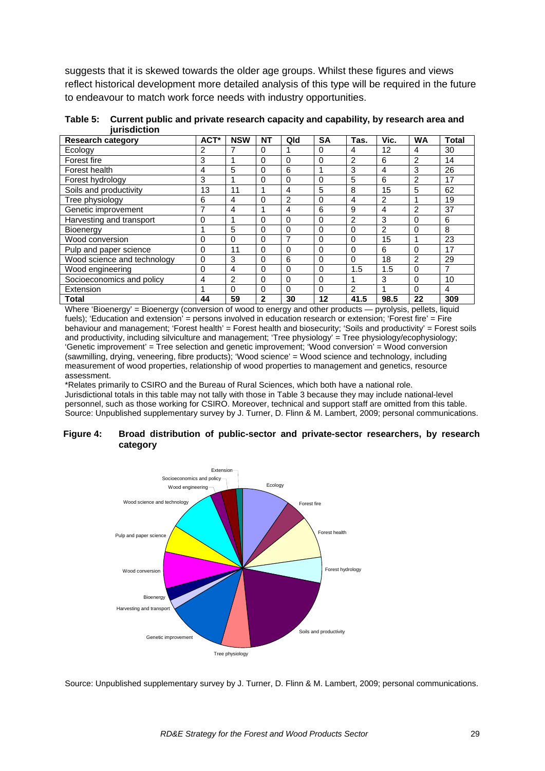suggests that it is skewed towards the older age groups. Whilst these figures and views reflect historical development more detailed analysis of this type will be required in the future to endeavour to match work force needs with industry opportunities.

**Table 5: Current public and private research capacity and capability, by research area and jurisdiction**

| Research category | ACT* | NSW | NT | Qld | SA | Tas. | Vic. | WA | Total |
|---|---|---|---|---|---|---|---|---|---|
| Ecology | 2 | 7 | 0 | 1 | 0 | 4 | 12 | 4 | 30 |
| Forest fire | 3 | 1 | 0 | 0 | 0 | 2 | 6 | 2 | 14 |
| Forest health | 4 | 5 | 0 | 6 | 1 | 3 | 4 | 3 | 26 |
| Forest hydrology | 3 | 1 | 0 | 0 | 0 | 5 | 6 | 2 | 17 |
| Soils and productivity | 13 | 11 | 1 | 4 | 5 | 8 | 15 | 5 | 62 |
| Tree physiology | 6 | 4 | 0 | 2 | 0 | 4 | 2 | 1 | 19 |
| Genetic improvement | 7 | 4 | 1 | 4 | 6 | 9 | 4 | 2 | 37 |
| Harvesting and transport | 0 | 1 | 0 | 0 | 0 | 2 | 3 | 0 | 6 |
| Bioenergy | 1 | 5 | 0 | 0 | 0 | 0 | 2 | 0 | 8 |
| Wood conversion | 0 | 0 | 0 | 7 | 0 | 0 | 15 | 1 | 23 |
| Pulp and paper science | 0 | 11 | 0 | 0 | 0 | 0 | 6 | 0 | 17 |
| Wood science and technology | 0 | 3 | 0 | 6 | 0 | 0 | 18 | 2 | 29 |
| Wood engineering | 0 | 4 | 0 | 0 | 0 | 1.5 | 1.5 | 0 | 7 |
| Socioeconomics and policy | 4 | 2 | 0 | 0 | 0 | 1 | 3 | 0 | 10 |
| Extension | 1 | 0 | 0 | 0 | 0 | 2 | 1 | 0 | 4 |
| **Total** | **44** | **59** | **2** | **30** | **12** | **41.5** | **98.5** | **22** | **309** |

Where 'Bioenergy' = Bioenergy (conversion of wood to energy and other products — pyrolysis, pellets, liquid fuels); 'Education and extension' = persons involved in education research or extension; 'Forest fire' = Fire behaviour and management; 'Forest health' = Forest health and biosecurity; 'Soils and productivity' = Forest soils and productivity, including silviculture and management; 'Tree physiology' = Tree physiology/ecophysiology; 'Genetic improvement' = Tree selection and genetic improvement; 'Wood conversion' = Wood conversion (sawmilling, drying, veneering, fibre products); 'Wood science' = Wood science and technology, including measurement of wood properties, relationship of wood properties to management and genetics, resource assessment.

*Relates primarily to CSIRO and the Bureau of Rural Sciences, which both have a national role.

Jurisdictional totals in this table may not tally with those in Table 3 because they may include national-level personnel, such as those working for CSIRO. Moreover, technical and support staff are omitted from this table.

Source: Unpublished supplementary survey by J. Turner, D. Flinn & M. Lambert, 2009; personal communications.

**Figure 4: Broad distribution of public-sector and private-sector researchers, by research category**

Source: Unpublished supplementary survey by J. Turner, D. Flinn & M. Lambert, 2009; personal communications.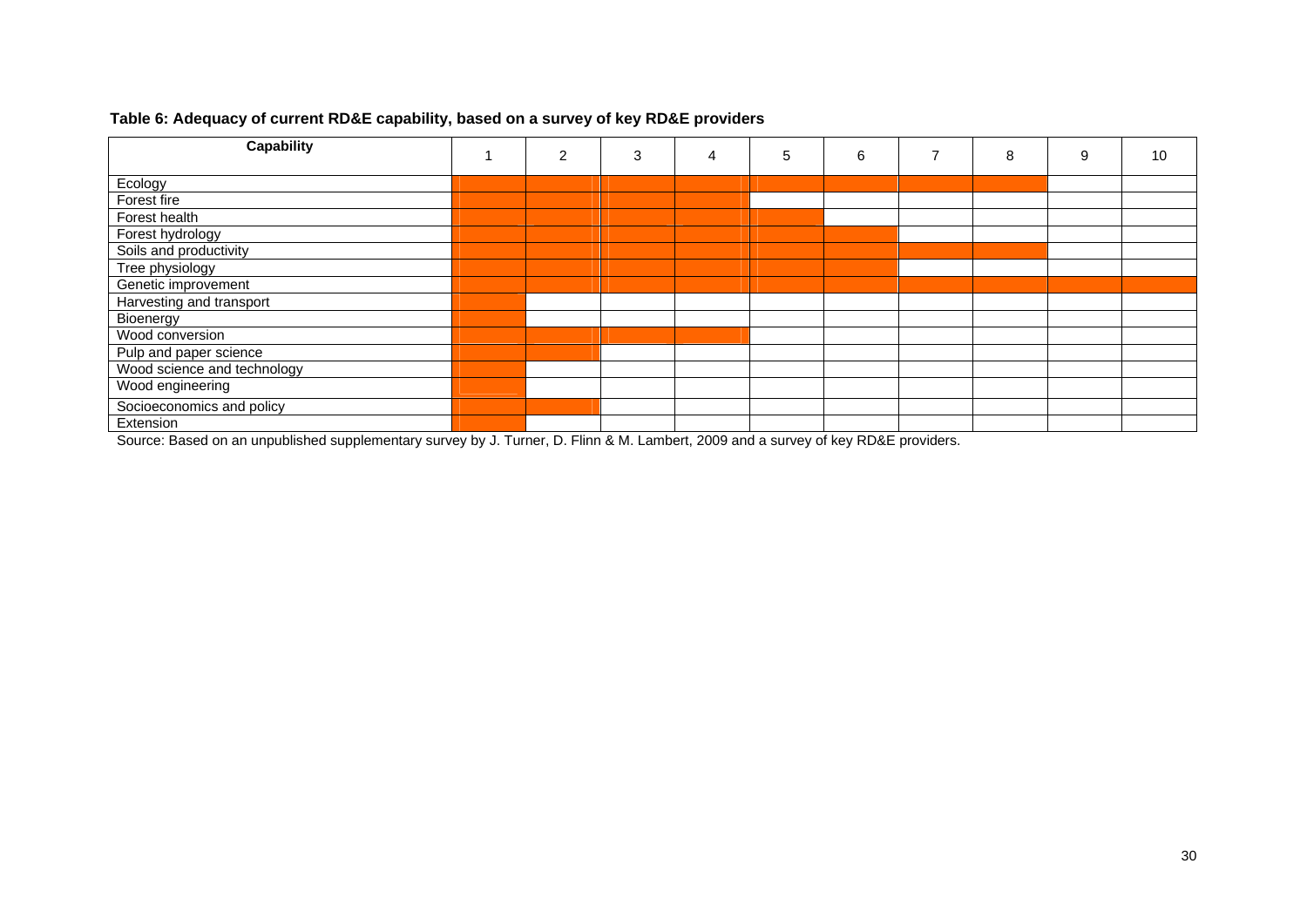**Table 6: Adequacy of current RD&E capability, based on a survey of key RD&E providers**

| Capability | 1 | 2 | 3 | 4 | 5 | 6 | 7 | 8 | 9 | 10 |
|---|---|---|---|---|---|---|---|---|---|---|
| Ecology | ■ | ■ | ■ | ■ | ■ | ■ | ■ | ■ | | |
| Forest fire | ■ | ■ | ■ | ■ | | | | | | |
| Forest health | ■ | ■ | ■ | ■ | ■ | | | | | |
| Forest hydrology | ■ | ■ | ■ | ■ | ■ | ■ | | | | |
| Soils and productivity | ■ | ■ | ■ | ■ | ■ | ■ | ■ | ■ | | |
| Tree physiology | ■ | ■ | ■ | ■ | ■ | ■ | | | | |
| Genetic improvement | ■ | ■ | ■ | ■ | ■ | ■ | ■ | ■ | ■ | ■ |
| Harvesting and transport | ■ | | | | | | | | | |
| Bioenergy | ■ | | | | | | | | | |
| Wood conversion | ■ | ■ | ■ | ■ | | | | | | |
| Pulp and paper science | ■ | ■ | | | | | | | | |
| Wood science and technology | ■ | | | | | | | | | |
| Wood engineering | ■ | | | | | | | | | |
| Socioeconomics and policy | ■ | ■ | | | | | | | | |
| Extension | ■ | | | | | | | | | |

Source: Based on an unpublished supplementary survey by J. Turner, D. Flinn & M. Lambert, 2009 and a survey of key RD&E providers.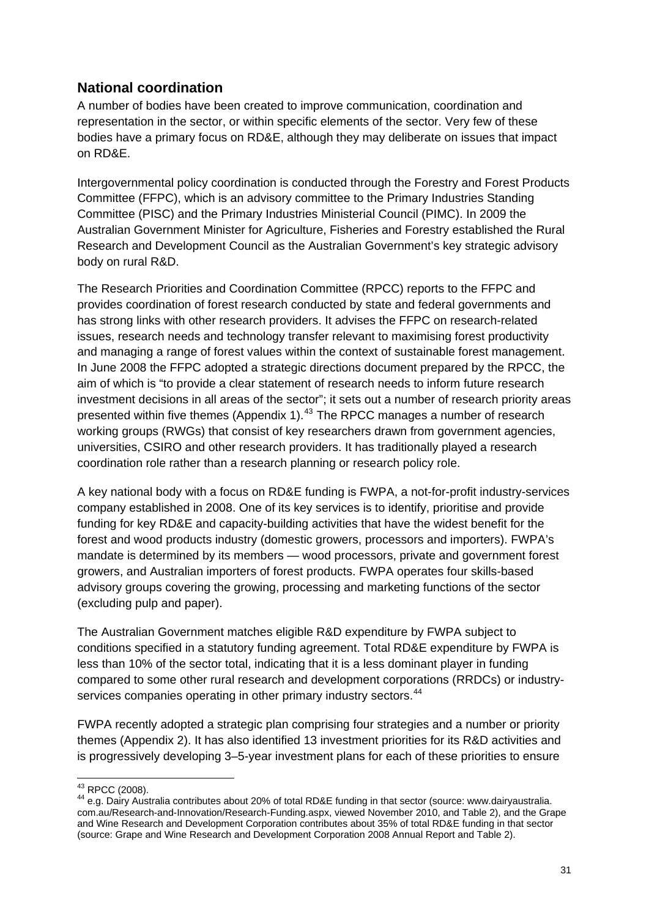## National coordination

A number of bodies have been created to improve communication, coordination and representation in the sector, or within specific elements of the sector. Very few of these bodies have a primary focus on RD&E, although they may deliberate on issues that impact on RD&E.

Intergovernmental policy coordination is conducted through the Forestry and Forest Products Committee (FFPC), which is an advisory committee to the Primary Industries Standing Committee (PISC) and the Primary Industries Ministerial Council (PIMC). In 2009 the Australian Government Minister for Agriculture, Fisheries and Forestry established the Rural Research and Development Council as the Australian Government's key strategic advisory body on rural R&D.

The Research Priorities and Coordination Committee (RPCC) reports to the FFPC and provides coordination of forest research conducted by state and federal governments and has strong links with other research providers. It advises the FFPC on research-related issues, research needs and technology transfer relevant to maximising forest productivity and managing a range of forest values within the context of sustainable forest management. In June 2008 the FFPC adopted a strategic directions document prepared by the RPCC, the aim of which is "to provide a clear statement of research needs to inform future research investment decisions in all areas of the sector"; it sets out a number of research priority areas presented within five themes (Appendix 1).[43] The RPCC manages a number of research working groups (RWGs) that consist of key researchers drawn from government agencies, universities, CSIRO and other research providers. It has traditionally played a research coordination role rather than a research planning or research policy role.

A key national body with a focus on RD&E funding is FWPA, a not-for-profit industry-services company established in 2008. One of its key services is to identify, prioritise and provide funding for key RD&E and capacity-building activities that have the widest benefit for the forest and wood products industry (domestic growers, processors and importers). FWPA's mandate is determined by its members — wood processors, private and government forest growers, and Australian importers of forest products. FWPA operates four skills-based advisory groups covering the growing, processing and marketing functions of the sector (excluding pulp and paper).

The Australian Government matches eligible R&D expenditure by FWPA subject to conditions specified in a statutory funding agreement. Total RD&E expenditure by FWPA is less than 10% of the sector total, indicating that it is a less dominant player in funding compared to some other rural research and development corporations (RRDCs) or industry-services companies operating in other primary industry sectors.[44]

FWPA recently adopted a strategic plan comprising four strategies and a number or priority themes (Appendix 2). It has also identified 13 investment priorities for its R&D activities and is progressively developing 3–5-year investment plans for each of these priorities to ensure

---

[43] RPCC (2008).

[44] e.g. Dairy Australia contributes about 20% of total RD&E funding in that sector (source: www.dairyaustralia.com.au/Research-and-Innovation/Research-Funding.aspx, viewed November 2010, and Table 2), and the Grape and Wine Research and Development Corporation contributes about 35% of total RD&E funding in that sector (source: Grape and Wine Research and Development Corporation 2008 Annual Report and Table 2).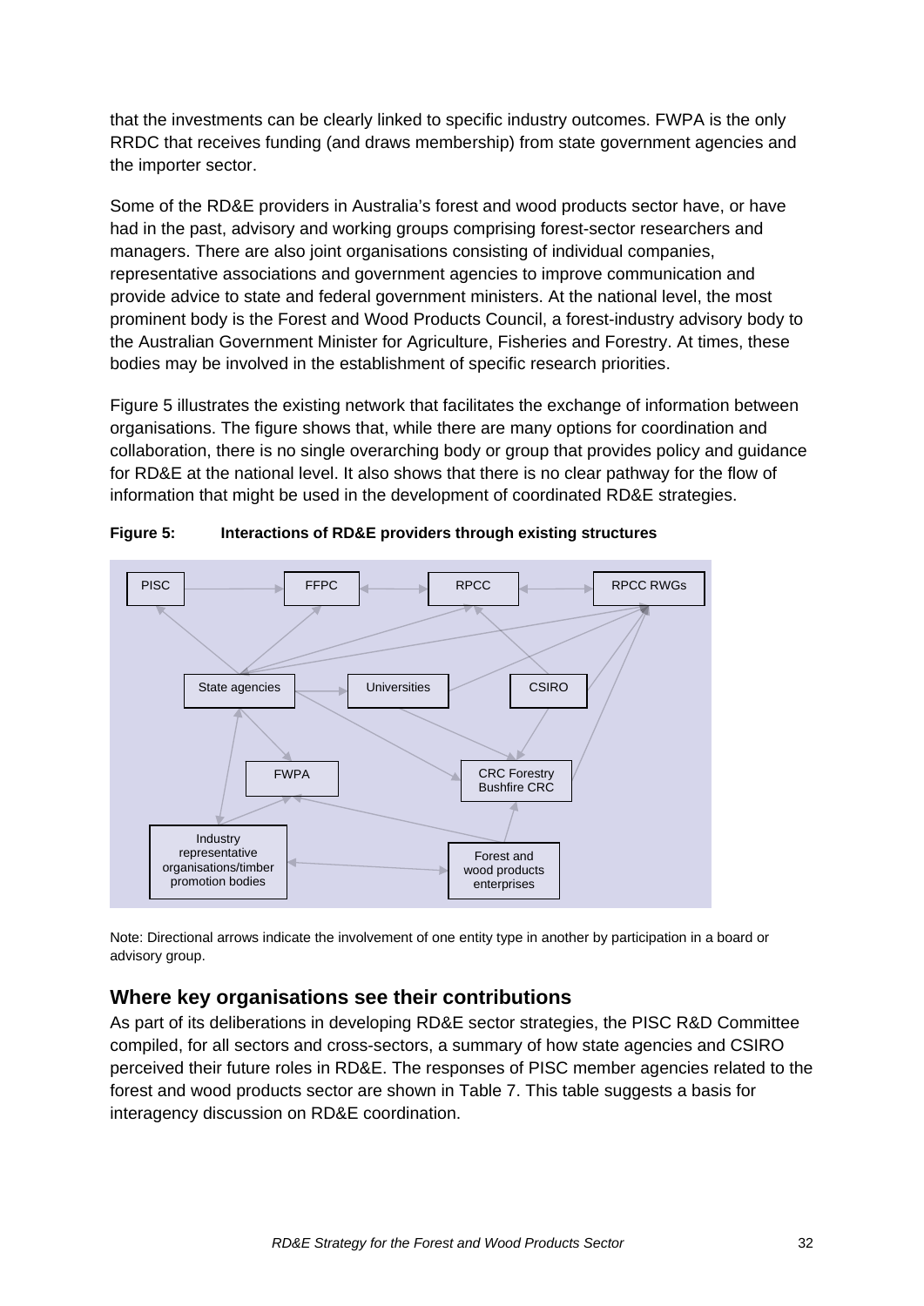that the investments can be clearly linked to specific industry outcomes. FWPA is the only RRDC that receives funding (and draws membership) from state government agencies and the importer sector.

Some of the RD&E providers in Australia's forest and wood products sector have, or have had in the past, advisory and working groups comprising forest-sector researchers and managers. There are also joint organisations consisting of individual companies, representative associations and government agencies to improve communication and provide advice to state and federal government ministers. At the national level, the most prominent body is the Forest and Wood Products Council, a forest-industry advisory body to the Australian Government Minister for Agriculture, Fisheries and Forestry. At times, these bodies may be involved in the establishment of specific research priorities.

Figure 5 illustrates the existing network that facilitates the exchange of information between organisations. The figure shows that, while there are many options for coordination and collaboration, there is no single overarching body or group that provides policy and guidance for RD&E at the national level. It also shows that there is no clear pathway for the flow of information that might be used in the development of coordinated RD&E strategies.

**Figure 5: Interactions of RD&E providers through existing structures**

PISC, FFPC, RPCC, RPCC RWGs, State agencies, Universities, CSIRO, FWPA, CRC Forestry Bushfire CRC, Industry representative organisations/timber promotion bodies, Forest and wood products enterprises

Note: Directional arrows indicate the involvement of one entity type in another by participation in a board or advisory group.

## Where key organisations see their contributions

As part of its deliberations in developing RD&E sector strategies, the PISC R&D Committee compiled, for all sectors and cross-sectors, a summary of how state agencies and CSIRO perceived their future roles in RD&E. The responses of PISC member agencies related to the forest and wood products sector are shown in Table 7. This table suggests a basis for interagency discussion on RD&E coordination.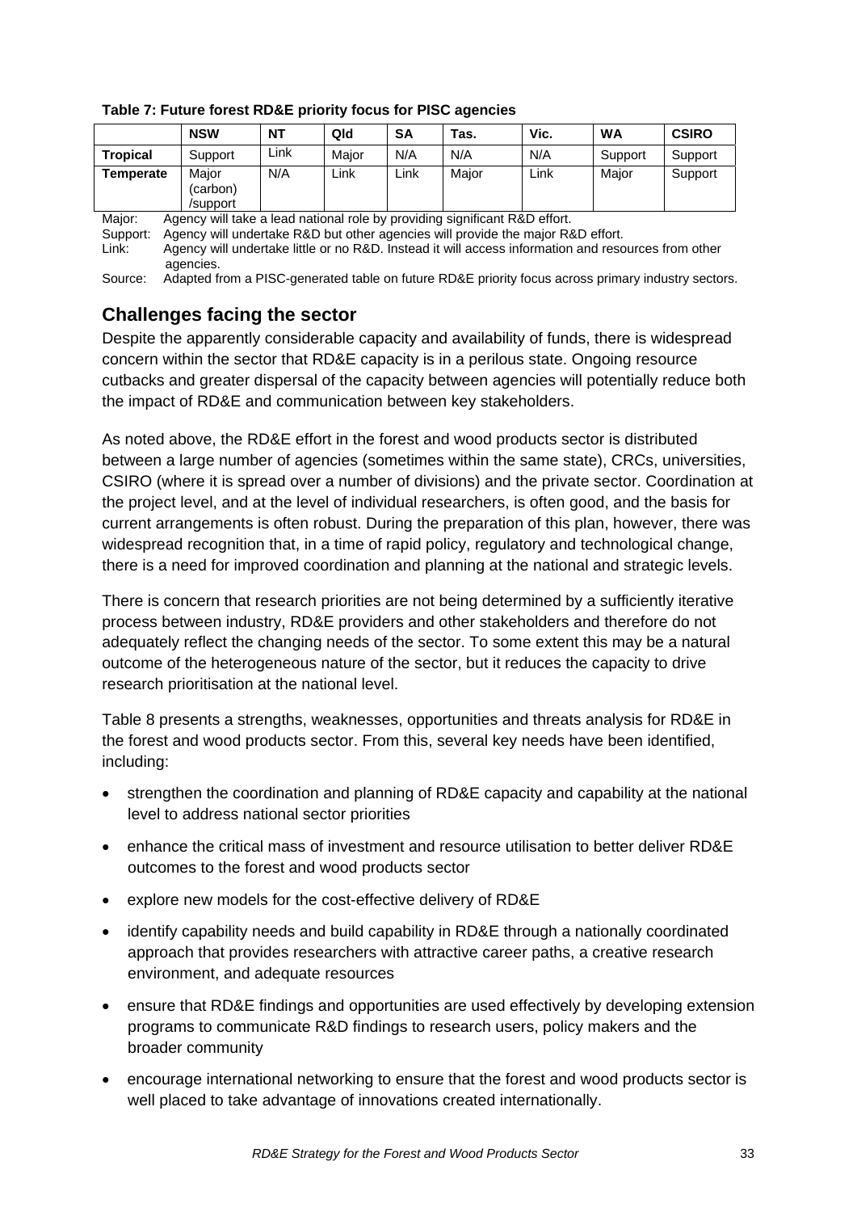**Table 7: Future forest RD&E priority focus for PISC agencies**

| | NSW | NT | Qld | SA | Tas. | Vic. | WA | CSIRO |
|---|---|---|---|---|---|---|---|---|
| **Tropical** | Support | Link | Major | N/A | N/A | N/A | Support | Support |
| **Temperate** | Major (carbon) /support | N/A | Link | Link | Major | Link | Major | Support |

Major: Agency will take a lead national role by providing significant R&D effort.
Support: Agency will undertake R&D but other agencies will provide the major R&D effort.
Link: Agency will undertake little or no R&D. Instead it will access information and resources from other agencies.
Source: Adapted from a PISC-generated table on future RD&E priority focus across primary industry sectors.

## Challenges facing the sector

Despite the apparently considerable capacity and availability of funds, there is widespread concern within the sector that RD&E capacity is in a perilous state. Ongoing resource cutbacks and greater dispersal of the capacity between agencies will potentially reduce both the impact of RD&E and communication between key stakeholders.

As noted above, the RD&E effort in the forest and wood products sector is distributed between a large number of agencies (sometimes within the same state), CRCs, universities, CSIRO (where it is spread over a number of divisions) and the private sector. Coordination at the project level, and at the level of individual researchers, is often good, and the basis for current arrangements is often robust. During the preparation of this plan, however, there was widespread recognition that, in a time of rapid policy, regulatory and technological change, there is a need for improved coordination and planning at the national and strategic levels.

There is concern that research priorities are not being determined by a sufficiently iterative process between industry, RD&E providers and other stakeholders and therefore do not adequately reflect the changing needs of the sector. To some extent this may be a natural outcome of the heterogeneous nature of the sector, but it reduces the capacity to drive research prioritisation at the national level.

Table 8 presents a strengths, weaknesses, opportunities and threats analysis for RD&E in the forest and wood products sector. From this, several key needs have been identified, including:

- strengthen the coordination and planning of RD&E capacity and capability at the national level to address national sector priorities
- enhance the critical mass of investment and resource utilisation to better deliver RD&E outcomes to the forest and wood products sector
- explore new models for the cost-effective delivery of RD&E
- identify capability needs and build capability in RD&E through a nationally coordinated approach that provides researchers with attractive career paths, a creative research environment, and adequate resources
- ensure that RD&E findings and opportunities are used effectively by developing extension programs to communicate R&D findings to research users, policy makers and the broader community
- encourage international networking to ensure that the forest and wood products sector is well placed to take advantage of innovations created internationally.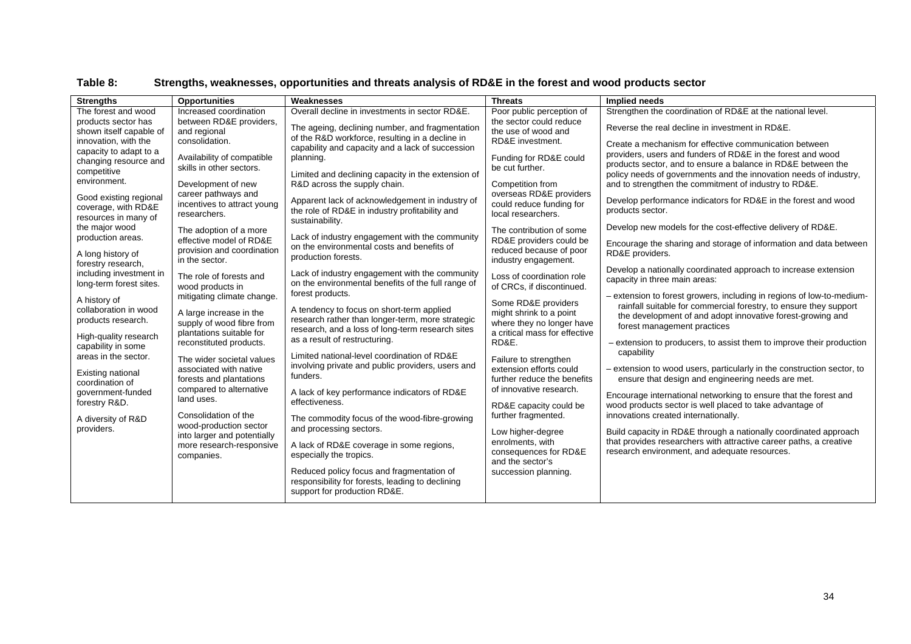**Table 8: Strengths, weaknesses, opportunities and threats analysis of RD&E in the forest and wood products sector**

| Strengths | Opportunities | Weaknesses | Threats | Implied needs |
|---|---|---|---|---|
| The forest and wood products sector has shown itself capable of innovation, with the capacity to adapt to a changing resource and competitive environment.<br><br>Good existing regional coverage, with RD&E resources in many of the major wood production areas.<br><br>A long history of forestry research, including investment in long-term forest sites.<br><br>A history of collaboration in wood products research.<br><br>High-quality research capability in some areas in the sector.<br><br>Existing national coordination of government-funded forestry R&D.<br><br>A diversity of R&D providers. | Increased coordination between RD&E providers, and regional consolidation.<br><br>Availability of compatible skills in other sectors.<br><br>Development of new career pathways and incentives to attract young researchers.<br><br>The adoption of a more effective model of RD&E provision and coordination in the sector.<br><br>The role of forests and wood products in mitigating climate change.<br><br>A large increase in the supply of wood fibre from plantations suitable for reconstituted products.<br><br>The wider societal values associated with native forests and plantations compared to alternative land uses.<br><br>Consolidation of the wood-production sector into larger and potentially more research-responsive companies. | Overall decline in investments in sector RD&E.<br><br>The ageing, declining number, and fragmentation of the R&D workforce, resulting in a decline in capability and capacity and a lack of succession planning.<br><br>Limited and declining capacity in the extension of R&D across the supply chain.<br><br>Apparent lack of acknowledgement in industry of the role of RD&E in industry profitability and sustainability.<br><br>Lack of industry engagement with the community on the environmental costs and benefits of production forests.<br><br>Lack of industry engagement with the community on the environmental benefits of the full range of forest products.<br><br>A tendency to focus on short-term applied research rather than longer-term, more strategic research, and a loss of long-term research sites as a result of restructuring.<br><br>Limited national-level coordination of RD&E involving private and public providers, users and funders.<br><br>A lack of key performance indicators of RD&E effectiveness.<br><br>The commodity focus of the wood-fibre-growing and processing sectors.<br><br>A lack of RD&E coverage in some regions, especially the tropics.<br><br>Reduced policy focus and fragmentation of responsibility for forests, leading to declining support for production RD&E. | Poor public perception of the sector could reduce the use of wood and RD&E investment.<br><br>Funding for RD&E could be cut further.<br><br>Competition from overseas RD&E providers could reduce funding for local researchers.<br><br>The contribution of some RD&E providers could be reduced because of poor industry engagement.<br><br>Loss of coordination role of CRCs, if discontinued.<br><br>Some RD&E providers might shrink to a point where they no longer have a critical mass for effective RD&E.<br><br>Failure to strengthen extension efforts could further reduce the benefits of innovative research.<br><br>RD&E capacity could be further fragmented.<br><br>Low higher-degree enrolments, with consequences for RD&E and the sector's succession planning. | Strengthen the coordination of RD&E at the national level.<br><br>Reverse the real decline in investment in RD&E.<br><br>Create a mechanism for effective communication between providers, users and funders of RD&E in the forest and wood products sector, and to ensure a balance in RD&E between the policy needs of governments and the innovation needs of industry, and to strengthen the commitment of industry to RD&E.<br><br>Develop performance indicators for RD&E in the forest and wood products sector.<br><br>Develop new models for the cost-effective delivery of RD&E.<br><br>Encourage the sharing and storage of information and data between RD&E providers.<br><br>Develop a nationally coordinated approach to increase extension capacity in three main areas:<br><br>– extension to forest growers, including in regions of low-to-medium-rainfall suitable for commercial forestry, to ensure they support the development of and adopt innovative forest-growing and forest management practices<br><br>– extension to producers, to assist them to improve their production capability<br><br>– extension to wood users, particularly in the construction sector, to ensure that design and engineering needs are met.<br><br>Encourage international networking to ensure that the forest and wood products sector is well placed to take advantage of innovations created internationally.<br><br>Build capacity in RD&E through a nationally coordinated approach that provides researchers with attractive career paths, a creative research environment, and adequate resources. |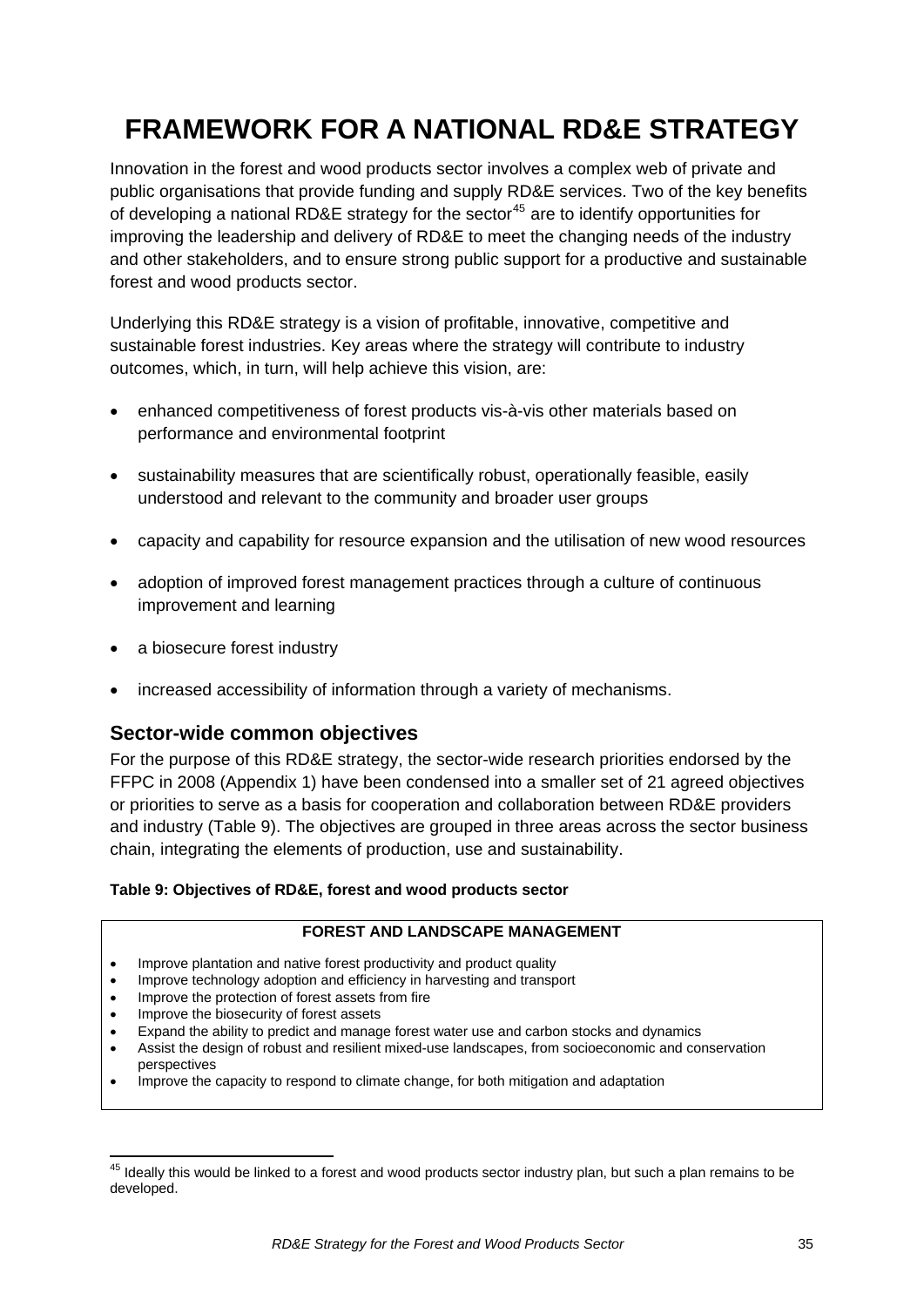# FRAMEWORK FOR A NATIONAL RD&E STRATEGY

Innovation in the forest and wood products sector involves a complex web of private and public organisations that provide funding and supply RD&E services. Two of the key benefits of developing a national RD&E strategy for the sector[45] are to identify opportunities for improving the leadership and delivery of RD&E to meet the changing needs of the industry and other stakeholders, and to ensure strong public support for a productive and sustainable forest and wood products sector.

Underlying this RD&E strategy is a vision of profitable, innovative, competitive and sustainable forest industries. Key areas where the strategy will contribute to industry outcomes, which, in turn, will help achieve this vision, are:

- enhanced competitiveness of forest products vis-à-vis other materials based on performance and environmental footprint
- sustainability measures that are scientifically robust, operationally feasible, easily understood and relevant to the community and broader user groups
- capacity and capability for resource expansion and the utilisation of new wood resources
- adoption of improved forest management practices through a culture of continuous improvement and learning
- a biosecure forest industry
- increased accessibility of information through a variety of mechanisms.

## Sector-wide common objectives

For the purpose of this RD&E strategy, the sector-wide research priorities endorsed by the FFPC in 2008 (Appendix 1) have been condensed into a smaller set of 21 agreed objectives or priorities to serve as a basis for cooperation and collaboration between RD&E providers and industry (Table 9). The objectives are grouped in three areas across the sector business chain, integrating the elements of production, use and sustainability.

**Table 9: Objectives of RD&E, forest and wood products sector**

| FOREST AND LANDSCAPE MANAGEMENT |
|---|
| • Improve plantation and native forest productivity and product quality<br>• Improve technology adoption and efficiency in harvesting and transport<br>• Improve the protection of forest assets from fire<br>• Improve the biosecurity of forest assets<br>• Expand the ability to predict and manage forest water use and carbon stocks and dynamics<br>• Assist the design of robust and resilient mixed-use landscapes, from socioeconomic and conservation perspectives<br>• Improve the capacity to respond to climate change, for both mitigation and adaptation |

[45] Ideally this would be linked to a forest and wood products sector industry plan, but such a plan remains to be developed.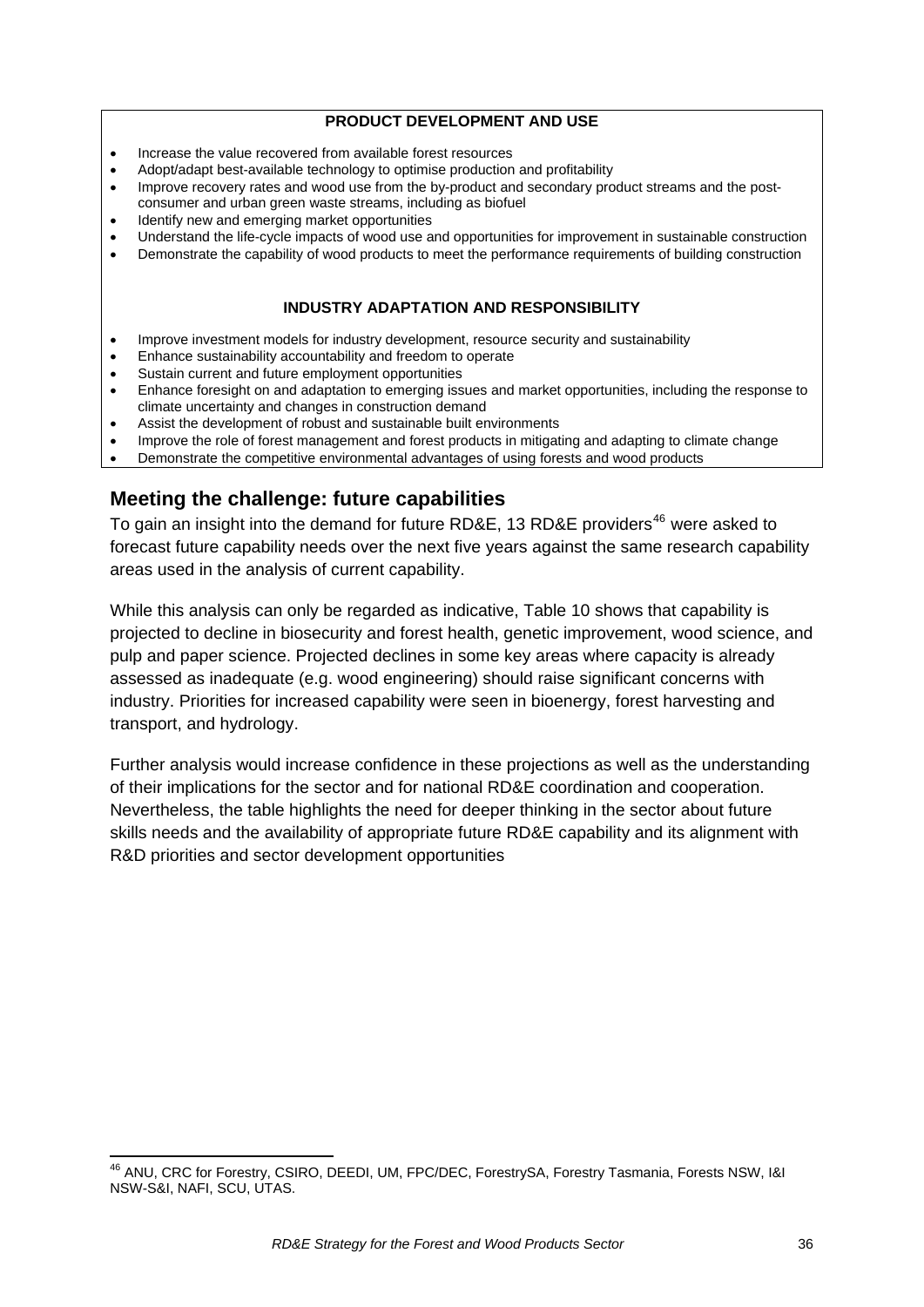**PRODUCT DEVELOPMENT AND USE**

- Increase the value recovered from available forest resources
- Adopt/adapt best-available technology to optimise production and profitability
- Improve recovery rates and wood use from the by-product and secondary product streams and the post-consumer and urban green waste streams, including as biofuel
- Identify new and emerging market opportunities
- Understand the life-cycle impacts of wood use and opportunities for improvement in sustainable construction
- Demonstrate the capability of wood products to meet the performance requirements of building construction

**INDUSTRY ADAPTATION AND RESPONSIBILITY**

- Improve investment models for industry development, resource security and sustainability
- Enhance sustainability accountability and freedom to operate
- Sustain current and future employment opportunities
- Enhance foresight on and adaptation to emerging issues and market opportunities, including the response to climate uncertainty and changes in construction demand
- Assist the development of robust and sustainable built environments
- Improve the role of forest management and forest products in mitigating and adapting to climate change
- Demonstrate the competitive environmental advantages of using forests and wood products

## Meeting the challenge: future capabilities

To gain an insight into the demand for future RD&E, 13 RD&E providers[46] were asked to forecast future capability needs over the next five years against the same research capability areas used in the analysis of current capability.

While this analysis can only be regarded as indicative, Table 10 shows that capability is projected to decline in biosecurity and forest health, genetic improvement, wood science, and pulp and paper science. Projected declines in some key areas where capacity is already assessed as inadequate (e.g. wood engineering) should raise significant concerns with industry. Priorities for increased capability were seen in bioenergy, forest harvesting and transport, and hydrology.

Further analysis would increase confidence in these projections as well as the understanding of their implications for the sector and for national RD&E coordination and cooperation. Nevertheless, the table highlights the need for deeper thinking in the sector about future skills needs and the availability of appropriate future RD&E capability and its alignment with R&D priorities and sector development opportunities

[46] ANU, CRC for Forestry, CSIRO, DEEDI, UM, FPC/DEC, ForestrySA, Forestry Tasmania, Forests NSW, I&I NSW-S&I, NAFI, SCU, UTAS.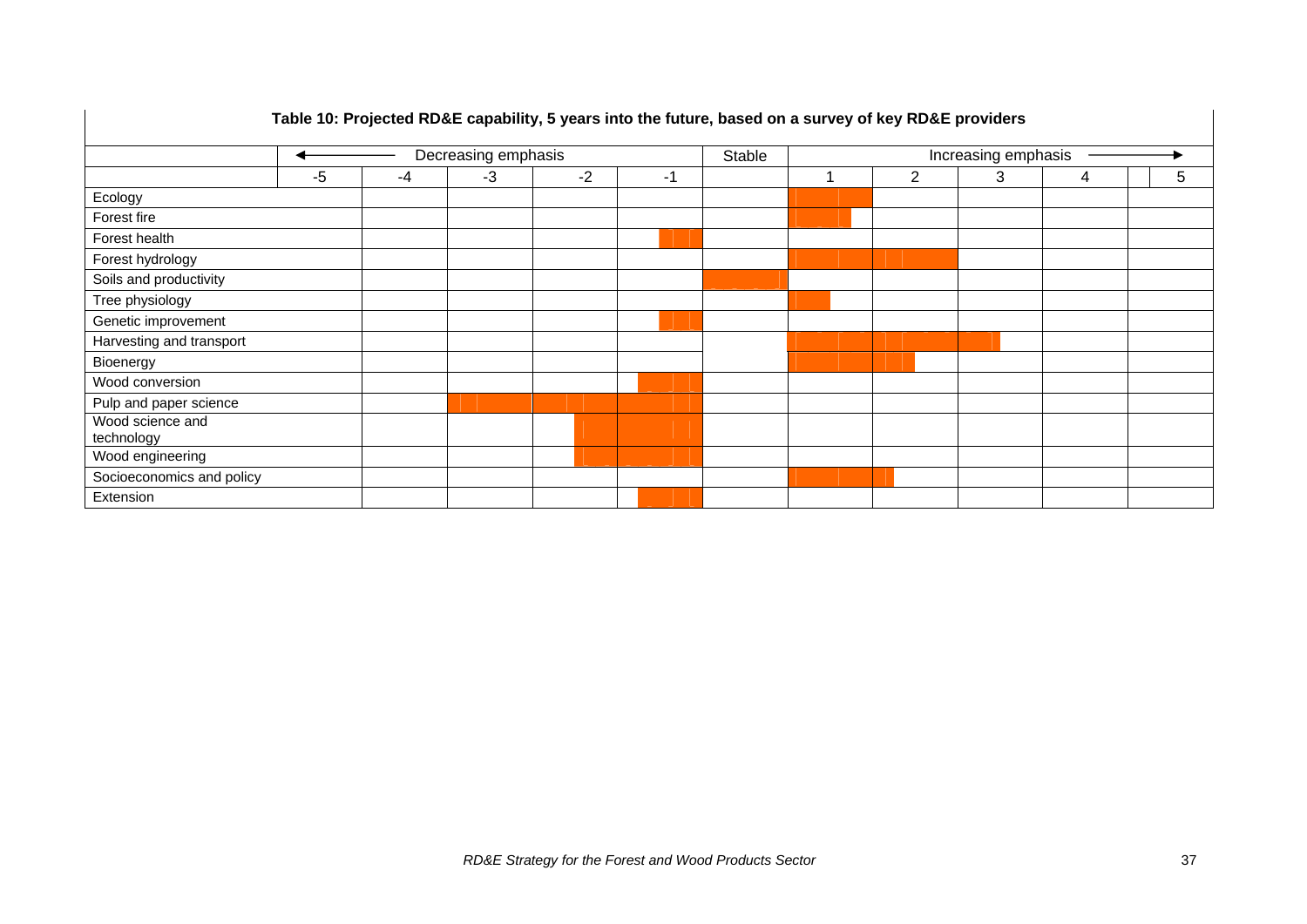**Table 10: Projected RD&E capability, 5 years into the future, based on a survey of key RD&E providers**

Shaded cells in the original are marked ■.

| | ← Decreasing emphasis | | | | | Stable | Increasing emphasis → | | | | |
|---|---|---|---|---|---|---|---|---|---|---|---|
| | -5 | -4 | -3 | -2 | -1 | | 1 | 2 | 3 | 4 | 5 |
| Ecology | | | | | | | ■ | | | | |
| Forest fire | | | | | | | ■ | | | | |
| Forest health | | | | | ■ | | | | | | |
| Forest hydrology | | | | | | | ■ | ■ | | | |
| Soils and productivity | | | | | | ■ | | | | | |
| Tree physiology | | | | | | | ■ | | | | |
| Genetic improvement | | | | | ■ | | | | | | |
| Harvesting and transport | | | | | | | ■ | ■ | ■ | | |
| Bioenergy | | | | | | | ■ | ■ | | | |
| Wood conversion | | | | | ■ | | | | | | |
| Pulp and paper science | | | ■ | ■ | ■ | | | | | | |
| Wood science and technology | | | | ■ | ■ | | | | | | |
| Wood engineering | | | | ■ | ■ | | | | | | |
| Socioeconomics and policy | | | | | | | ■ | ■ | | | |
| Extension | | | | | ■ | | | | | | |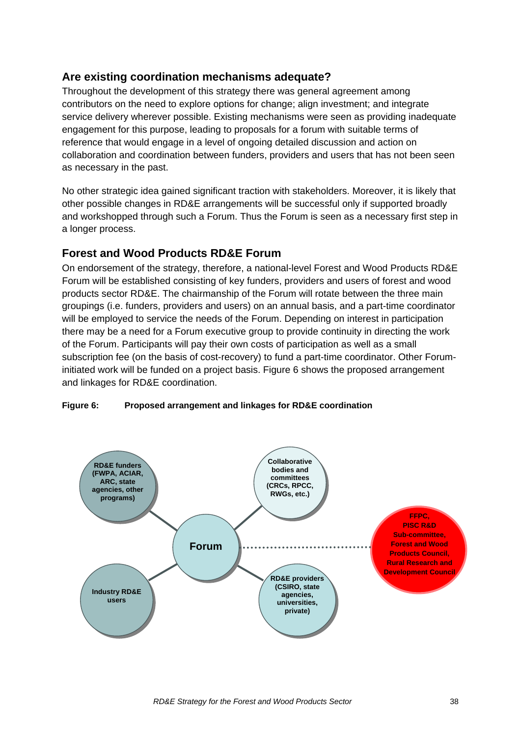## Are existing coordination mechanisms adequate?

Throughout the development of this strategy there was general agreement among contributors on the need to explore options for change; align investment; and integrate service delivery wherever possible. Existing mechanisms were seen as providing inadequate engagement for this purpose, leading to proposals for a forum with suitable terms of reference that would engage in a level of ongoing detailed discussion and action on collaboration and coordination between funders, providers and users that has not been seen as necessary in the past.

No other strategic idea gained significant traction with stakeholders. Moreover, it is likely that other possible changes in RD&E arrangements will be successful only if supported broadly and workshopped through such a Forum. Thus the Forum is seen as a necessary first step in a longer process.

## Forest and Wood Products RD&E Forum

On endorsement of the strategy, therefore, a national-level Forest and Wood Products RD&E Forum will be established consisting of key funders, providers and users of forest and wood products sector RD&E. The chairmanship of the Forum will rotate between the three main groupings (i.e. funders, providers and users) on an annual basis, and a part-time coordinator will be employed to service the needs of the Forum. Depending on interest in participation there may be a need for a Forum executive group to provide continuity in directing the work of the Forum. Participants will pay their own costs of participation as well as a small subscription fee (on the basis of cost-recovery) to fund a part-time coordinator. Other Forum-initiated work will be funded on a project basis. Figure 6 shows the proposed arrangement and linkages for RD&E coordination.

**Figure 6: Proposed arrangement and linkages for RD&E coordination**

- **Forum**
- **RD&E funders (FWPA, ACIAR, ARC, state agencies, other programs)**
- **Collaborative bodies and committees (CRCs, RPCC, RWGs, etc.)**
- **Industry RD&E users**
- **RD&E providers (CSIRO, state agencies, universities, private)**
- **FFPC, PISC R&D Sub-committee, Forest and Wood Products Council, Rural Research and Development Council** (dotted linkage to Forum)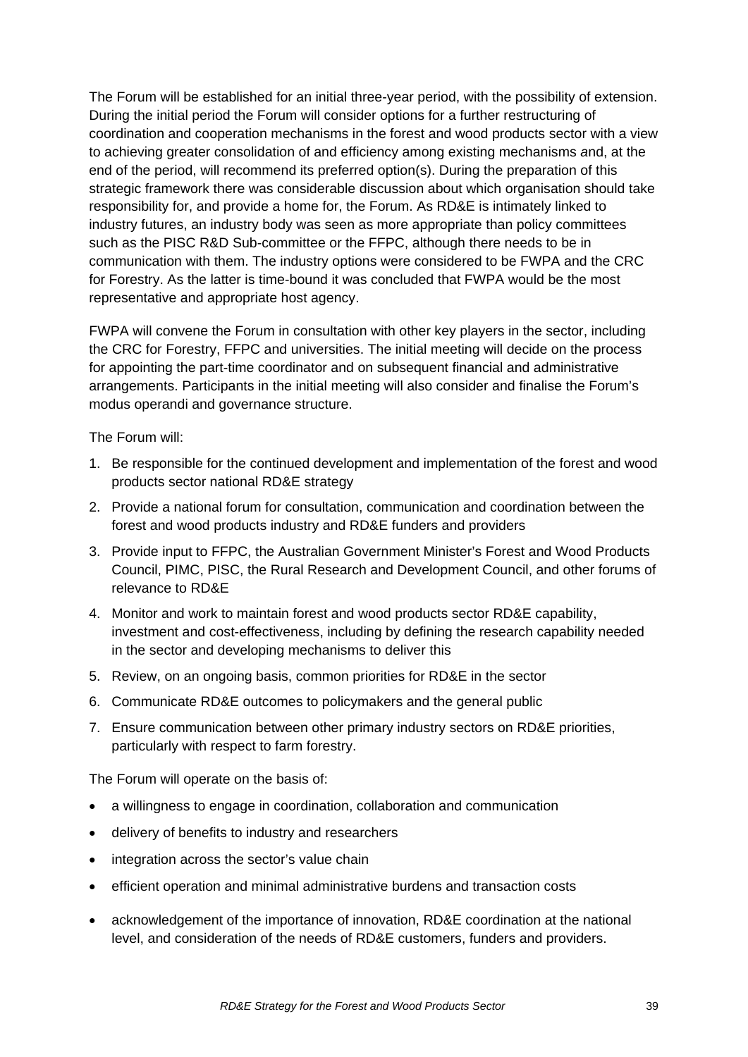The Forum will be established for an initial three-year period, with the possibility of extension. During the initial period the Forum will consider options for a further restructuring of coordination and cooperation mechanisms in the forest and wood products sector with a view to achieving greater consolidation of and efficiency among existing mechanisms and, at the end of the period, will recommend its preferred option(s). During the preparation of this strategic framework there was considerable discussion about which organisation should take responsibility for, and provide a home for, the Forum. As RD&E is intimately linked to industry futures, an industry body was seen as more appropriate than policy committees such as the PISC R&D Sub-committee or the FFPC, although there needs to be in communication with them. The industry options were considered to be FWPA and the CRC for Forestry. As the latter is time-bound it was concluded that FWPA would be the most representative and appropriate host agency.

FWPA will convene the Forum in consultation with other key players in the sector, including the CRC for Forestry, FFPC and universities. The initial meeting will decide on the process for appointing the part-time coordinator and on subsequent financial and administrative arrangements. Participants in the initial meeting will also consider and finalise the Forum's modus operandi and governance structure.

The Forum will:

1. Be responsible for the continued development and implementation of the forest and wood products sector national RD&E strategy
2. Provide a national forum for consultation, communication and coordination between the forest and wood products industry and RD&E funders and providers
3. Provide input to FFPC, the Australian Government Minister's Forest and Wood Products Council, PIMC, PISC, the Rural Research and Development Council, and other forums of relevance to RD&E
4. Monitor and work to maintain forest and wood products sector RD&E capability, investment and cost-effectiveness, including by defining the research capability needed in the sector and developing mechanisms to deliver this
5. Review, on an ongoing basis, common priorities for RD&E in the sector
6. Communicate RD&E outcomes to policymakers and the general public
7. Ensure communication between other primary industry sectors on RD&E priorities, particularly with respect to farm forestry.

The Forum will operate on the basis of:

- a willingness to engage in coordination, collaboration and communication
- delivery of benefits to industry and researchers
- integration across the sector's value chain
- efficient operation and minimal administrative burdens and transaction costs
- acknowledgement of the importance of innovation, RD&E coordination at the national level, and consideration of the needs of RD&E customers, funders and providers.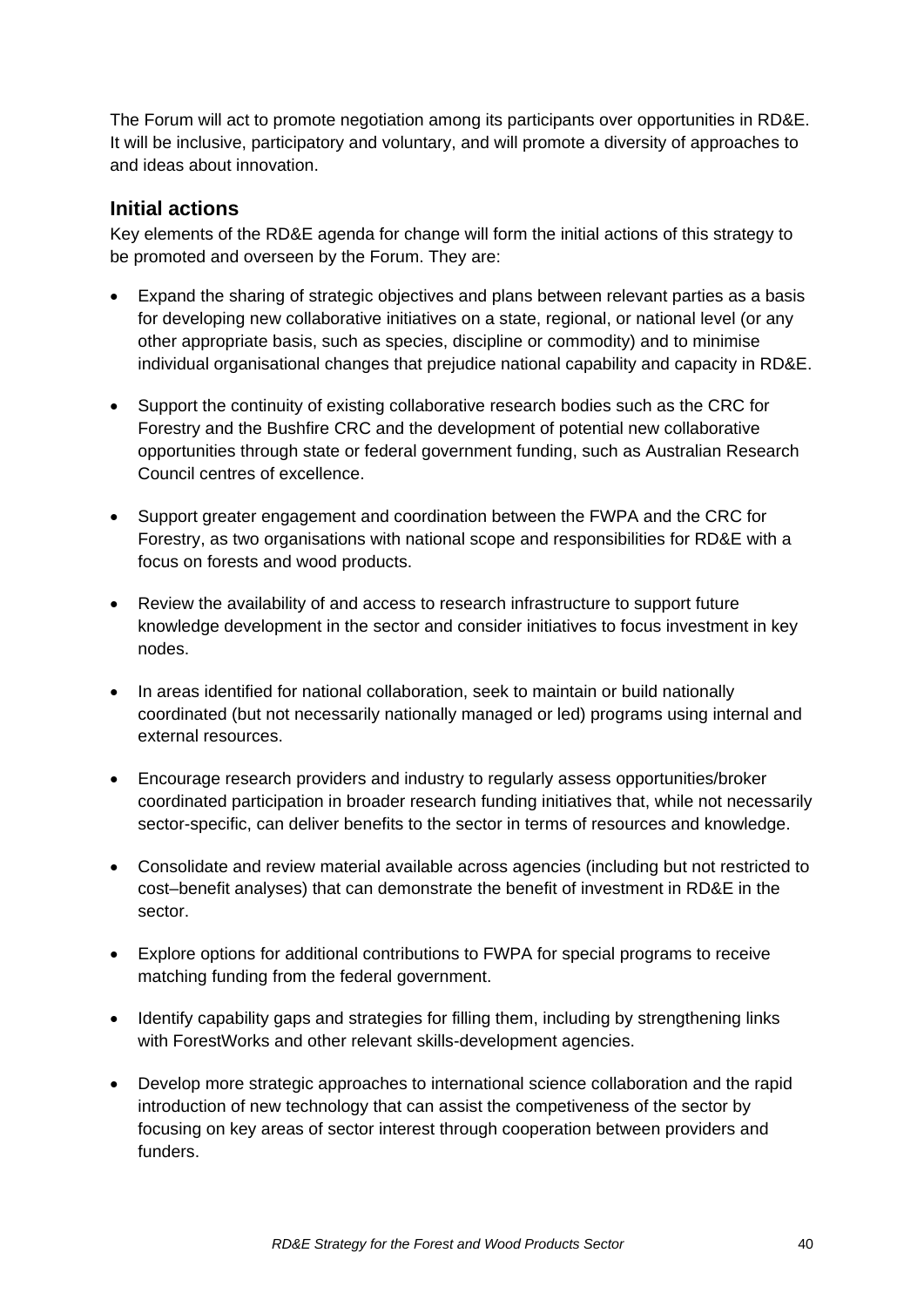The Forum will act to promote negotiation among its participants over opportunities in RD&E. It will be inclusive, participatory and voluntary, and will promote a diversity of approaches to and ideas about innovation.

## Initial actions

Key elements of the RD&E agenda for change will form the initial actions of this strategy to be promoted and overseen by the Forum. They are:

- Expand the sharing of strategic objectives and plans between relevant parties as a basis for developing new collaborative initiatives on a state, regional, or national level (or any other appropriate basis, such as species, discipline or commodity) and to minimise individual organisational changes that prejudice national capability and capacity in RD&E.
- Support the continuity of existing collaborative research bodies such as the CRC for Forestry and the Bushfire CRC and the development of potential new collaborative opportunities through state or federal government funding, such as Australian Research Council centres of excellence.
- Support greater engagement and coordination between the FWPA and the CRC for Forestry, as two organisations with national scope and responsibilities for RD&E with a focus on forests and wood products.
- Review the availability of and access to research infrastructure to support future knowledge development in the sector and consider initiatives to focus investment in key nodes.
- In areas identified for national collaboration, seek to maintain or build nationally coordinated (but not necessarily nationally managed or led) programs using internal and external resources.
- Encourage research providers and industry to regularly assess opportunities/broker coordinated participation in broader research funding initiatives that, while not necessarily sector-specific, can deliver benefits to the sector in terms of resources and knowledge.
- Consolidate and review material available across agencies (including but not restricted to cost–benefit analyses) that can demonstrate the benefit of investment in RD&E in the sector.
- Explore options for additional contributions to FWPA for special programs to receive matching funding from the federal government.
- Identify capability gaps and strategies for filling them, including by strengthening links with ForestWorks and other relevant skills-development agencies.
- Develop more strategic approaches to international science collaboration and the rapid introduction of new technology that can assist the competiveness of the sector by focusing on key areas of sector interest through cooperation between providers and funders.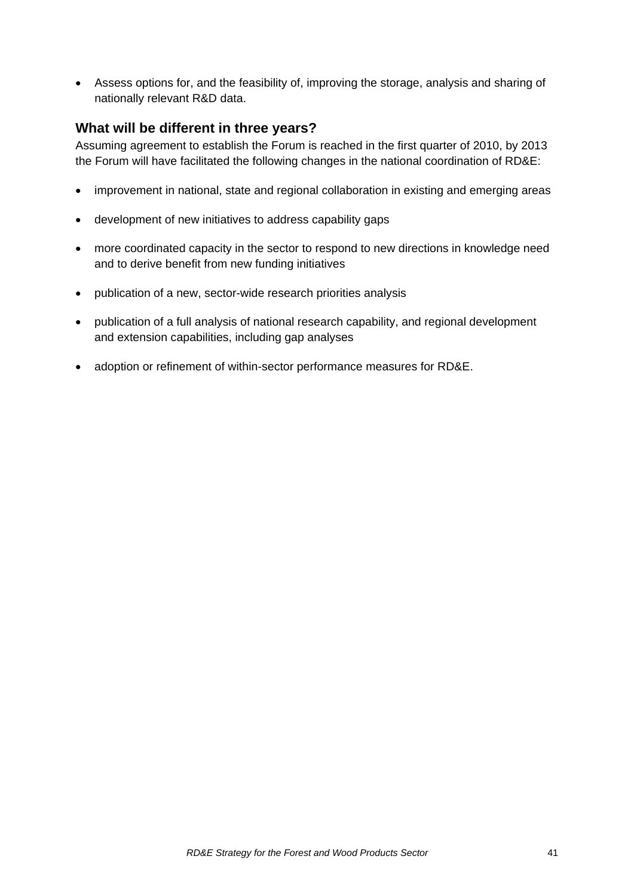- Assess options for, and the feasibility of, improving the storage, analysis and sharing of nationally relevant R&D data.

### What will be different in three years?

Assuming agreement to establish the Forum is reached in the first quarter of 2010, by 2013 the Forum will have facilitated the following changes in the national coordination of RD&E:

- improvement in national, state and regional collaboration in existing and emerging areas
- development of new initiatives to address capability gaps
- more coordinated capacity in the sector to respond to new directions in knowledge need and to derive benefit from new funding initiatives
- publication of a new, sector-wide research priorities analysis
- publication of a full analysis of national research capability, and regional development and extension capabilities, including gap analyses
- adoption or refinement of within-sector performance measures for RD&E.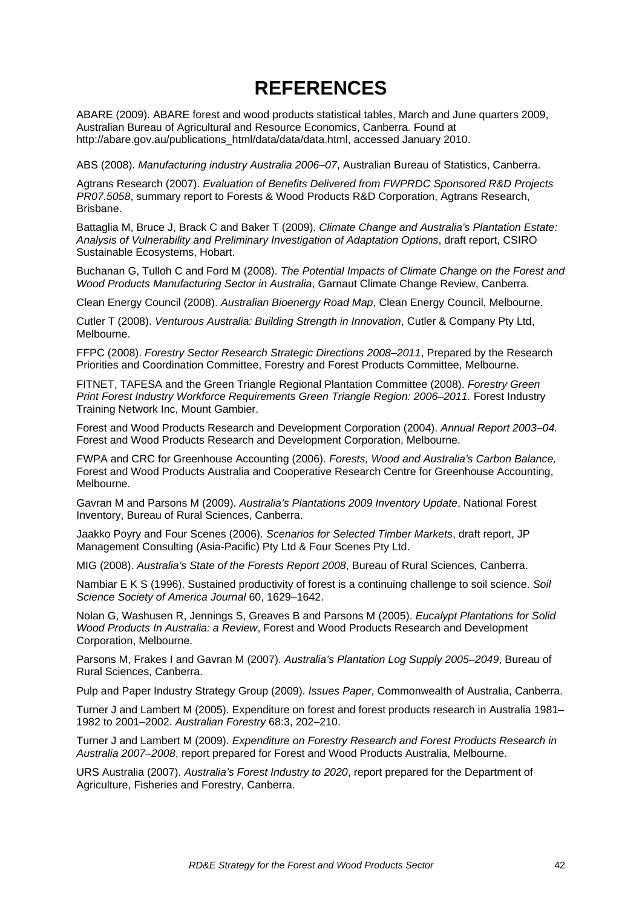# REFERENCES

ABARE (2009). ABARE forest and wood products statistical tables, March and June quarters 2009, Australian Bureau of Agricultural and Resource Economics, Canberra. Found at http://abare.gov.au/publications_html/data/data/data.html, accessed January 2010.

ABS (2008). *Manufacturing industry Australia 2006–07*, Australian Bureau of Statistics, Canberra.

Agtrans Research (2007). *Evaluation of Benefits Delivered from FWPRDC Sponsored R&D Projects PR07.5058*, summary report to Forests & Wood Products R&D Corporation, Agtrans Research, Brisbane.

Battaglia M, Bruce J, Brack C and Baker T (2009). *Climate Change and Australia's Plantation Estate: Analysis of Vulnerability and Preliminary Investigation of Adaptation Options*, draft report, CSIRO Sustainable Ecosystems, Hobart.

Buchanan G, Tulloh C and Ford M (2008). *The Potential Impacts of Climate Change on the Forest and Wood Products Manufacturing Sector in Australia*, Garnaut Climate Change Review, Canberra.

Clean Energy Council (2008). *Australian Bioenergy Road Map*, Clean Energy Council, Melbourne.

Cutler T (2008). *Venturous Australia: Building Strength in Innovation*, Cutler & Company Pty Ltd, Melbourne.

FFPC (2008). *Forestry Sector Research Strategic Directions 2008–2011*, Prepared by the Research Priorities and Coordination Committee, Forestry and Forest Products Committee, Melbourne.

FITNET, TAFESA and the Green Triangle Regional Plantation Committee (2008). *Forestry Green Print Forest Industry Workforce Requirements Green Triangle Region: 2006–2011.* Forest Industry Training Network Inc, Mount Gambier.

Forest and Wood Products Research and Development Corporation (2004). *Annual Report 2003–04.* Forest and Wood Products Research and Development Corporation, Melbourne.

FWPA and CRC for Greenhouse Accounting (2006). *Forests, Wood and Australia's Carbon Balance,* Forest and Wood Products Australia and Cooperative Research Centre for Greenhouse Accounting, Melbourne.

Gavran M and Parsons M (2009). *Australia's Plantations 2009 Inventory Update*, National Forest Inventory, Bureau of Rural Sciences, Canberra.

Jaakko Poyry and Four Scenes (2006). *Scenarios for Selected Timber Markets*, draft report, JP Management Consulting (Asia-Pacific) Pty Ltd & Four Scenes Pty Ltd.

MIG (2008). *Australia's State of the Forests Report 2008*, Bureau of Rural Sciences, Canberra.

Nambiar E K S (1996). Sustained productivity of forest is a continuing challenge to soil science. *Soil Science Society of America Journal* 60, 1629–1642.

Nolan G, Washusen R, Jennings S, Greaves B and Parsons M (2005). *Eucalypt Plantations for Solid Wood Products In Australia: a Review*, Forest and Wood Products Research and Development Corporation, Melbourne.

Parsons M, Frakes I and Gavran M (2007). *Australia's Plantation Log Supply 2005–2049*, Bureau of Rural Sciences, Canberra.

Pulp and Paper Industry Strategy Group (2009). *Issues Paper*, Commonwealth of Australia, Canberra.

Turner J and Lambert M (2005). Expenditure on forest and forest products research in Australia 1981–1982 to 2001–2002. *Australian Forestry* 68:3, 202–210.

Turner J and Lambert M (2009). *Expenditure on Forestry Research and Forest Products Research in Australia 2007–2008*, report prepared for Forest and Wood Products Australia, Melbourne.

URS Australia (2007). *Australia's Forest Industry to 2020*, report prepared for the Department of Agriculture, Fisheries and Forestry, Canberra.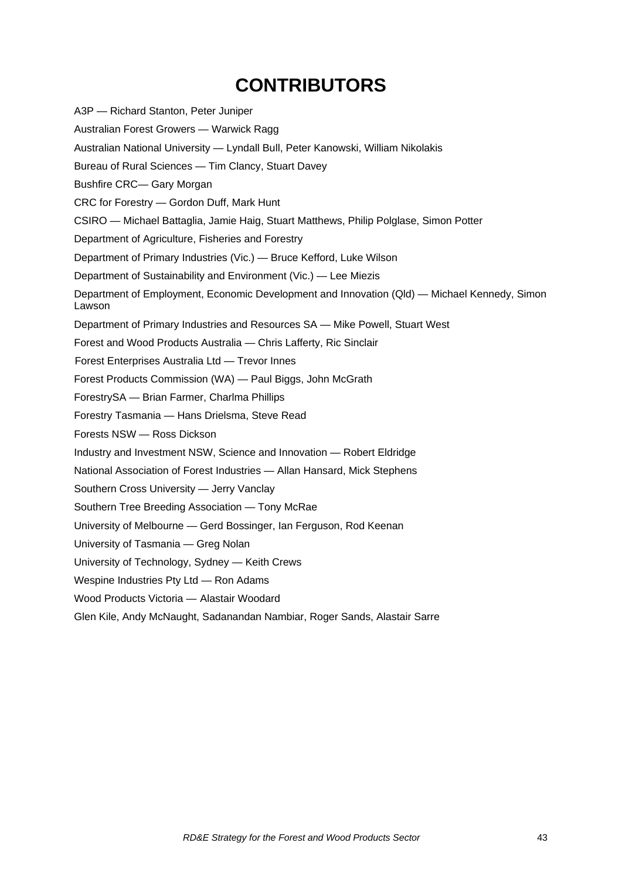# CONTRIBUTORS

A3P — Richard Stanton, Peter Juniper

Australian Forest Growers — Warwick Ragg

Australian National University — Lyndall Bull, Peter Kanowski, William Nikolakis

Bureau of Rural Sciences — Tim Clancy, Stuart Davey

Bushfire CRC— Gary Morgan

CRC for Forestry — Gordon Duff, Mark Hunt

CSIRO — Michael Battaglia, Jamie Haig, Stuart Matthews, Philip Polglase, Simon Potter

Department of Agriculture, Fisheries and Forestry

Department of Primary Industries (Vic.) — Bruce Kefford, Luke Wilson

Department of Sustainability and Environment (Vic.) — Lee Miezis

Department of Employment, Economic Development and Innovation (Qld) — Michael Kennedy, Simon Lawson

Department of Primary Industries and Resources SA — Mike Powell, Stuart West

Forest and Wood Products Australia — Chris Lafferty, Ric Sinclair

Forest Enterprises Australia Ltd — Trevor Innes

Forest Products Commission (WA) — Paul Biggs, John McGrath

ForestrySA — Brian Farmer, Charlma Phillips

Forestry Tasmania — Hans Drielsma, Steve Read

Forests NSW — Ross Dickson

Industry and Investment NSW, Science and Innovation — Robert Eldridge

National Association of Forest Industries — Allan Hansard, Mick Stephens

Southern Cross University — Jerry Vanclay

Southern Tree Breeding Association — Tony McRae

University of Melbourne — Gerd Bossinger, Ian Ferguson, Rod Keenan

University of Tasmania — Greg Nolan

University of Technology, Sydney — Keith Crews

Wespine Industries Pty Ltd — Ron Adams

Wood Products Victoria — Alastair Woodard

Glen Kile, Andy McNaught, Sadanandan Nambiar, Roger Sands, Alastair Sarre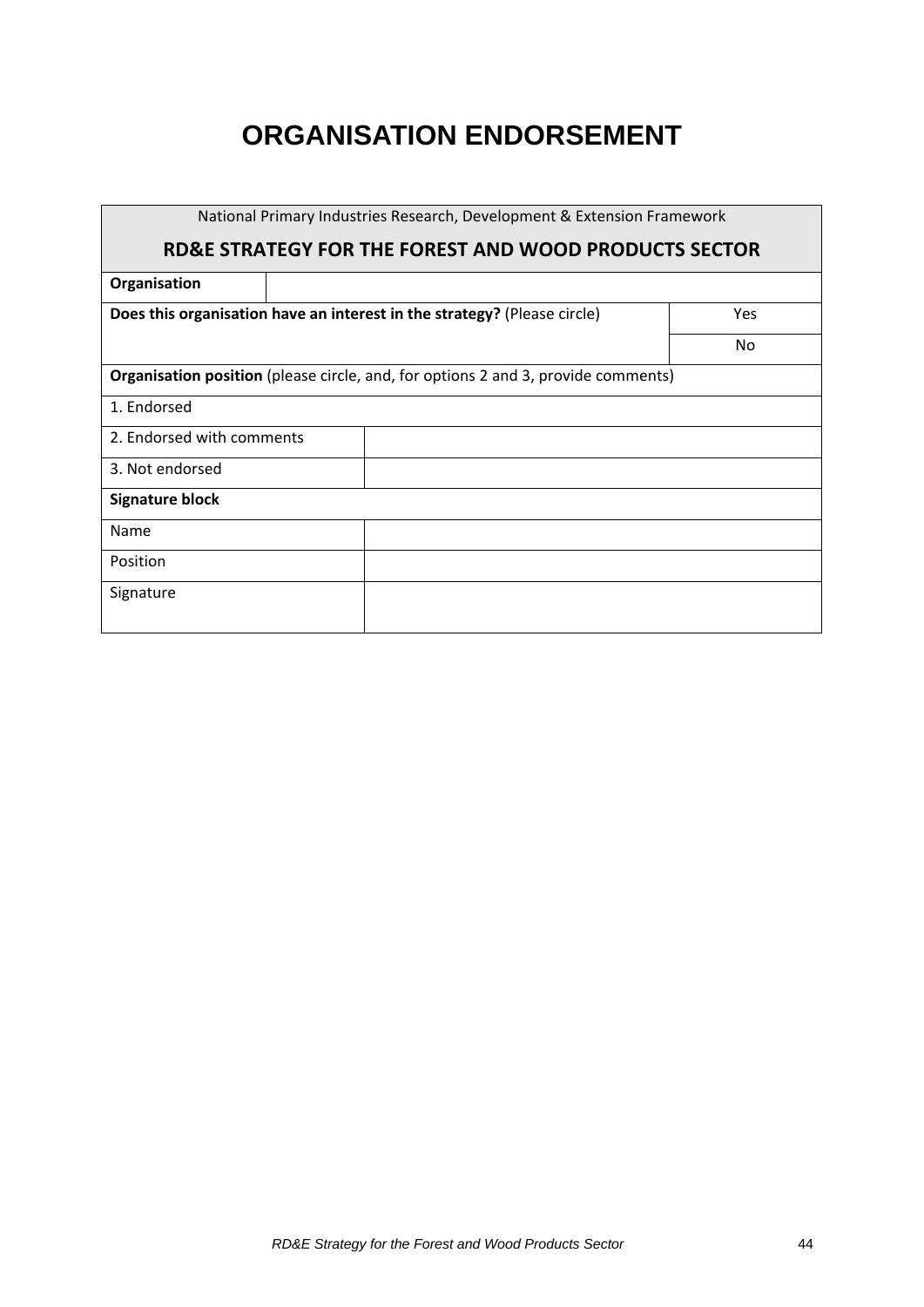# ORGANISATION ENDORSEMENT

| National Primary Industries Research, Development & Extension Framework<br>**RD&E STRATEGY FOR THE FOREST AND WOOD PRODUCTS SECTOR** | |
|---|---|
| **Organisation** | |
| **Does this organisation have an interest in the strategy?** (Please circle) | Yes |
| | No |
| **Organisation position** (please circle, and, for options 2 and 3, provide comments) | |
| 1. Endorsed | |
| 2. Endorsed with comments | |
| 3. Not endorsed | |
| **Signature block** | |
| Name | |
| Position | |
| Signature | |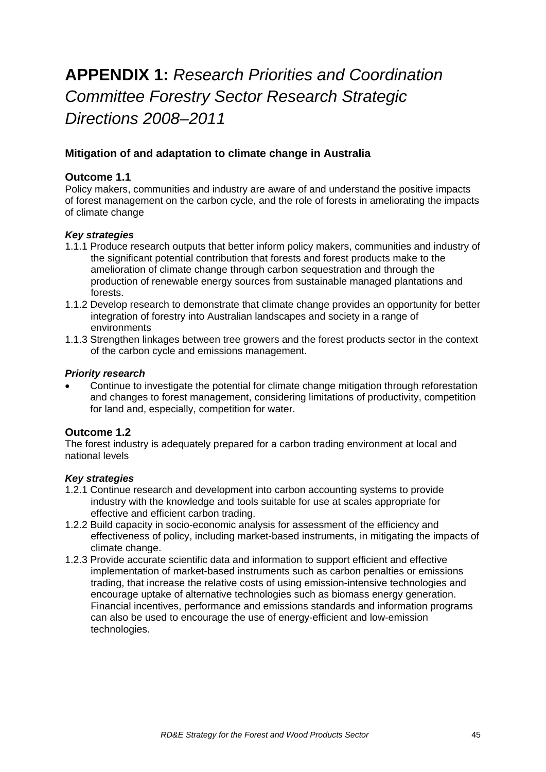# **APPENDIX 1:** *Research Priorities and Coordination Committee Forestry Sector Research Strategic Directions 2008–2011*

### Mitigation of and adaptation to climate change in Australia

### Outcome 1.1

Policy makers, communities and industry are aware of and understand the positive impacts of forest management on the carbon cycle, and the role of forests in ameliorating the impacts of climate change

#### *Key strategies*

1.1.1 Produce research outputs that better inform policy makers, communities and industry of the significant potential contribution that forests and forest products make to the amelioration of climate change through carbon sequestration and through the production of renewable energy sources from sustainable managed plantations and forests.

1.1.2 Develop research to demonstrate that climate change provides an opportunity for better integration of forestry into Australian landscapes and society in a range of environments

1.1.3 Strengthen linkages between tree growers and the forest products sector in the context of the carbon cycle and emissions management.

#### *Priority research*

- Continue to investigate the potential for climate change mitigation through reforestation and changes to forest management, considering limitations of productivity, competition for land and, especially, competition for water.

### Outcome 1.2

The forest industry is adequately prepared for a carbon trading environment at local and national levels

#### *Key strategies*

1.2.1 Continue research and development into carbon accounting systems to provide industry with the knowledge and tools suitable for use at scales appropriate for effective and efficient carbon trading.

1.2.2 Build capacity in socio-economic analysis for assessment of the efficiency and effectiveness of policy, including market-based instruments, in mitigating the impacts of climate change.

1.2.3 Provide accurate scientific data and information to support efficient and effective implementation of market-based instruments such as carbon penalties or emissions trading, that increase the relative costs of using emission-intensive technologies and encourage uptake of alternative technologies such as biomass energy generation. Financial incentives, performance and emissions standards and information programs can also be used to encourage the use of energy-efficient and low-emission technologies.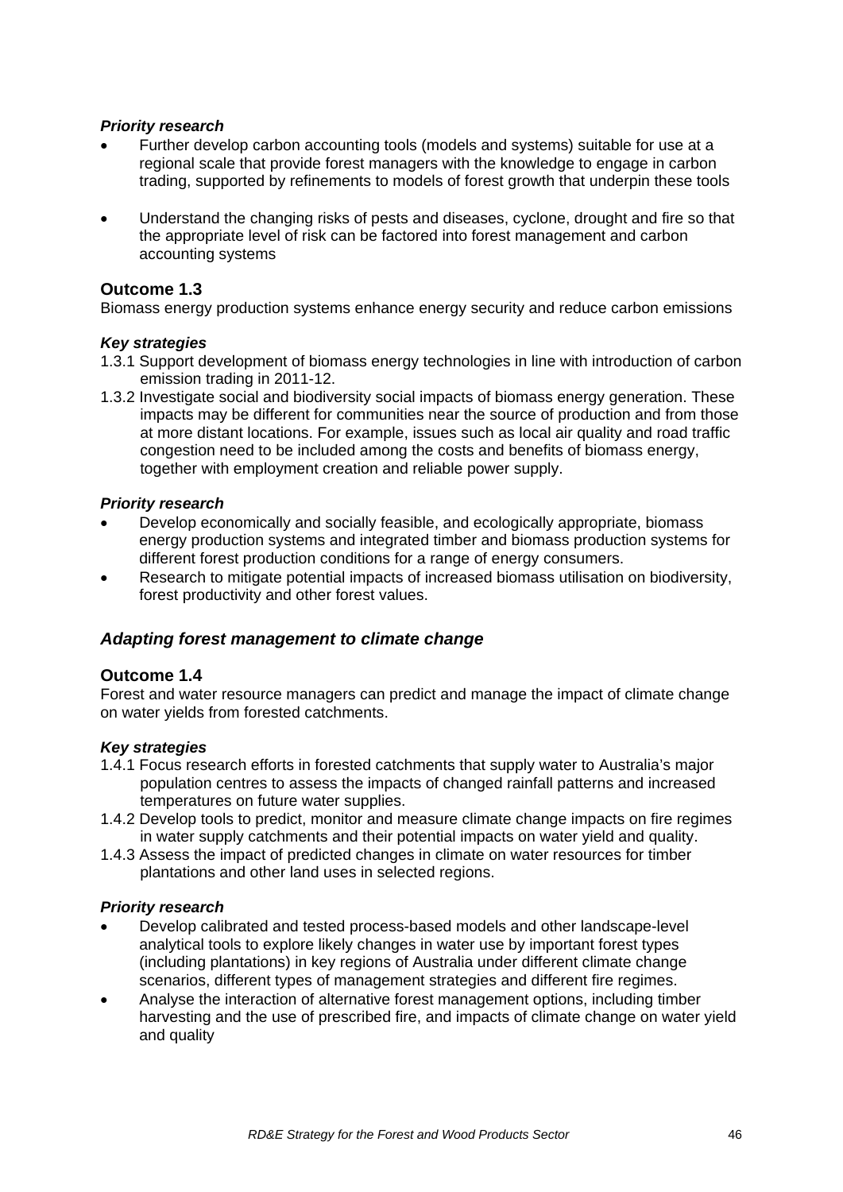***Priority research***

- Further develop carbon accounting tools (models and systems) suitable for use at a regional scale that provide forest managers with the knowledge to engage in carbon trading, supported by refinements to models of forest growth that underpin these tools
- Understand the changing risks of pests and diseases, cyclone, drought and fire so that the appropriate level of risk can be factored into forest management and carbon accounting systems

## Outcome 1.3

Biomass energy production systems enhance energy security and reduce carbon emissions

***Key strategies***

1.3.1 Support development of biomass energy technologies in line with introduction of carbon emission trading in 2011-12.

1.3.2 Investigate social and biodiversity social impacts of biomass energy generation. These impacts may be different for communities near the source of production and from those at more distant locations. For example, issues such as local air quality and road traffic congestion need to be included among the costs and benefits of biomass energy, together with employment creation and reliable power supply.

***Priority research***

- Develop economically and socially feasible, and ecologically appropriate, biomass energy production systems and integrated timber and biomass production systems for different forest production conditions for a range of energy consumers.
- Research to mitigate potential impacts of increased biomass utilisation on biodiversity, forest productivity and other forest values.

## *Adapting forest management to climate change*

## Outcome 1.4

Forest and water resource managers can predict and manage the impact of climate change on water yields from forested catchments.

***Key strategies***

1.4.1 Focus research efforts in forested catchments that supply water to Australia's major population centres to assess the impacts of changed rainfall patterns and increased temperatures on future water supplies.

1.4.2 Develop tools to predict, monitor and measure climate change impacts on fire regimes in water supply catchments and their potential impacts on water yield and quality.

1.4.3 Assess the impact of predicted changes in climate on water resources for timber plantations and other land uses in selected regions.

***Priority research***

- Develop calibrated and tested process-based models and other landscape-level analytical tools to explore likely changes in water use by important forest types (including plantations) in key regions of Australia under different climate change scenarios, different types of management strategies and different fire regimes.
- Analyse the interaction of alternative forest management options, including timber harvesting and the use of prescribed fire, and impacts of climate change on water yield and quality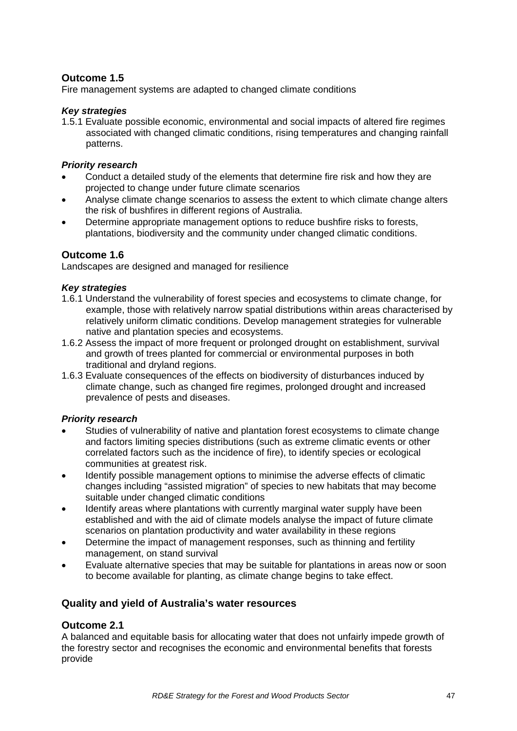### Outcome 1.5

Fire management systems are adapted to changed climate conditions

***Key strategies***

1.5.1 Evaluate possible economic, environmental and social impacts of altered fire regimes associated with changed climatic conditions, rising temperatures and changing rainfall patterns.

***Priority research***

- Conduct a detailed study of the elements that determine fire risk and how they are projected to change under future climate scenarios
- Analyse climate change scenarios to assess the extent to which climate change alters the risk of bushfires in different regions of Australia.
- Determine appropriate management options to reduce bushfire risks to forests, plantations, biodiversity and the community under changed climatic conditions.

### Outcome 1.6

Landscapes are designed and managed for resilience

***Key strategies***

1.6.1 Understand the vulnerability of forest species and ecosystems to climate change, for example, those with relatively narrow spatial distributions within areas characterised by relatively uniform climatic conditions. Develop management strategies for vulnerable native and plantation species and ecosystems.

1.6.2 Assess the impact of more frequent or prolonged drought on establishment, survival and growth of trees planted for commercial or environmental purposes in both traditional and dryland regions.

1.6.3 Evaluate consequences of the effects on biodiversity of disturbances induced by climate change, such as changed fire regimes, prolonged drought and increased prevalence of pests and diseases.

***Priority research***

- Studies of vulnerability of native and plantation forest ecosystems to climate change and factors limiting species distributions (such as extreme climatic events or other correlated factors such as the incidence of fire), to identify species or ecological communities at greatest risk.
- Identify possible management options to minimise the adverse effects of climatic changes including "assisted migration" of species to new habitats that may become suitable under changed climatic conditions
- Identify areas where plantations with currently marginal water supply have been established and with the aid of climate models analyse the impact of future climate scenarios on plantation productivity and water availability in these regions
- Determine the impact of management responses, such as thinning and fertility management, on stand survival
- Evaluate alternative species that may be suitable for plantations in areas now or soon to become available for planting, as climate change begins to take effect.

## Quality and yield of Australia's water resources

### Outcome 2.1

A balanced and equitable basis for allocating water that does not unfairly impede growth of the forestry sector and recognises the economic and environmental benefits that forests provide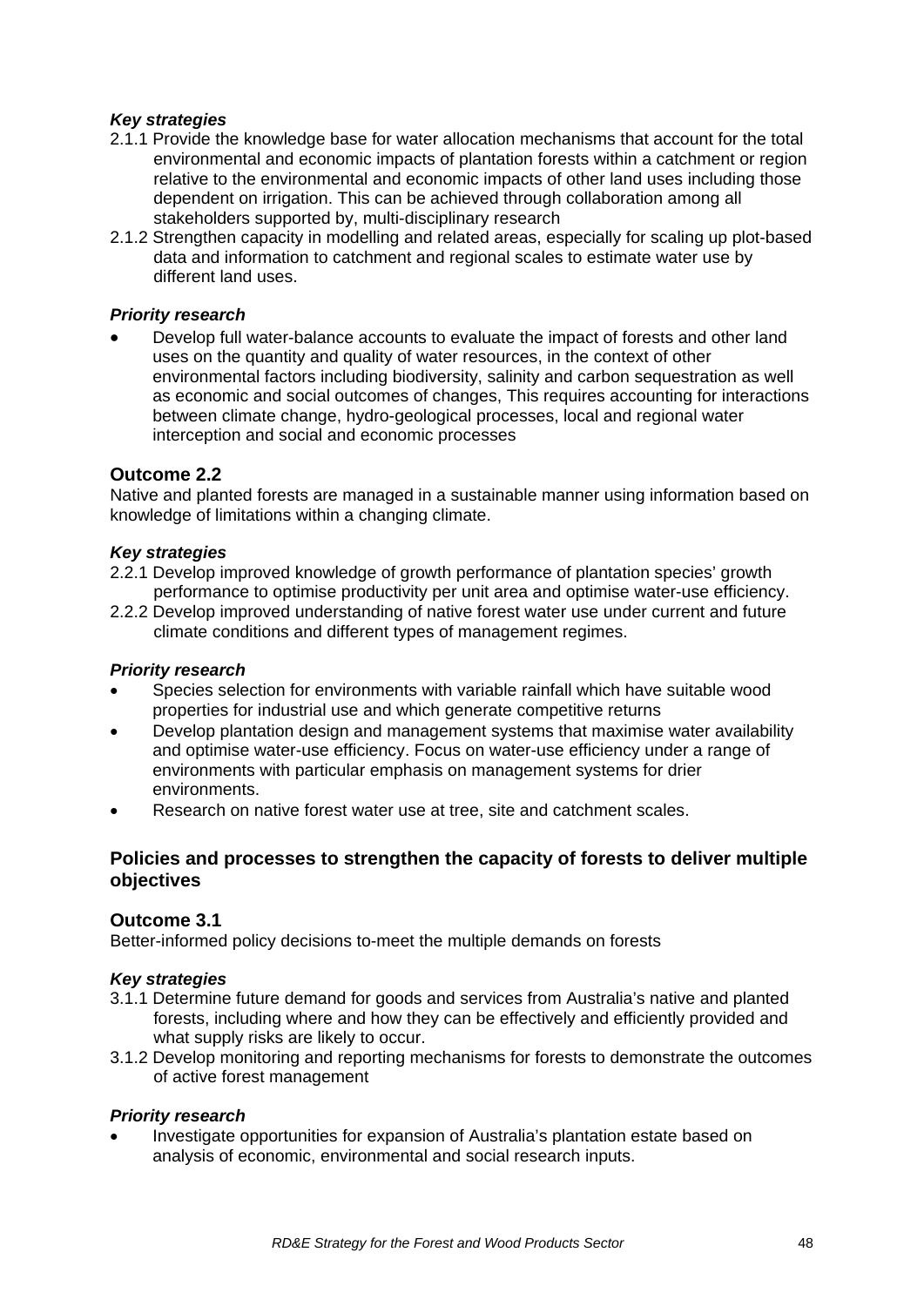***Key strategies***

2.1.1 Provide the knowledge base for water allocation mechanisms that account for the total environmental and economic impacts of plantation forests within a catchment or region relative to the environmental and economic impacts of other land uses including those dependent on irrigation. This can be achieved through collaboration among all stakeholders supported by, multi-disciplinary research

2.1.2 Strengthen capacity in modelling and related areas, especially for scaling up plot-based data and information to catchment and regional scales to estimate water use by different land uses.

***Priority research***

- Develop full water-balance accounts to evaluate the impact of forests and other land uses on the quantity and quality of water resources, in the context of other environmental factors including biodiversity, salinity and carbon sequestration as well as economic and social outcomes of changes, This requires accounting for interactions between climate change, hydro-geological processes, local and regional water interception and social and economic processes

### Outcome 2.2

Native and planted forests are managed in a sustainable manner using information based on knowledge of limitations within a changing climate.

***Key strategies***

2.2.1 Develop improved knowledge of growth performance of plantation species' growth performance to optimise productivity per unit area and optimise water-use efficiency.

2.2.2 Develop improved understanding of native forest water use under current and future climate conditions and different types of management regimes.

***Priority research***

- Species selection for environments with variable rainfall which have suitable wood properties for industrial use and which generate competitive returns
- Develop plantation design and management systems that maximise water availability and optimise water-use efficiency. Focus on water-use efficiency under a range of environments with particular emphasis on management systems for drier environments.
- Research on native forest water use at tree, site and catchment scales.

## Policies and processes to strengthen the capacity of forests to deliver multiple objectives

### Outcome 3.1

Better-informed policy decisions to-meet the multiple demands on forests

***Key strategies***

3.1.1 Determine future demand for goods and services from Australia's native and planted forests, including where and how they can be effectively and efficiently provided and what supply risks are likely to occur.

3.1.2 Develop monitoring and reporting mechanisms for forests to demonstrate the outcomes of active forest management

***Priority research***

- Investigate opportunities for expansion of Australia's plantation estate based on analysis of economic, environmental and social research inputs.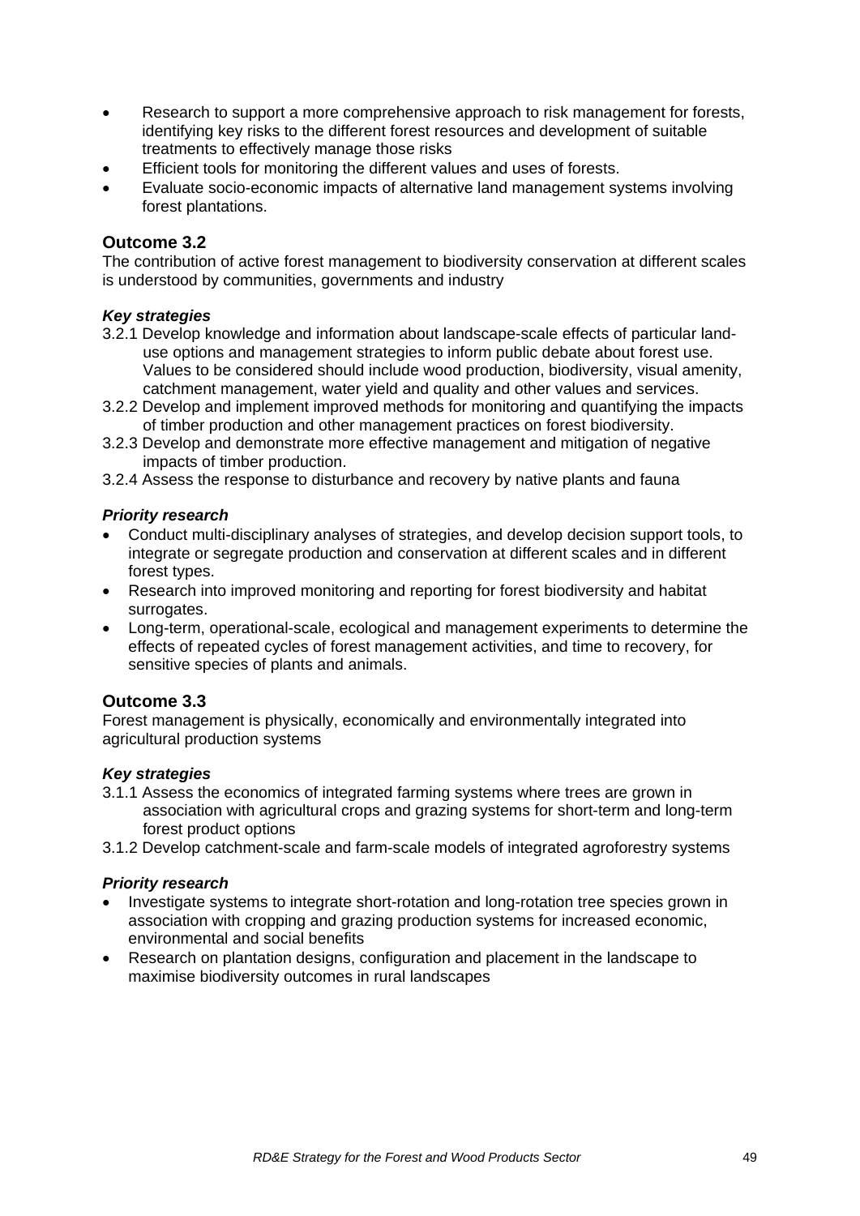- Research to support a more comprehensive approach to risk management for forests, identifying key risks to the different forest resources and development of suitable treatments to effectively manage those risks
- Efficient tools for monitoring the different values and uses of forests.
- Evaluate socio-economic impacts of alternative land management systems involving forest plantations.

## Outcome 3.2

The contribution of active forest management to biodiversity conservation at different scales is understood by communities, governments and industry

### *Key strategies*

3.2.1 Develop knowledge and information about landscape-scale effects of particular land-use options and management strategies to inform public debate about forest use. Values to be considered should include wood production, biodiversity, visual amenity, catchment management, water yield and quality and other values and services.

3.2.2 Develop and implement improved methods for monitoring and quantifying the impacts of timber production and other management practices on forest biodiversity.

3.2.3 Develop and demonstrate more effective management and mitigation of negative impacts of timber production.

3.2.4 Assess the response to disturbance and recovery by native plants and fauna

### *Priority research*

- Conduct multi-disciplinary analyses of strategies, and develop decision support tools, to integrate or segregate production and conservation at different scales and in different forest types.
- Research into improved monitoring and reporting for forest biodiversity and habitat surrogates.
- Long-term, operational-scale, ecological and management experiments to determine the effects of repeated cycles of forest management activities, and time to recovery, for sensitive species of plants and animals.

## Outcome 3.3

Forest management is physically, economically and environmentally integrated into agricultural production systems

### *Key strategies*

3.1.1 Assess the economics of integrated farming systems where trees are grown in association with agricultural crops and grazing systems for short-term and long-term forest product options

3.1.2 Develop catchment-scale and farm-scale models of integrated agroforestry systems

### *Priority research*

- Investigate systems to integrate short-rotation and long-rotation tree species grown in association with cropping and grazing production systems for increased economic, environmental and social benefits
- Research on plantation designs, configuration and placement in the landscape to maximise biodiversity outcomes in rural landscapes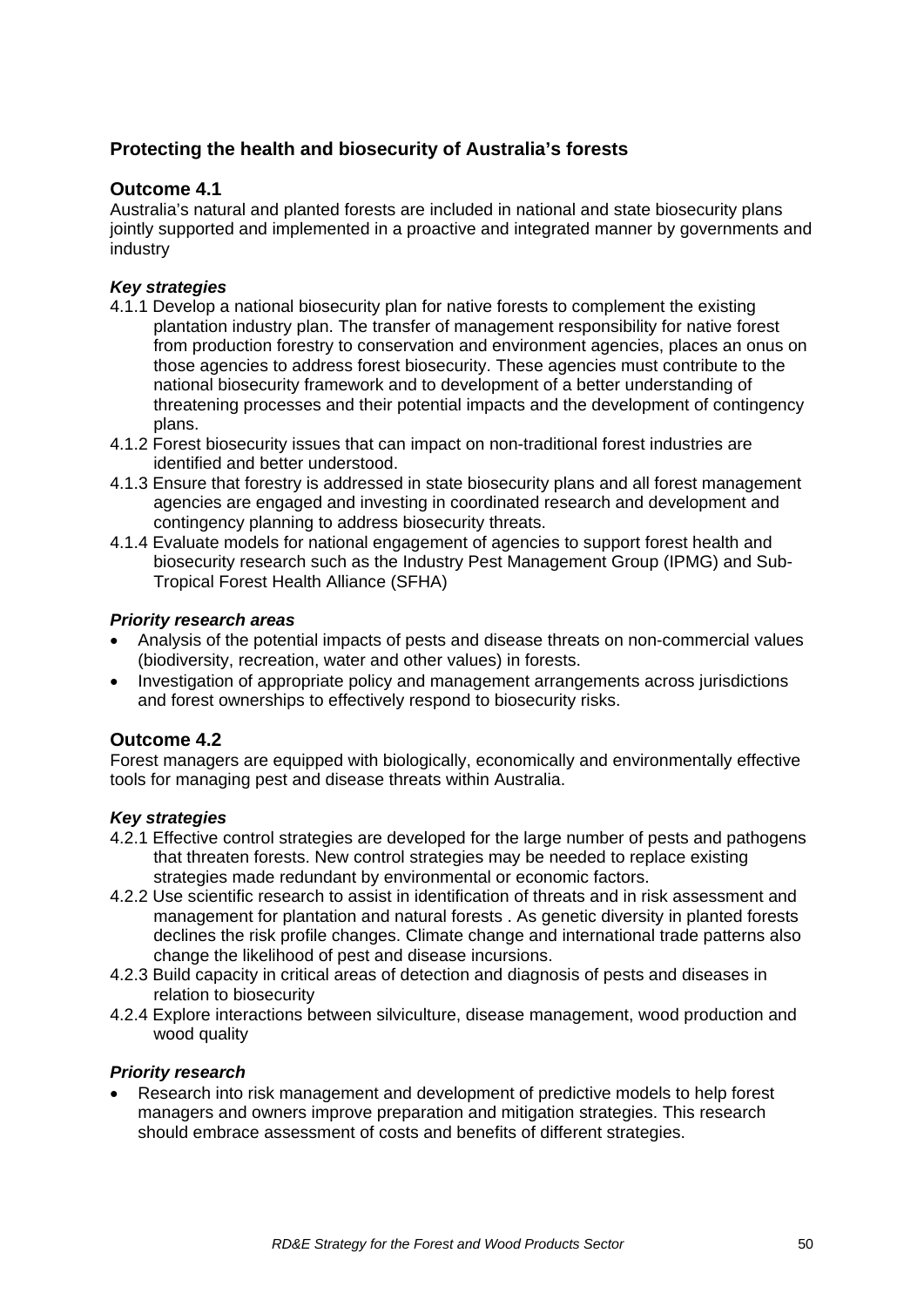## Protecting the health and biosecurity of Australia's forests

### Outcome 4.1

Australia's natural and planted forests are included in national and state biosecurity plans jointly supported and implemented in a proactive and integrated manner by governments and industry

#### *Key strategies*

4.1.1 Develop a national biosecurity plan for native forests to complement the existing plantation industry plan. The transfer of management responsibility for native forest from production forestry to conservation and environment agencies, places an onus on those agencies to address forest biosecurity. These agencies must contribute to the national biosecurity framework and to development of a better understanding of threatening processes and their potential impacts and the development of contingency plans.

4.1.2 Forest biosecurity issues that can impact on non-traditional forest industries are identified and better understood.

4.1.3 Ensure that forestry is addressed in state biosecurity plans and all forest management agencies are engaged and investing in coordinated research and development and contingency planning to address biosecurity threats.

4.1.4 Evaluate models for national engagement of agencies to support forest health and biosecurity research such as the Industry Pest Management Group (IPMG) and Sub-Tropical Forest Health Alliance (SFHA)

#### *Priority research areas*

- Analysis of the potential impacts of pests and disease threats on non-commercial values (biodiversity, recreation, water and other values) in forests.
- Investigation of appropriate policy and management arrangements across jurisdictions and forest ownerships to effectively respond to biosecurity risks.

### Outcome 4.2

Forest managers are equipped with biologically, economically and environmentally effective tools for managing pest and disease threats within Australia.

#### *Key strategies*

4.2.1 Effective control strategies are developed for the large number of pests and pathogens that threaten forests. New control strategies may be needed to replace existing strategies made redundant by environmental or economic factors.

4.2.2 Use scientific research to assist in identification of threats and in risk assessment and management for plantation and natural forests . As genetic diversity in planted forests declines the risk profile changes. Climate change and international trade patterns also change the likelihood of pest and disease incursions.

4.2.3 Build capacity in critical areas of detection and diagnosis of pests and diseases in relation to biosecurity

4.2.4 Explore interactions between silviculture, disease management, wood production and wood quality

#### *Priority research*

- Research into risk management and development of predictive models to help forest managers and owners improve preparation and mitigation strategies. This research should embrace assessment of costs and benefits of different strategies.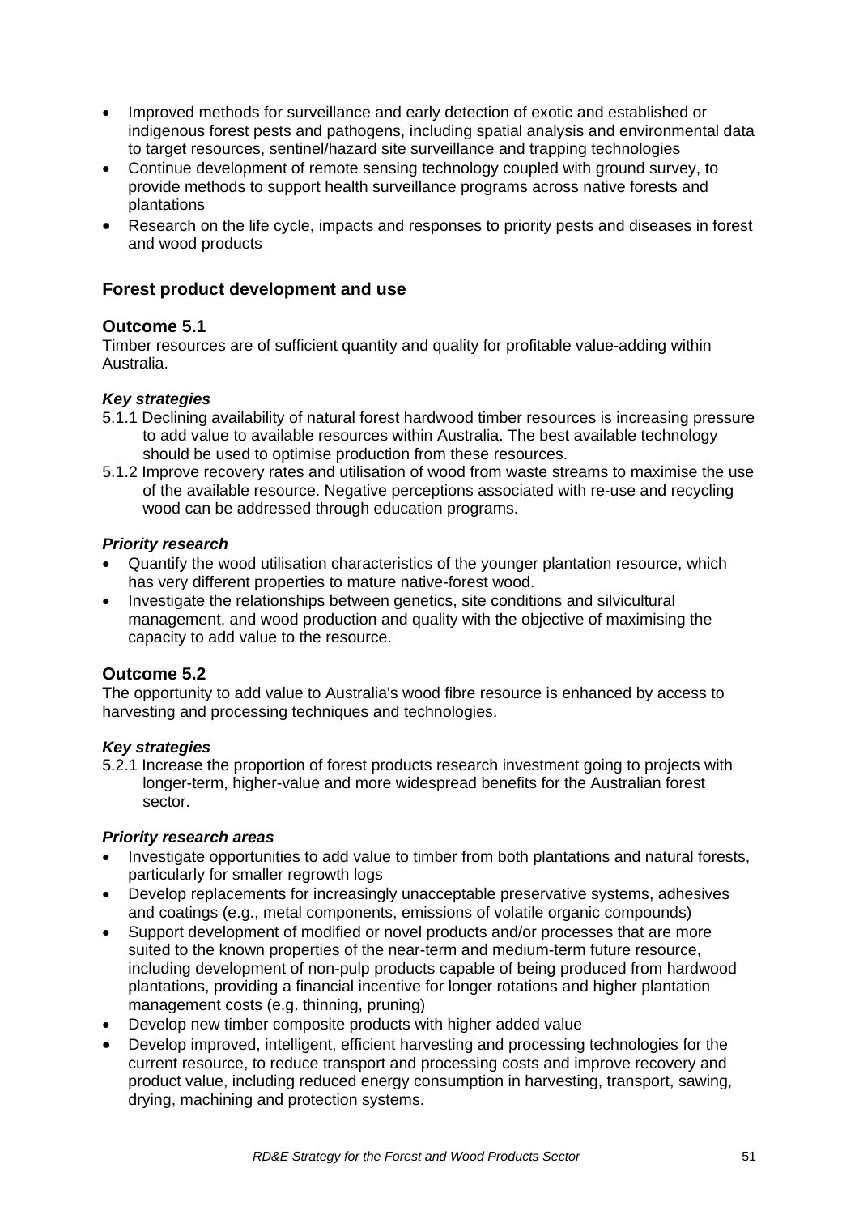- Improved methods for surveillance and early detection of exotic and established or indigenous forest pests and pathogens, including spatial analysis and environmental data to target resources, sentinel/hazard site surveillance and trapping technologies
- Continue development of remote sensing technology coupled with ground survey, to provide methods to support health surveillance programs across native forests and plantations
- Research on the life cycle, impacts and responses to priority pests and diseases in forest and wood products

## Forest product development and use

### Outcome 5.1

Timber resources are of sufficient quantity and quality for profitable value-adding within Australia.

***Key strategies***

5.1.1 Declining availability of natural forest hardwood timber resources is increasing pressure to add value to available resources within Australia. The best available technology should be used to optimise production from these resources.

5.1.2 Improve recovery rates and utilisation of wood from waste streams to maximise the use of the available resource. Negative perceptions associated with re-use and recycling wood can be addressed through education programs.

***Priority research***

- Quantify the wood utilisation characteristics of the younger plantation resource, which has very different properties to mature native-forest wood.
- Investigate the relationships between genetics, site conditions and silvicultural management, and wood production and quality with the objective of maximising the capacity to add value to the resource.

### Outcome 5.2

The opportunity to add value to Australia's wood fibre resource is enhanced by access to harvesting and processing techniques and technologies.

***Key strategies***

5.2.1 Increase the proportion of forest products research investment going to projects with longer-term, higher-value and more widespread benefits for the Australian forest sector.

***Priority research areas***

- Investigate opportunities to add value to timber from both plantations and natural forests, particularly for smaller regrowth logs
- Develop replacements for increasingly unacceptable preservative systems, adhesives and coatings (e.g., metal components, emissions of volatile organic compounds)
- Support development of modified or novel products and/or processes that are more suited to the known properties of the near-term and medium-term future resource, including development of non-pulp products capable of being produced from hardwood plantations, providing a financial incentive for longer rotations and higher plantation management costs (e.g. thinning, pruning)
- Develop new timber composite products with higher added value
- Develop improved, intelligent, efficient harvesting and processing technologies for the current resource, to reduce transport and processing costs and improve recovery and product value, including reduced energy consumption in harvesting, transport, sawing, drying, machining and protection systems.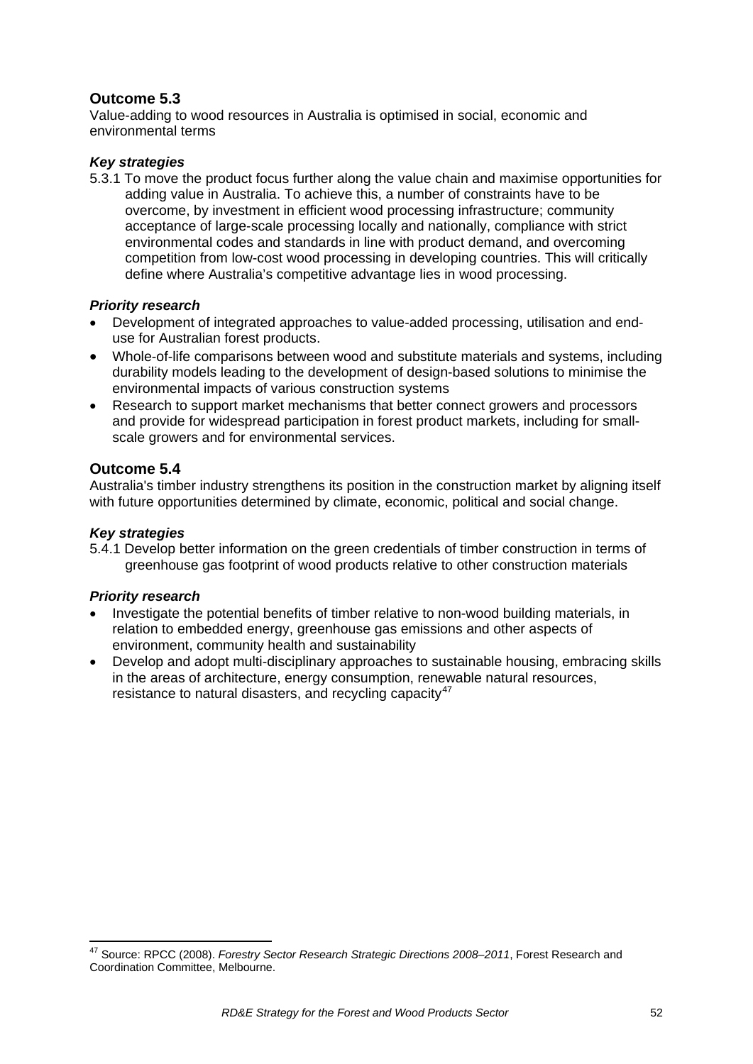## Outcome 5.3

Value-adding to wood resources in Australia is optimised in social, economic and environmental terms

### *Key strategies*

5.3.1 To move the product focus further along the value chain and maximise opportunities for adding value in Australia. To achieve this, a number of constraints have to be overcome, by investment in efficient wood processing infrastructure; community acceptance of large-scale processing locally and nationally, compliance with strict environmental codes and standards in line with product demand, and overcoming competition from low-cost wood processing in developing countries. This will critically define where Australia's competitive advantage lies in wood processing.

### *Priority research*

- Development of integrated approaches to value-added processing, utilisation and end-use for Australian forest products.
- Whole-of-life comparisons between wood and substitute materials and systems, including durability models leading to the development of design-based solutions to minimise the environmental impacts of various construction systems
- Research to support market mechanisms that better connect growers and processors and provide for widespread participation in forest product markets, including for small-scale growers and for environmental services.

## Outcome 5.4

Australia's timber industry strengthens its position in the construction market by aligning itself with future opportunities determined by climate, economic, political and social change.

### *Key strategies*

5.4.1 Develop better information on the green credentials of timber construction in terms of greenhouse gas footprint of wood products relative to other construction materials

### *Priority research*

- Investigate the potential benefits of timber relative to non-wood building materials, in relation to embedded energy, greenhouse gas emissions and other aspects of environment, community health and sustainability
- Develop and adopt multi-disciplinary approaches to sustainable housing, embracing skills in the areas of architecture, energy consumption, renewable natural resources, resistance to natural disasters, and recycling capacity[47]

---

[47] Source: RPCC (2008). *Forestry Sector Research Strategic Directions 2008–2011*, Forest Research and Coordination Committee, Melbourne.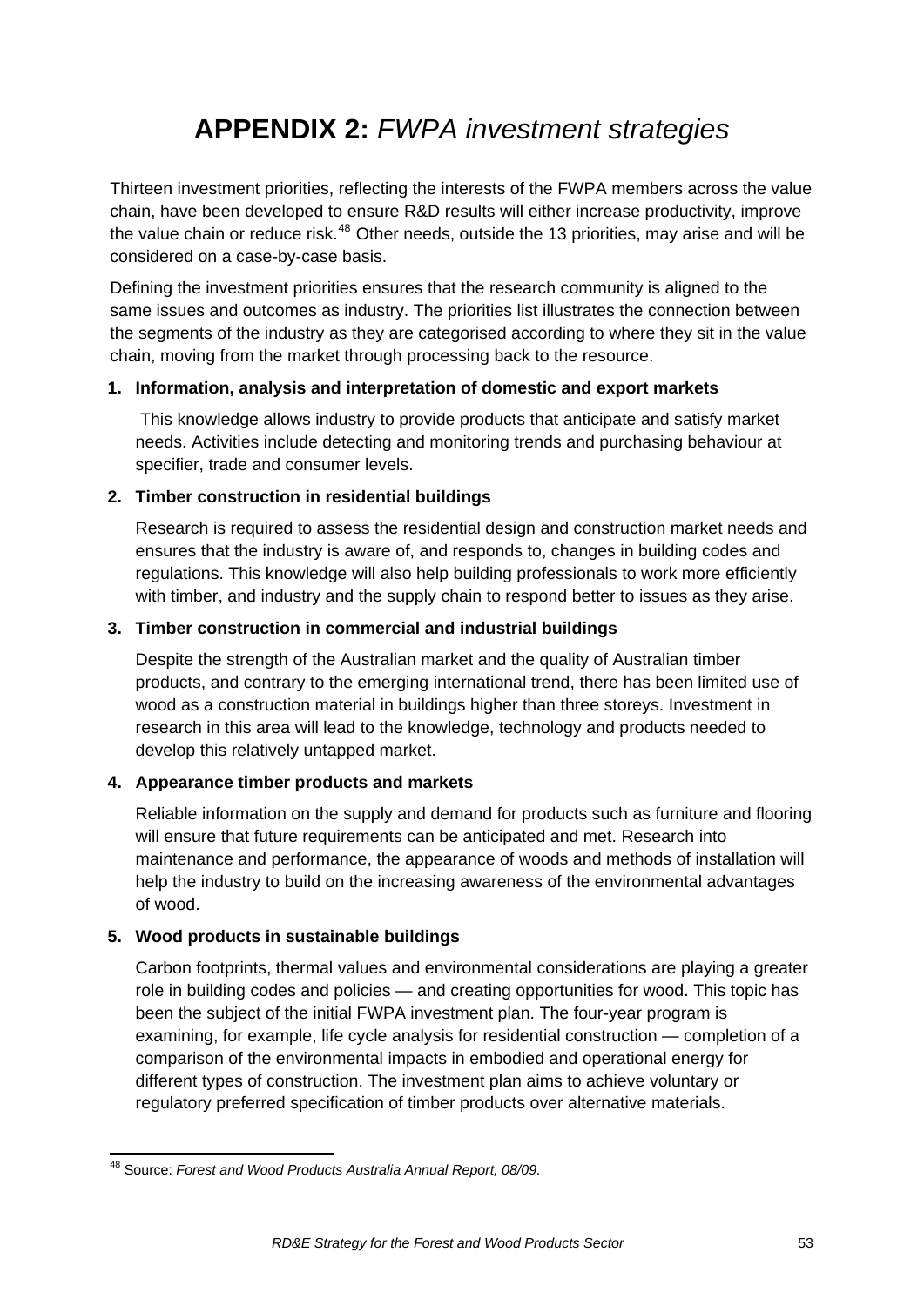# APPENDIX 2: *FWPA investment strategies*

Thirteen investment priorities, reflecting the interests of the FWPA members across the value chain, have been developed to ensure R&D results will either increase productivity, improve the value chain or reduce risk.[48] Other needs, outside the 13 priorities, may arise and will be considered on a case-by-case basis.

Defining the investment priorities ensures that the research community is aligned to the same issues and outcomes as industry. The priorities list illustrates the connection between the segments of the industry as they are categorised according to where they sit in the value chain, moving from the market through processing back to the resource.

1. **Information, analysis and interpretation of domestic and export markets**

   This knowledge allows industry to provide products that anticipate and satisfy market needs. Activities include detecting and monitoring trends and purchasing behaviour at specifier, trade and consumer levels.

2. **Timber construction in residential buildings**

   Research is required to assess the residential design and construction market needs and ensures that the industry is aware of, and responds to, changes in building codes and regulations. This knowledge will also help building professionals to work more efficiently with timber, and industry and the supply chain to respond better to issues as they arise.

3. **Timber construction in commercial and industrial buildings**

   Despite the strength of the Australian market and the quality of Australian timber products, and contrary to the emerging international trend, there has been limited use of wood as a construction material in buildings higher than three storeys. Investment in research in this area will lead to the knowledge, technology and products needed to develop this relatively untapped market.

4. **Appearance timber products and markets**

   Reliable information on the supply and demand for products such as furniture and flooring will ensure that future requirements can be anticipated and met. Research into maintenance and performance, the appearance of woods and methods of installation will help the industry to build on the increasing awareness of the environmental advantages of wood.

5. **Wood products in sustainable buildings**

   Carbon footprints, thermal values and environmental considerations are playing a greater role in building codes and policies — and creating opportunities for wood. This topic has been the subject of the initial FWPA investment plan. The four-year program is examining, for example, life cycle analysis for residential construction — completion of a comparison of the environmental impacts in embodied and operational energy for different types of construction. The investment plan aims to achieve voluntary or regulatory preferred specification of timber products over alternative materials.

---

[48] Source: *Forest and Wood Products Australia Annual Report, 08/09*.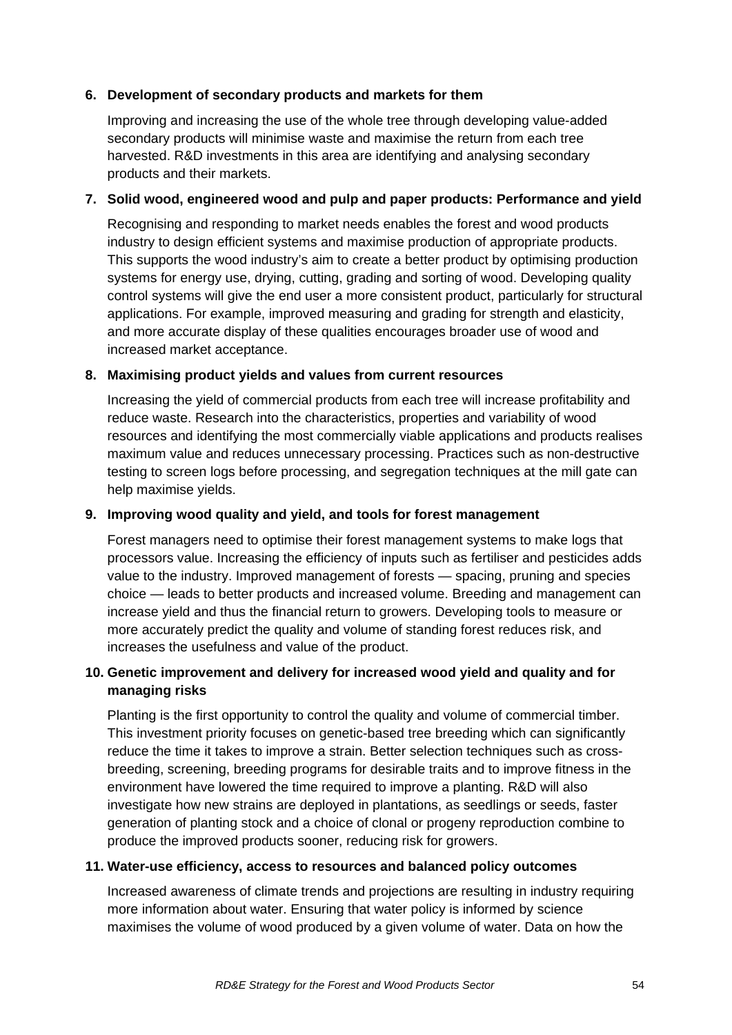**6. Development of secondary products and markets for them**

Improving and increasing the use of the whole tree through developing value-added secondary products will minimise waste and maximise the return from each tree harvested. R&D investments in this area are identifying and analysing secondary products and their markets.

**7. Solid wood, engineered wood and pulp and paper products: Performance and yield**

Recognising and responding to market needs enables the forest and wood products industry to design efficient systems and maximise production of appropriate products. This supports the wood industry's aim to create a better product by optimising production systems for energy use, drying, cutting, grading and sorting of wood. Developing quality control systems will give the end user a more consistent product, particularly for structural applications. For example, improved measuring and grading for strength and elasticity, and more accurate display of these qualities encourages broader use of wood and increased market acceptance.

**8. Maximising product yields and values from current resources**

Increasing the yield of commercial products from each tree will increase profitability and reduce waste. Research into the characteristics, properties and variability of wood resources and identifying the most commercially viable applications and products realises maximum value and reduces unnecessary processing. Practices such as non-destructive testing to screen logs before processing, and segregation techniques at the mill gate can help maximise yields.

**9. Improving wood quality and yield, and tools for forest management**

Forest managers need to optimise their forest management systems to make logs that processors value. Increasing the efficiency of inputs such as fertiliser and pesticides adds value to the industry. Improved management of forests — spacing, pruning and species choice — leads to better products and increased volume. Breeding and management can increase yield and thus the financial return to growers. Developing tools to measure or more accurately predict the quality and volume of standing forest reduces risk, and increases the usefulness and value of the product.

**10. Genetic improvement and delivery for increased wood yield and quality and for managing risks**

Planting is the first opportunity to control the quality and volume of commercial timber. This investment priority focuses on genetic-based tree breeding which can significantly reduce the time it takes to improve a strain. Better selection techniques such as cross-breeding, screening, breeding programs for desirable traits and to improve fitness in the environment have lowered the time required to improve a planting. R&D will also investigate how new strains are deployed in plantations, as seedlings or seeds, faster generation of planting stock and a choice of clonal or progeny reproduction combine to produce the improved products sooner, reducing risk for growers.

**11. Water-use efficiency, access to resources and balanced policy outcomes**

Increased awareness of climate trends and projections are resulting in industry requiring more information about water. Ensuring that water policy is informed by science maximises the volume of wood produced by a given volume of water. Data on how the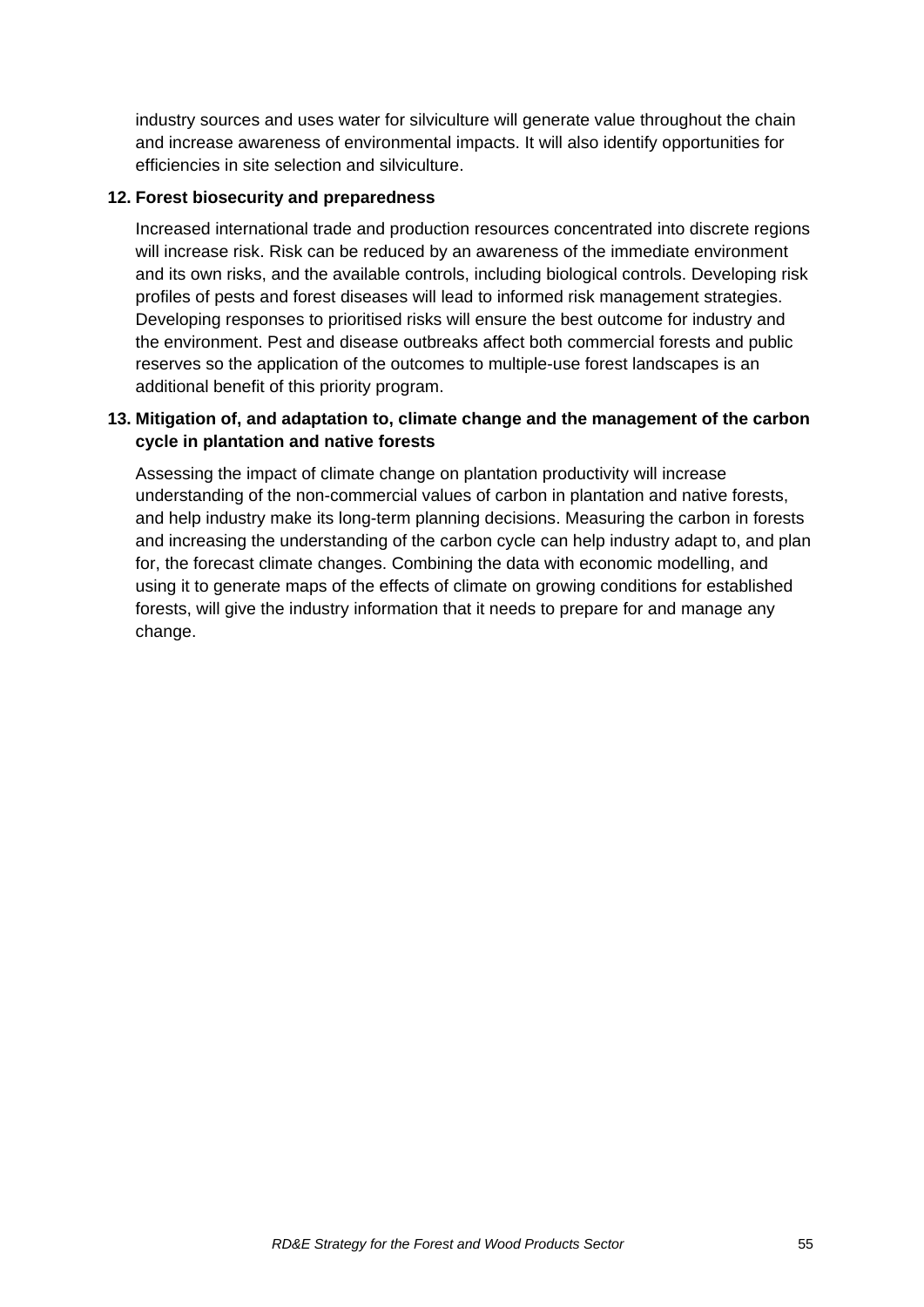industry sources and uses water for silviculture will generate value throughout the chain and increase awareness of environmental impacts. It will also identify opportunities for efficiencies in site selection and silviculture.

**12. Forest biosecurity and preparedness**

Increased international trade and production resources concentrated into discrete regions will increase risk. Risk can be reduced by an awareness of the immediate environment and its own risks, and the available controls, including biological controls. Developing risk profiles of pests and forest diseases will lead to informed risk management strategies. Developing responses to prioritised risks will ensure the best outcome for industry and the environment. Pest and disease outbreaks affect both commercial forests and public reserves so the application of the outcomes to multiple-use forest landscapes is an additional benefit of this priority program.

**13. Mitigation of, and adaptation to, climate change and the management of the carbon cycle in plantation and native forests**

Assessing the impact of climate change on plantation productivity will increase understanding of the non-commercial values of carbon in plantation and native forests, and help industry make its long-term planning decisions. Measuring the carbon in forests and increasing the understanding of the carbon cycle can help industry adapt to, and plan for, the forecast climate changes. Combining the data with economic modelling, and using it to generate maps of the effects of climate on growing conditions for established forests, will give the industry information that it needs to prepare for and manage any change.